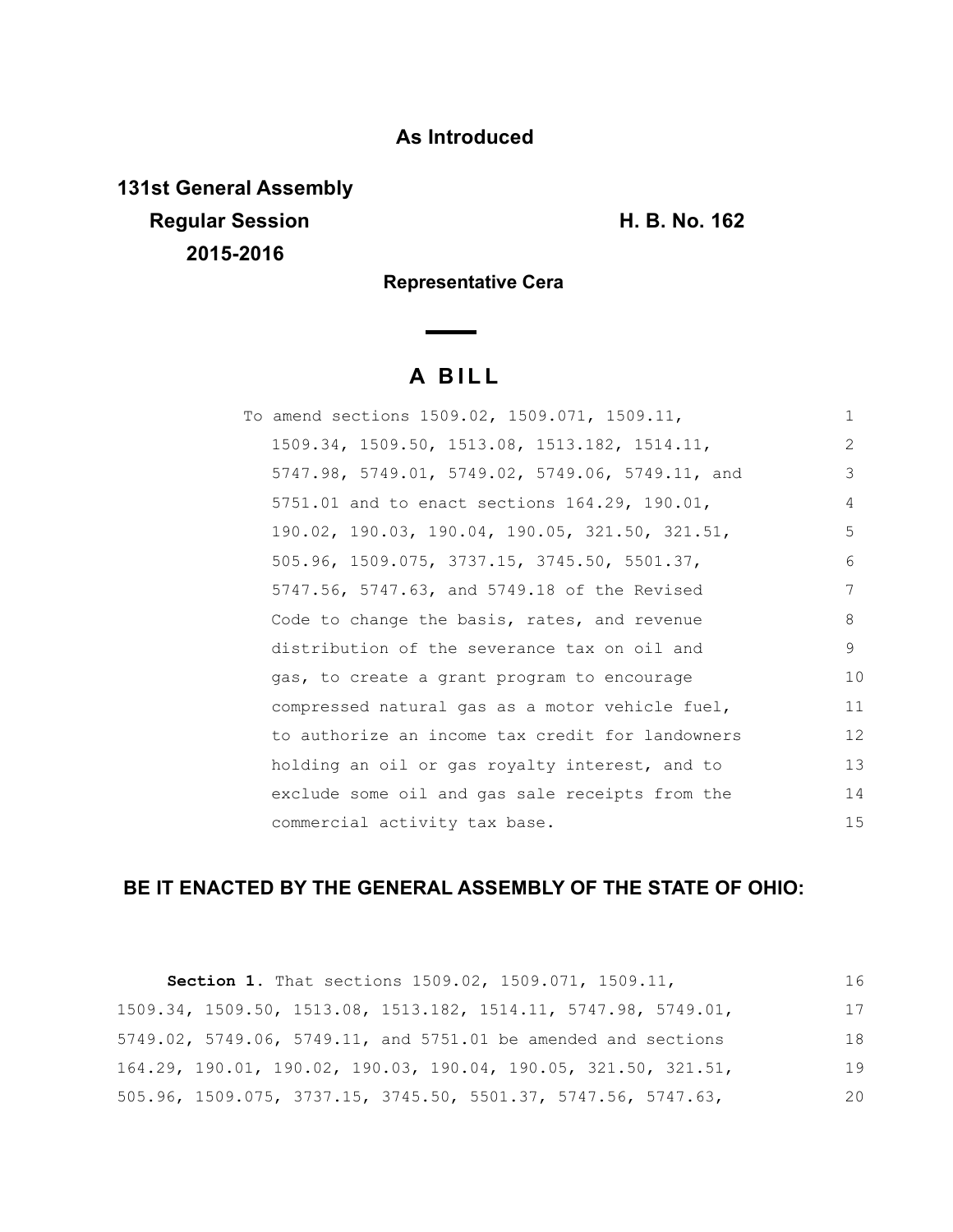**As Introduced**

**131st General Assembly**
**Regular Session**
**2015-2016**

**H. B. No. 162**

**Representative Cera**

# A BILL

To amend sections 1509.02, 1509.071, 1509.11, 1509.34, 1509.50, 1513.08, 1513.182, 1514.11, 5747.98, 5749.01, 5749.02, 5749.06, 5749.11, and 5751.01 and to enact sections 164.29, 190.01, 190.02, 190.03, 190.04, 190.05, 321.50, 321.51, 505.96, 1509.075, 3737.15, 3745.50, 5501.37, 5747.56, 5747.63, and 5749.18 of the Revised Code to change the basis, rates, and revenue distribution of the severance tax on oil and gas, to create a grant program to encourage compressed natural gas as a motor vehicle fuel, to authorize an income tax credit for landowners holding an oil or gas royalty interest, and to exclude some oil and gas sale receipts from the commercial activity tax base.

**BE IT ENACTED BY THE GENERAL ASSEMBLY OF THE STATE OF OHIO:**

**Section 1.** That sections 1509.02, 1509.071, 1509.11, 1509.34, 1509.50, 1513.08, 1513.182, 1514.11, 5747.98, 5749.01, 5749.02, 5749.06, 5749.11, and 5751.01 be amended and sections 164.29, 190.01, 190.02, 190.03, 190.04, 190.05, 321.50, 321.51, 505.96, 1509.075, 3737.15, 3745.50, 5501.37, 5747.56, 5747.63,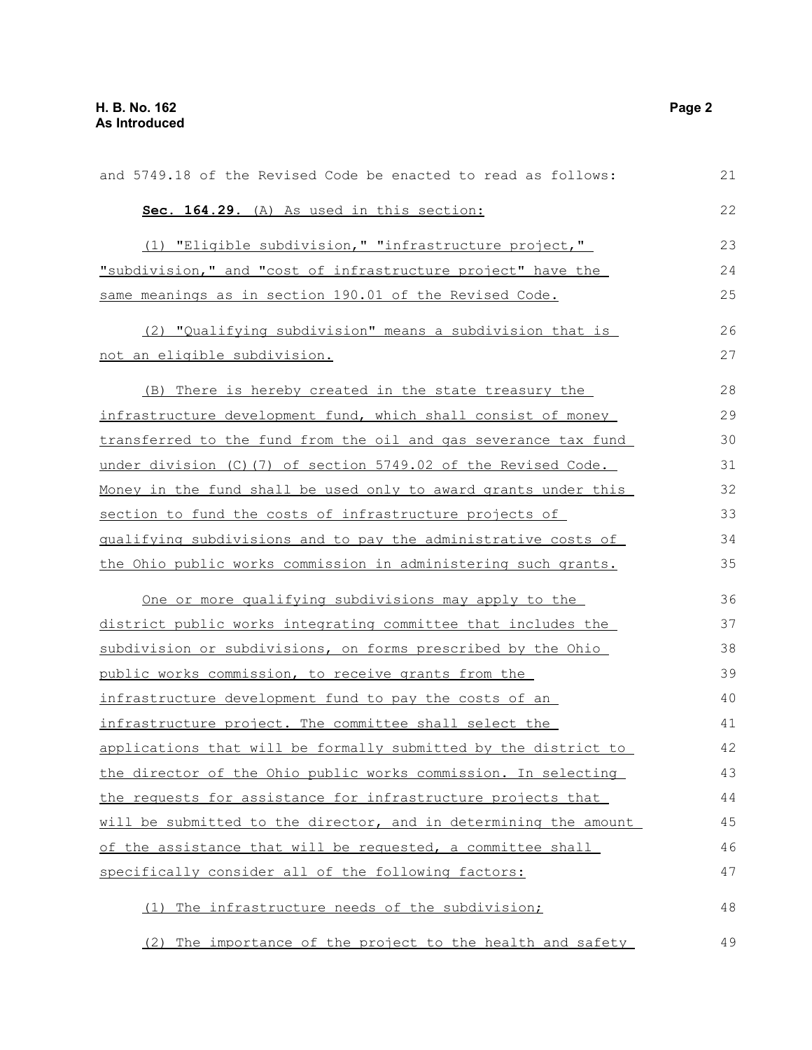and 5749.18 of the Revised Code be enacted to read as follows:

**Sec. 164.29.** (A) As used in this section:

(1) "Eligible subdivision," "infrastructure project," "subdivision," and "cost of infrastructure project" have the same meanings as in section 190.01 of the Revised Code.

(2) "Qualifying subdivision" means a subdivision that is not an eligible subdivision.

(B) There is hereby created in the state treasury the infrastructure development fund, which shall consist of money transferred to the fund from the oil and gas severance tax fund under division (C)(7) of section 5749.02 of the Revised Code. Money in the fund shall be used only to award grants under this section to fund the costs of infrastructure projects of qualifying subdivisions and to pay the administrative costs of the Ohio public works commission in administering such grants.

One or more qualifying subdivisions may apply to the district public works integrating committee that includes the subdivision or subdivisions, on forms prescribed by the Ohio public works commission, to receive grants from the infrastructure development fund to pay the costs of an infrastructure project. The committee shall select the applications that will be formally submitted by the district to the director of the Ohio public works commission. In selecting the requests for assistance for infrastructure projects that will be submitted to the director, and in determining the amount of the assistance that will be requested, a committee shall specifically consider all of the following factors:

(1) The infrastructure needs of the subdivision;

(2) The importance of the project to the health and safety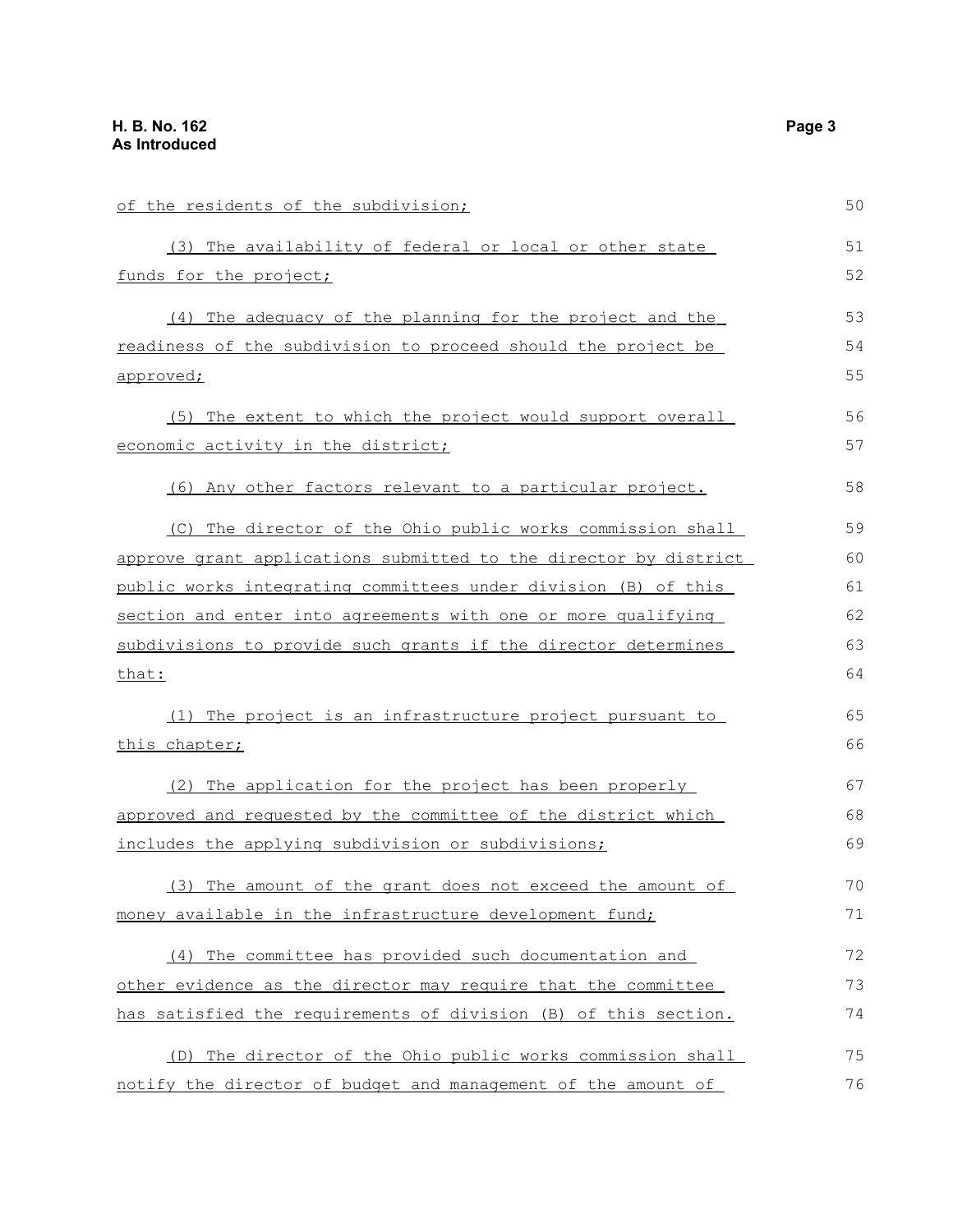of the residents of the subdivision;

(3) The availability of federal or local or other state funds for the project;

(4) The adequacy of the planning for the project and the readiness of the subdivision to proceed should the project be approved;

(5) The extent to which the project would support overall economic activity in the district;

(6) Any other factors relevant to a particular project.

(C) The director of the Ohio public works commission shall approve grant applications submitted to the director by district public works integrating committees under division (B) of this section and enter into agreements with one or more qualifying subdivisions to provide such grants if the director determines that:

(1) The project is an infrastructure project pursuant to this chapter;

(2) The application for the project has been properly approved and requested by the committee of the district which includes the applying subdivision or subdivisions;

(3) The amount of the grant does not exceed the amount of money available in the infrastructure development fund;

(4) The committee has provided such documentation and other evidence as the director may require that the committee has satisfied the requirements of division (B) of this section.

(D) The director of the Ohio public works commission shall notify the director of budget and management of the amount of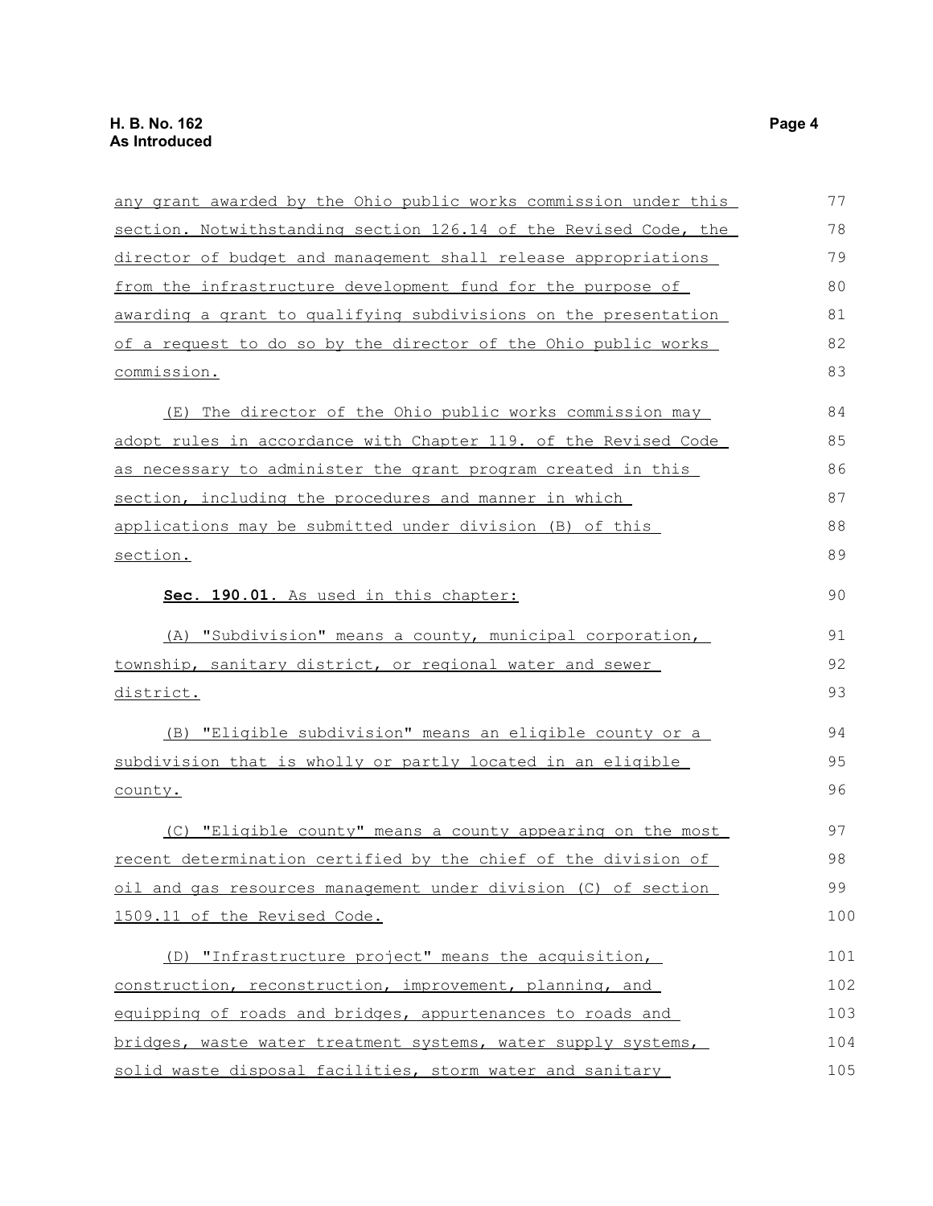any grant awarded by the Ohio public works commission under this section. Notwithstanding section 126.14 of the Revised Code, the director of budget and management shall release appropriations from the infrastructure development fund for the purpose of awarding a grant to qualifying subdivisions on the presentation of a request to do so by the director of the Ohio public works commission.

(E) The director of the Ohio public works commission may adopt rules in accordance with Chapter 119. of the Revised Code as necessary to administer the grant program created in this section, including the procedures and manner in which applications may be submitted under division (B) of this section.

**Sec. 190.01.** As used in this chapter:

(A) "Subdivision" means a county, municipal corporation, township, sanitary district, or regional water and sewer district.

(B) "Eligible subdivision" means an eligible county or a subdivision that is wholly or partly located in an eligible county.

(C) "Eligible county" means a county appearing on the most recent determination certified by the chief of the division of oil and gas resources management under division (C) of section 1509.11 of the Revised Code.

(D) "Infrastructure project" means the acquisition, construction, reconstruction, improvement, planning, and equipping of roads and bridges, appurtenances to roads and bridges, waste water treatment systems, water supply systems, solid waste disposal facilities, storm water and sanitary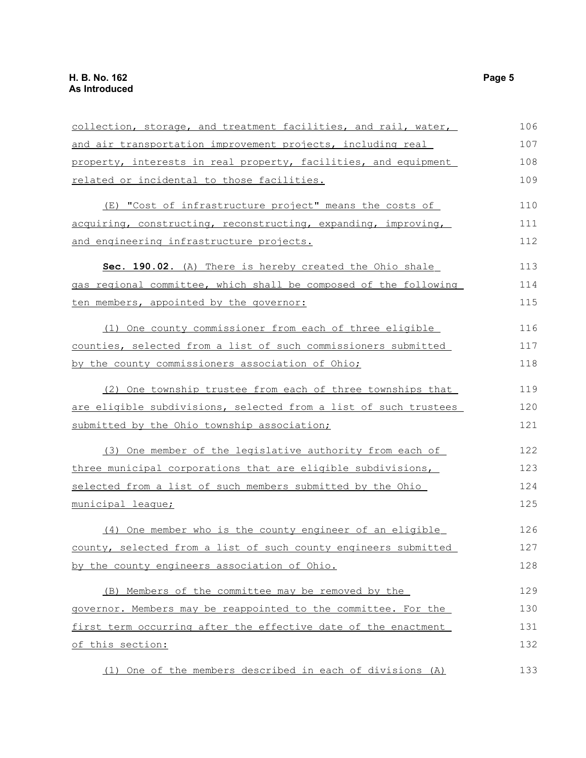collection, storage, and treatment facilities, and rail, water, and air transportation improvement projects, including real property, interests in real property, facilities, and equipment related or incidental to those facilities.

(E) "Cost of infrastructure project" means the costs of acquiring, constructing, reconstructing, expanding, improving, and engineering infrastructure projects.

**Sec. 190.02.** (A) There is hereby created the Ohio shale gas regional committee, which shall be composed of the following ten members, appointed by the governor:

(1) One county commissioner from each of three eligible counties, selected from a list of such commissioners submitted by the county commissioners association of Ohio;

(2) One township trustee from each of three townships that are eligible subdivisions, selected from a list of such trustees submitted by the Ohio township association;

(3) One member of the legislative authority from each of three municipal corporations that are eligible subdivisions, selected from a list of such members submitted by the Ohio municipal league;

(4) One member who is the county engineer of an eligible county, selected from a list of such county engineers submitted by the county engineers association of Ohio.

(B) Members of the committee may be removed by the governor. Members may be reappointed to the committee. For the first term occurring after the effective date of the enactment of this section:

(1) One of the members described in each of divisions (A)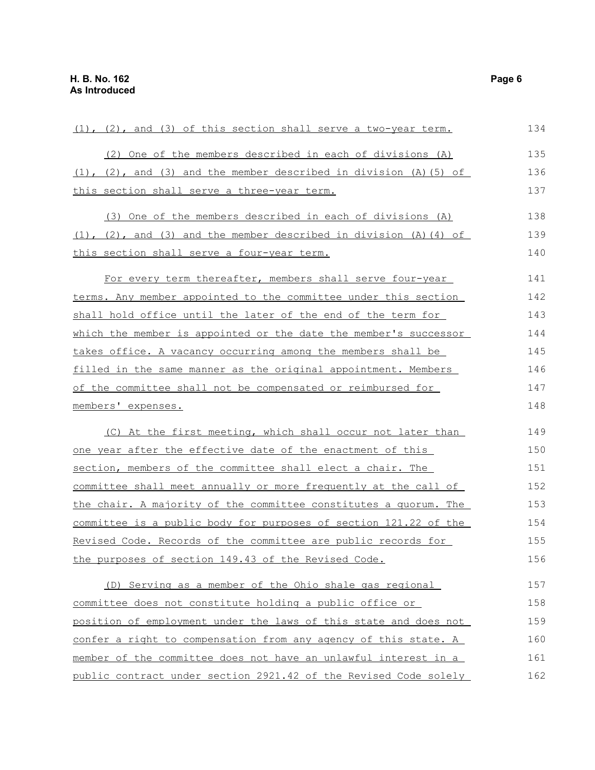(1), (2), and (3) of this section shall serve a two-year term.

(2) One of the members described in each of divisions (A)(1), (2), and (3) and the member described in division (A)(5) of this section shall serve a three-year term.

(3) One of the members described in each of divisions (A)(1), (2), and (3) and the member described in division (A)(4) of this section shall serve a four-year term.

For every term thereafter, members shall serve four-year terms. Any member appointed to the committee under this section shall hold office until the later of the end of the term for which the member is appointed or the date the member's successor takes office. A vacancy occurring among the members shall be filled in the same manner as the original appointment. Members of the committee shall not be compensated or reimbursed for members' expenses.

(C) At the first meeting, which shall occur not later than one year after the effective date of the enactment of this section, members of the committee shall elect a chair. The committee shall meet annually or more frequently at the call of the chair. A majority of the committee constitutes a quorum. The committee is a public body for purposes of section 121.22 of the Revised Code. Records of the committee are public records for the purposes of section 149.43 of the Revised Code.

(D) Serving as a member of the Ohio shale gas regional committee does not constitute holding a public office or position of employment under the laws of this state and does not confer a right to compensation from any agency of this state. A member of the committee does not have an unlawful interest in a public contract under section 2921.42 of the Revised Code solely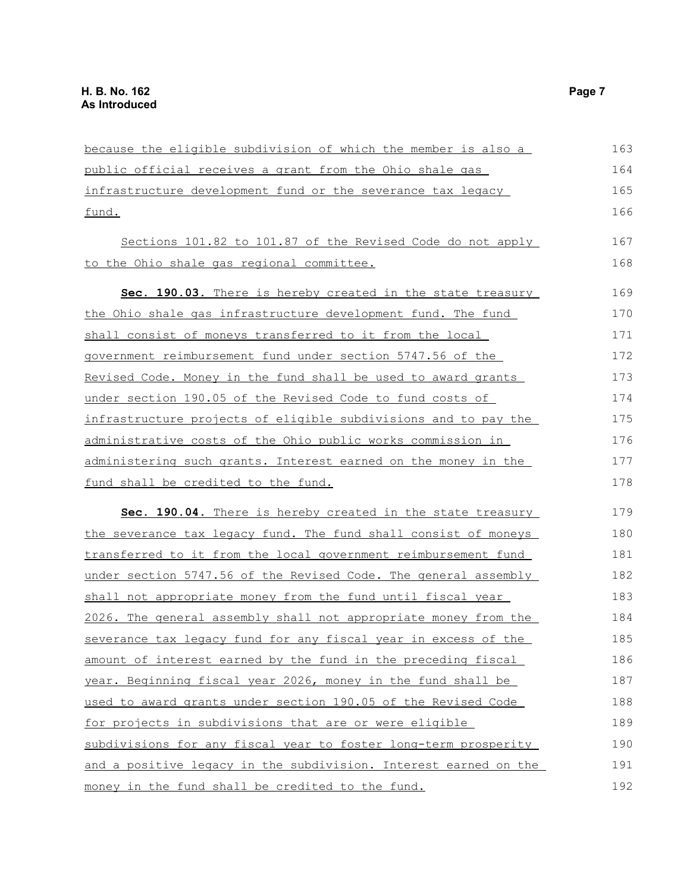because the eligible subdivision of which the member is also a public official receives a grant from the Ohio shale gas infrastructure development fund or the severance tax legacy fund.

Sections 101.82 to 101.87 of the Revised Code do not apply to the Ohio shale gas regional committee.

**Sec. 190.03.** There is hereby created in the state treasury the Ohio shale gas infrastructure development fund. The fund shall consist of moneys transferred to it from the local government reimbursement fund under section 5747.56 of the Revised Code. Money in the fund shall be used to award grants under section 190.05 of the Revised Code to fund costs of infrastructure projects of eligible subdivisions and to pay the administrative costs of the Ohio public works commission in administering such grants. Interest earned on the money in the fund shall be credited to the fund.

**Sec. 190.04.** There is hereby created in the state treasury the severance tax legacy fund. The fund shall consist of moneys transferred to it from the local government reimbursement fund under section 5747.56 of the Revised Code. The general assembly shall not appropriate money from the fund until fiscal year 2026. The general assembly shall not appropriate money from the severance tax legacy fund for any fiscal year in excess of the amount of interest earned by the fund in the preceding fiscal year. Beginning fiscal year 2026, money in the fund shall be used to award grants under section 190.05 of the Revised Code for projects in subdivisions that are or were eligible subdivisions for any fiscal year to foster long-term prosperity and a positive legacy in the subdivision. Interest earned on the money in the fund shall be credited to the fund.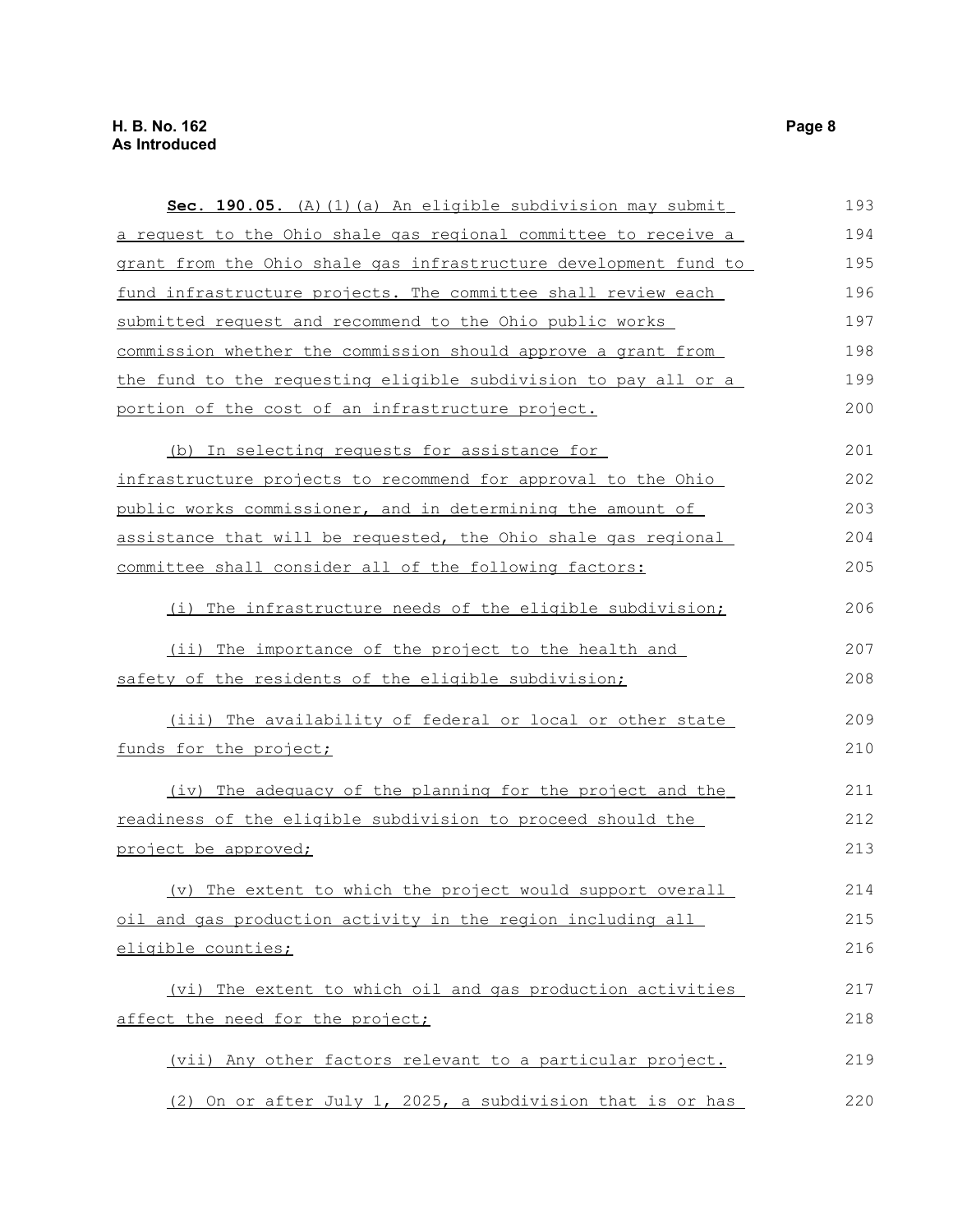**Sec. 190.05.** (A)(1)(a) An eligible subdivision may submit a request to the Ohio shale gas regional committee to receive a grant from the Ohio shale gas infrastructure development fund to fund infrastructure projects. The committee shall review each submitted request and recommend to the Ohio public works commission whether the commission should approve a grant from the fund to the requesting eligible subdivision to pay all or a portion of the cost of an infrastructure project.

(b) In selecting requests for assistance for infrastructure projects to recommend for approval to the Ohio public works commissioner, and in determining the amount of assistance that will be requested, the Ohio shale gas regional committee shall consider all of the following factors:

(i) The infrastructure needs of the eligible subdivision;

(ii) The importance of the project to the health and safety of the residents of the eligible subdivision;

(iii) The availability of federal or local or other state funds for the project;

(iv) The adequacy of the planning for the project and the readiness of the eligible subdivision to proceed should the project be approved;

(v) The extent to which the project would support overall oil and gas production activity in the region including all eligible counties;

(vi) The extent to which oil and gas production activities affect the need for the project;

(vii) Any other factors relevant to a particular project.

(2) On or after July 1, 2025, a subdivision that is or has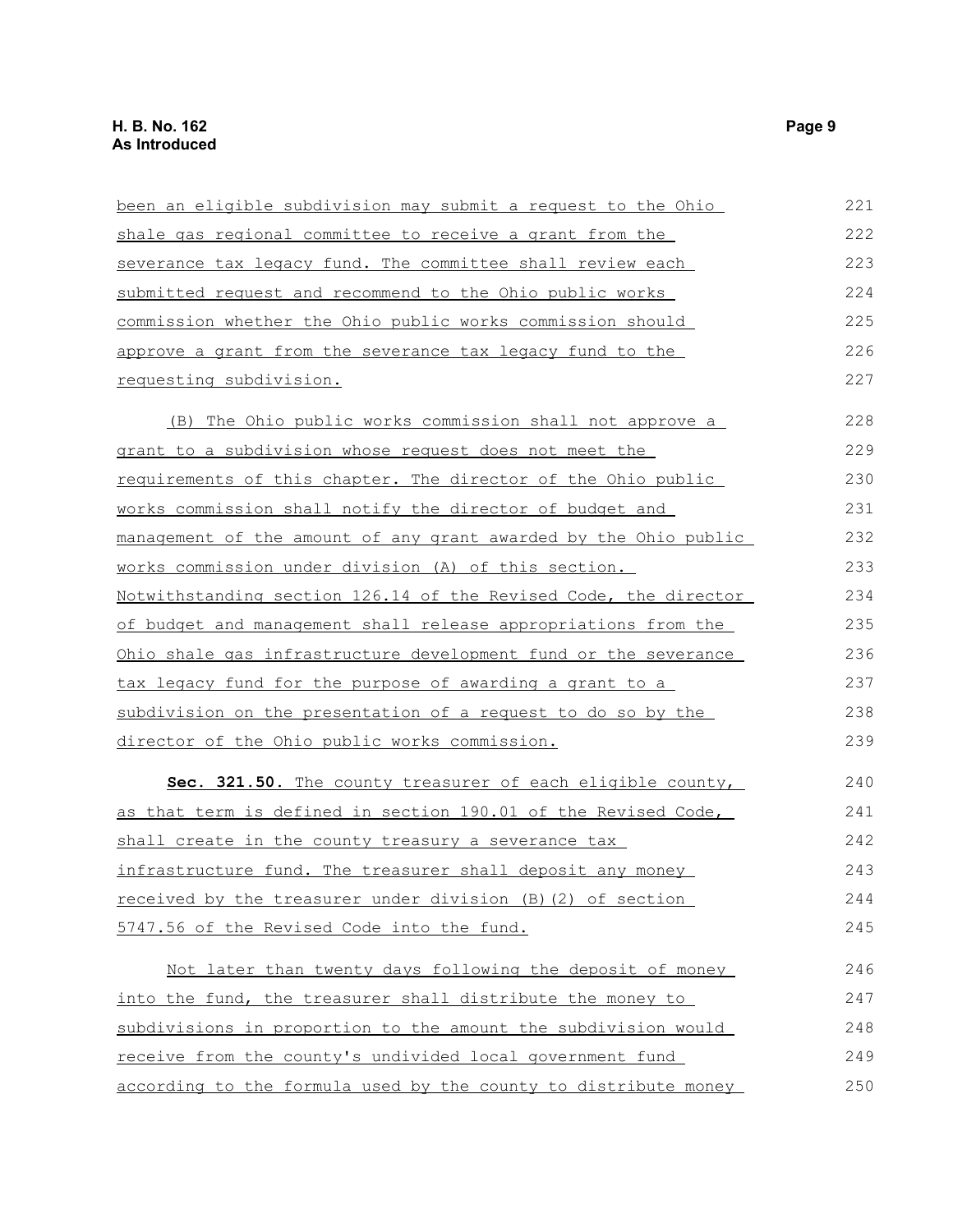been an eligible subdivision may submit a request to the Ohio shale gas regional committee to receive a grant from the severance tax legacy fund. The committee shall review each submitted request and recommend to the Ohio public works commission whether the Ohio public works commission should approve a grant from the severance tax legacy fund to the requesting subdivision.

(B) The Ohio public works commission shall not approve a grant to a subdivision whose request does not meet the requirements of this chapter. The director of the Ohio public works commission shall notify the director of budget and management of the amount of any grant awarded by the Ohio public works commission under division (A) of this section. Notwithstanding section 126.14 of the Revised Code, the director of budget and management shall release appropriations from the Ohio shale gas infrastructure development fund or the severance tax legacy fund for the purpose of awarding a grant to a subdivision on the presentation of a request to do so by the director of the Ohio public works commission.

**Sec. 321.50.** The county treasurer of each eligible county, as that term is defined in section 190.01 of the Revised Code, shall create in the county treasury a severance tax infrastructure fund. The treasurer shall deposit any money received by the treasurer under division (B)(2) of section 5747.56 of the Revised Code into the fund.

Not later than twenty days following the deposit of money into the fund, the treasurer shall distribute the money to subdivisions in proportion to the amount the subdivision would receive from the county's undivided local government fund according to the formula used by the county to distribute money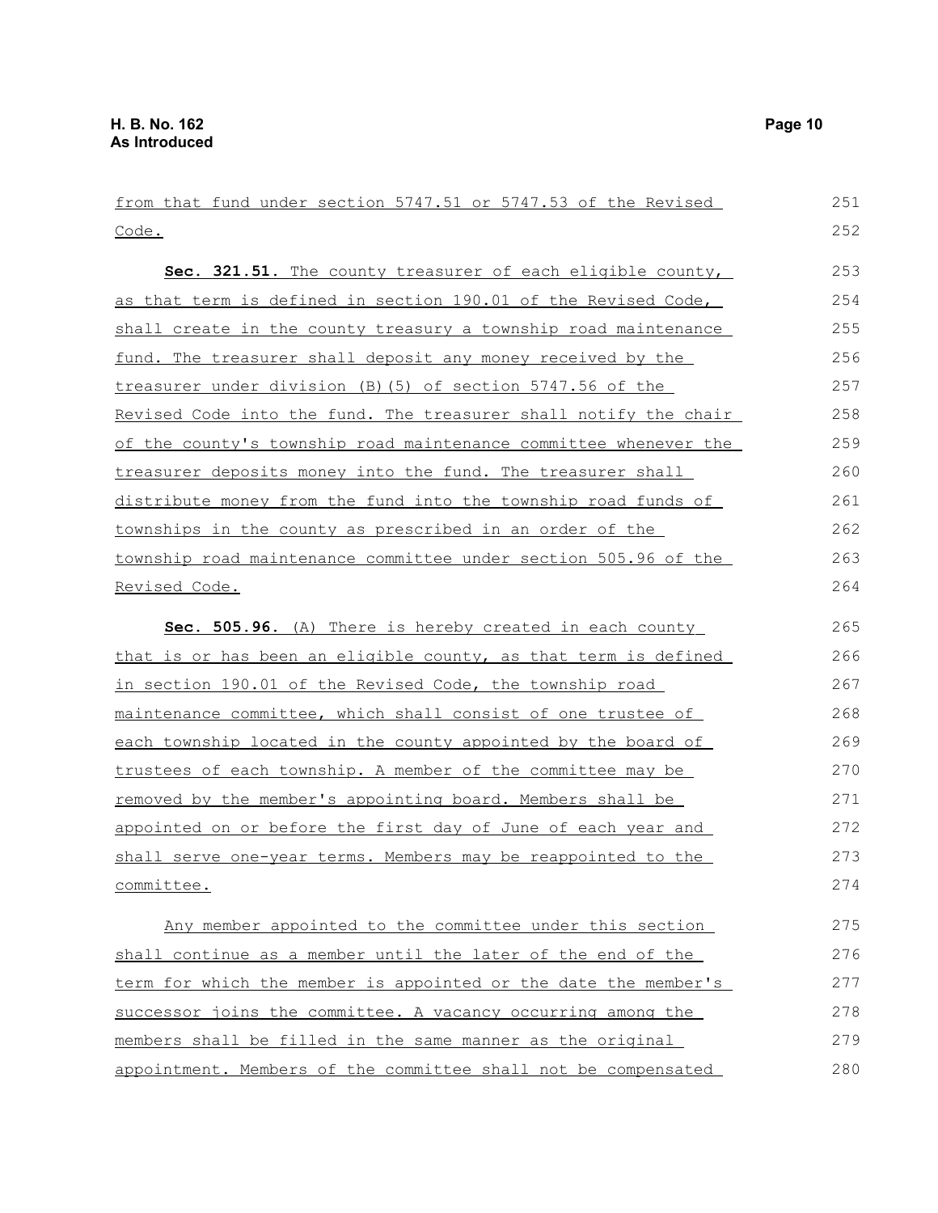from that fund under section 5747.51 or 5747.53 of the Revised Code.

**Sec. 321.51.** The county treasurer of each eligible county, as that term is defined in section 190.01 of the Revised Code, shall create in the county treasury a township road maintenance fund. The treasurer shall deposit any money received by the treasurer under division (B)(5) of section 5747.56 of the Revised Code into the fund. The treasurer shall notify the chair of the county's township road maintenance committee whenever the treasurer deposits money into the fund. The treasurer shall distribute money from the fund into the township road funds of townships in the county as prescribed in an order of the township road maintenance committee under section 505.96 of the Revised Code.

**Sec. 505.96.** (A) There is hereby created in each county that is or has been an eligible county, as that term is defined in section 190.01 of the Revised Code, the township road maintenance committee, which shall consist of one trustee of each township located in the county appointed by the board of trustees of each township. A member of the committee may be removed by the member's appointing board. Members shall be appointed on or before the first day of June of each year and shall serve one-year terms. Members may be reappointed to the committee.

Any member appointed to the committee under this section shall continue as a member until the later of the end of the term for which the member is appointed or the date the member's successor joins the committee. A vacancy occurring among the members shall be filled in the same manner as the original appointment. Members of the committee shall not be compensated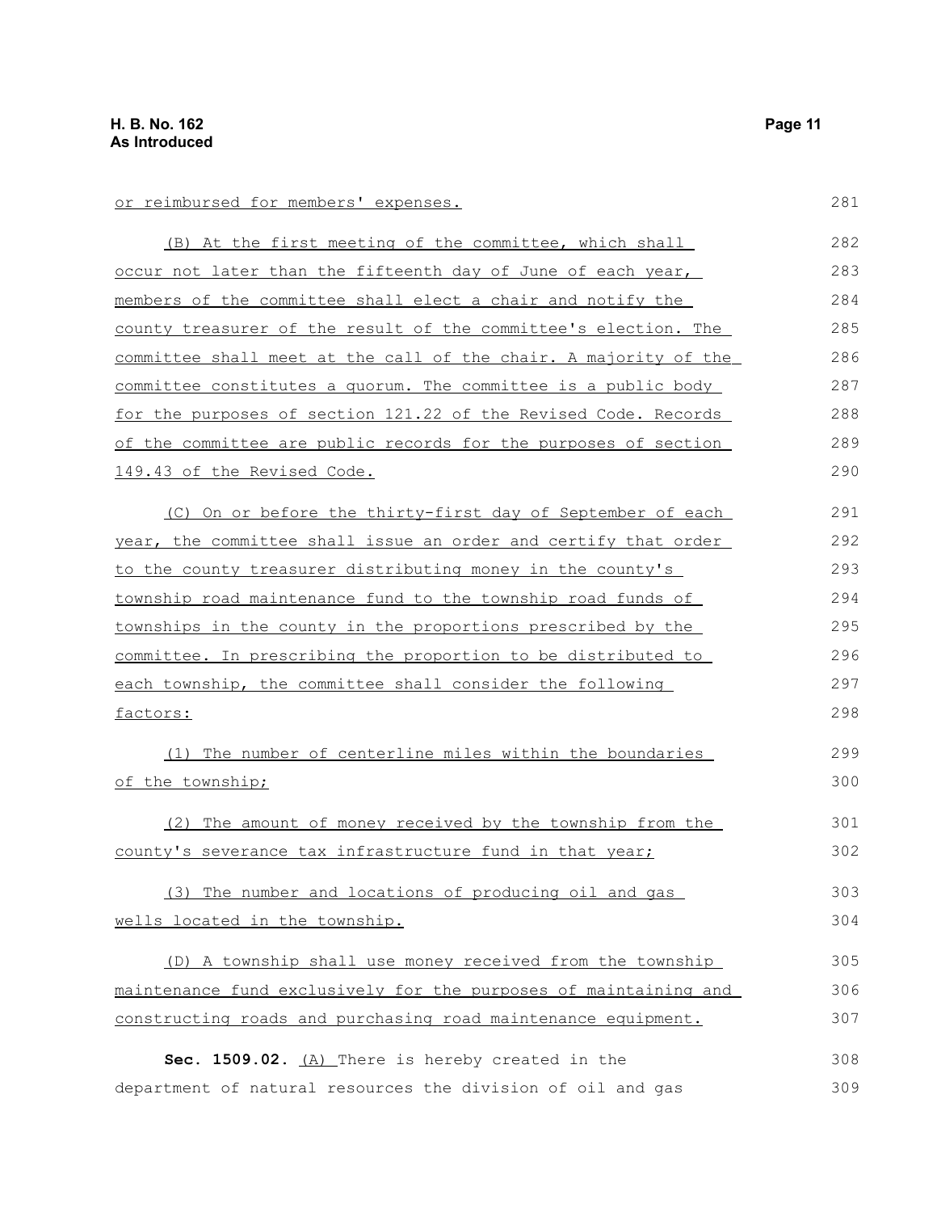or reimbursed for members' expenses.

(B) At the first meeting of the committee, which shall occur not later than the fifteenth day of June of each year, members of the committee shall elect a chair and notify the county treasurer of the result of the committee's election. The committee shall meet at the call of the chair. A majority of the committee constitutes a quorum. The committee is a public body for the purposes of section 121.22 of the Revised Code. Records of the committee are public records for the purposes of section 149.43 of the Revised Code.

(C) On or before the thirty-first day of September of each year, the committee shall issue an order and certify that order to the county treasurer distributing money in the county's township road maintenance fund to the township road funds of townships in the county in the proportions prescribed by the committee. In prescribing the proportion to be distributed to each township, the committee shall consider the following factors:

(1) The number of centerline miles within the boundaries of the township;

(2) The amount of money received by the township from the county's severance tax infrastructure fund in that year;

(3) The number and locations of producing oil and gas wells located in the township.

(D) A township shall use money received from the township maintenance fund exclusively for the purposes of maintaining and constructing roads and purchasing road maintenance equipment.

**Sec. 1509.02.** (A) There is hereby created in the department of natural resources the division of oil and gas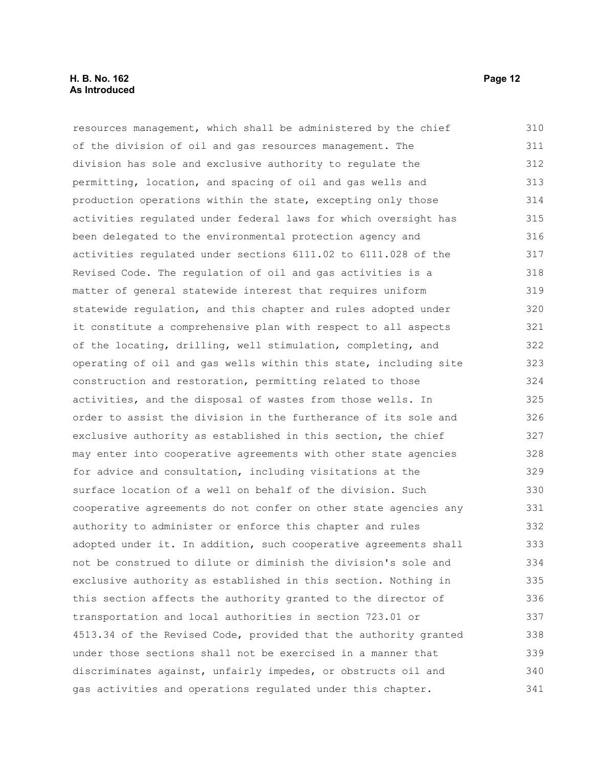resources management, which shall be administered by the chief of the division of oil and gas resources management. The division has sole and exclusive authority to regulate the permitting, location, and spacing of oil and gas wells and production operations within the state, excepting only those activities regulated under federal laws for which oversight has been delegated to the environmental protection agency and activities regulated under sections 6111.02 to 6111.028 of the Revised Code. The regulation of oil and gas activities is a matter of general statewide interest that requires uniform statewide regulation, and this chapter and rules adopted under it constitute a comprehensive plan with respect to all aspects of the locating, drilling, well stimulation, completing, and operating of oil and gas wells within this state, including site construction and restoration, permitting related to those activities, and the disposal of wastes from those wells. In order to assist the division in the furtherance of its sole and exclusive authority as established in this section, the chief may enter into cooperative agreements with other state agencies for advice and consultation, including visitations at the surface location of a well on behalf of the division. Such cooperative agreements do not confer on other state agencies any authority to administer or enforce this chapter and rules adopted under it. In addition, such cooperative agreements shall not be construed to dilute or diminish the division's sole and exclusive authority as established in this section. Nothing in this section affects the authority granted to the director of transportation and local authorities in section 723.01 or 4513.34 of the Revised Code, provided that the authority granted under those sections shall not be exercised in a manner that discriminates against, unfairly impedes, or obstructs oil and gas activities and operations regulated under this chapter.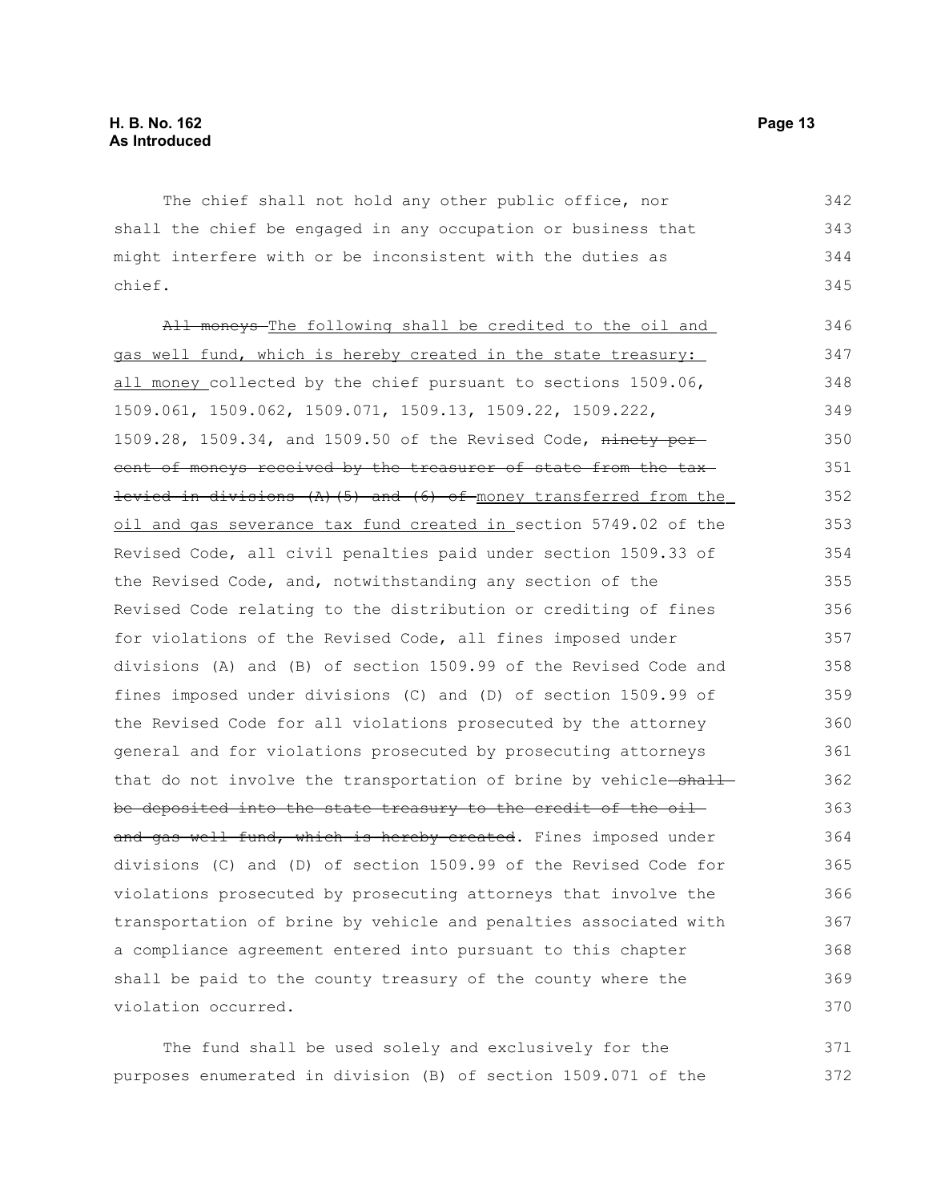The chief shall not hold any other public office, nor shall the chief be engaged in any occupation or business that might interfere with or be inconsistent with the duties as chief.

~~All moneys~~ The following shall be credited to the oil and gas well fund, which is hereby created in the state treasury: all money collected by the chief pursuant to sections 1509.06, 1509.061, 1509.062, 1509.071, 1509.13, 1509.22, 1509.222, 1509.28, 1509.34, and 1509.50 of the Revised Code, ~~ninety per cent of moneys received by the treasurer of state from the tax levied in divisions (A)(5) and (6) of~~ money transferred from the oil and gas severance tax fund created in section 5749.02 of the Revised Code, all civil penalties paid under section 1509.33 of the Revised Code, and, notwithstanding any section of the Revised Code relating to the distribution or crediting of fines for violations of the Revised Code, all fines imposed under divisions (A) and (B) of section 1509.99 of the Revised Code and fines imposed under divisions (C) and (D) of section 1509.99 of the Revised Code for all violations prosecuted by the attorney general and for violations prosecuted by prosecuting attorneys that do not involve the transportation of brine by vehicle ~~shall be deposited into the state treasury to the credit of the oil and gas well fund, which is hereby created~~. Fines imposed under divisions (C) and (D) of section 1509.99 of the Revised Code for violations prosecuted by prosecuting attorneys that involve the transportation of brine by vehicle and penalties associated with a compliance agreement entered into pursuant to this chapter shall be paid to the county treasury of the county where the violation occurred.

The fund shall be used solely and exclusively for the purposes enumerated in division (B) of section 1509.071 of the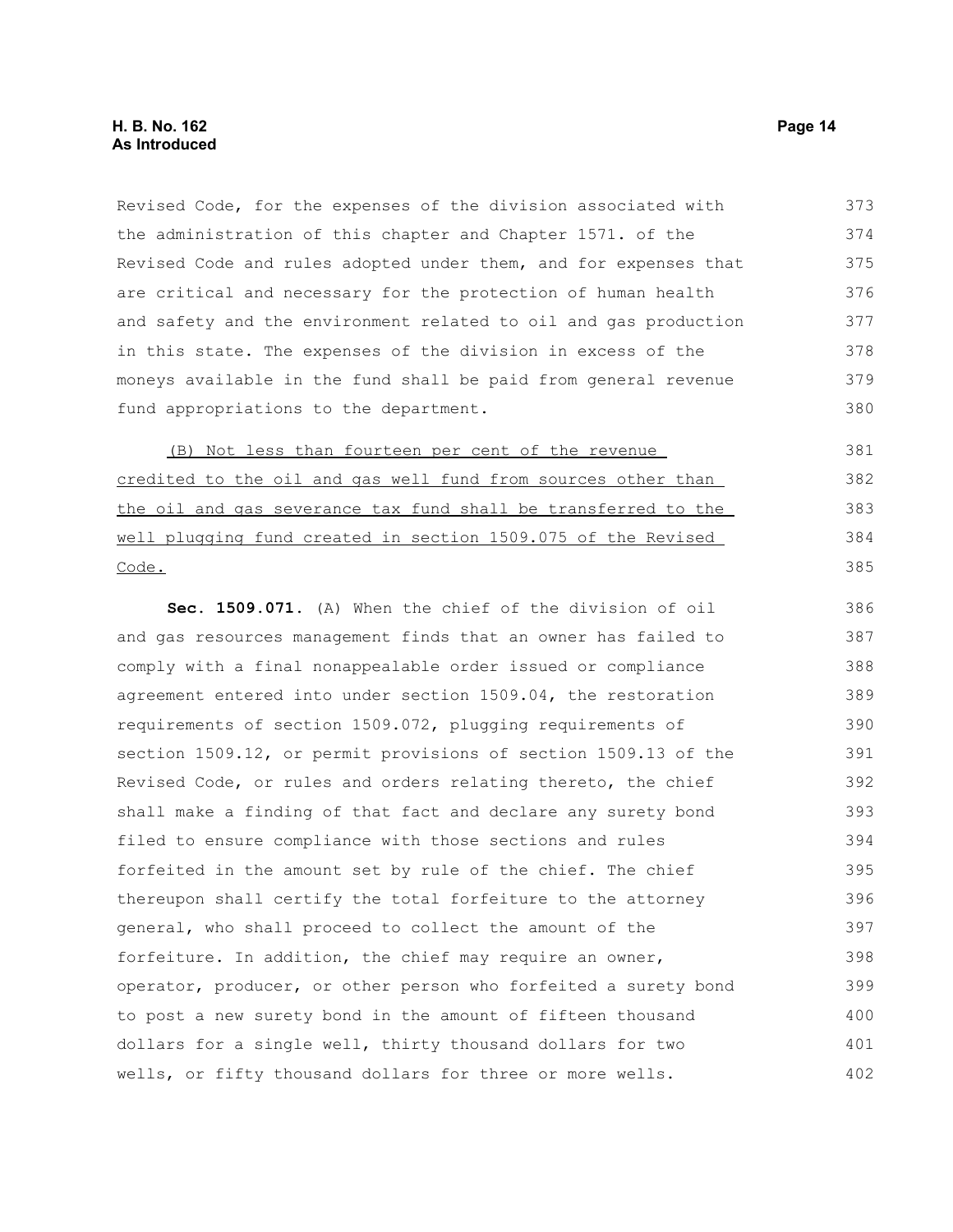Revised Code, for the expenses of the division associated with the administration of this chapter and Chapter 1571. of the Revised Code and rules adopted under them, and for expenses that are critical and necessary for the protection of human health and safety and the environment related to oil and gas production in this state. The expenses of the division in excess of the moneys available in the fund shall be paid from general revenue fund appropriations to the department.

<u>(B) Not less than fourteen per cent of the revenue credited to the oil and gas well fund from sources other than the oil and gas severance tax fund shall be transferred to the well plugging fund created in section 1509.075 of the Revised Code.</u>

**Sec. 1509.071.** (A) When the chief of the division of oil and gas resources management finds that an owner has failed to comply with a final nonappealable order issued or compliance agreement entered into under section 1509.04, the restoration requirements of section 1509.072, plugging requirements of section 1509.12, or permit provisions of section 1509.13 of the Revised Code, or rules and orders relating thereto, the chief shall make a finding of that fact and declare any surety bond filed to ensure compliance with those sections and rules forfeited in the amount set by rule of the chief. The chief thereupon shall certify the total forfeiture to the attorney general, who shall proceed to collect the amount of the forfeiture. In addition, the chief may require an owner, operator, producer, or other person who forfeited a surety bond to post a new surety bond in the amount of fifteen thousand dollars for a single well, thirty thousand dollars for two wells, or fifty thousand dollars for three or more wells.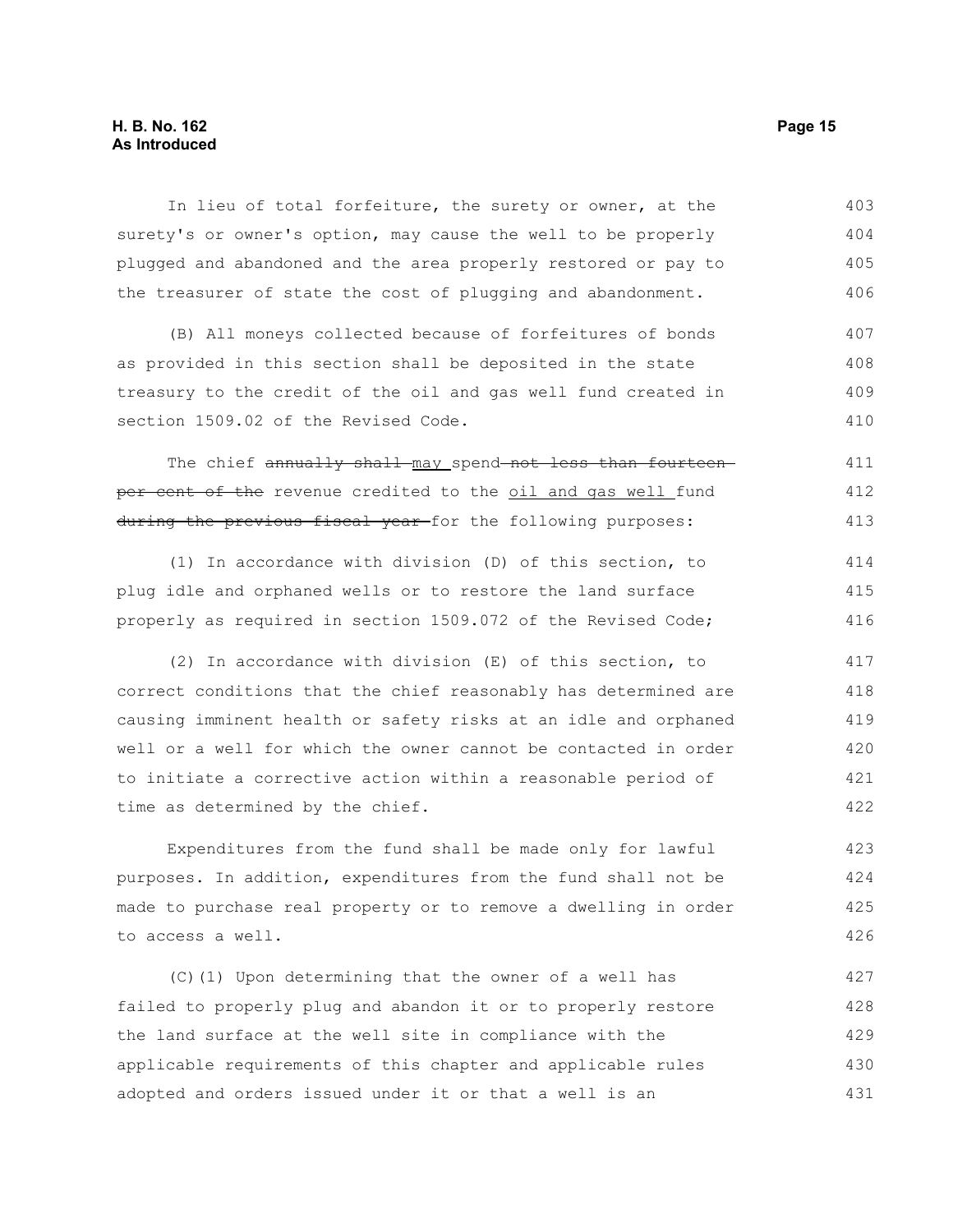In lieu of total forfeiture, the surety or owner, at the surety's or owner's option, may cause the well to be properly plugged and abandoned and the area properly restored or pay to the treasurer of state the cost of plugging and abandonment.

(B) All moneys collected because of forfeitures of bonds as provided in this section shall be deposited in the state treasury to the credit of the oil and gas well fund created in section 1509.02 of the Revised Code.

The chief ~~annually shall~~ may spend ~~not less than fourteen per cent of the~~ revenue credited to the oil and gas well fund ~~during the previous fiscal year~~ for the following purposes:

(1) In accordance with division (D) of this section, to plug idle and orphaned wells or to restore the land surface properly as required in section 1509.072 of the Revised Code;

(2) In accordance with division (E) of this section, to correct conditions that the chief reasonably has determined are causing imminent health or safety risks at an idle and orphaned well or a well for which the owner cannot be contacted in order to initiate a corrective action within a reasonable period of time as determined by the chief.

Expenditures from the fund shall be made only for lawful purposes. In addition, expenditures from the fund shall not be made to purchase real property or to remove a dwelling in order to access a well.

(C)(1) Upon determining that the owner of a well has failed to properly plug and abandon it or to properly restore the land surface at the well site in compliance with the applicable requirements of this chapter and applicable rules adopted and orders issued under it or that a well is an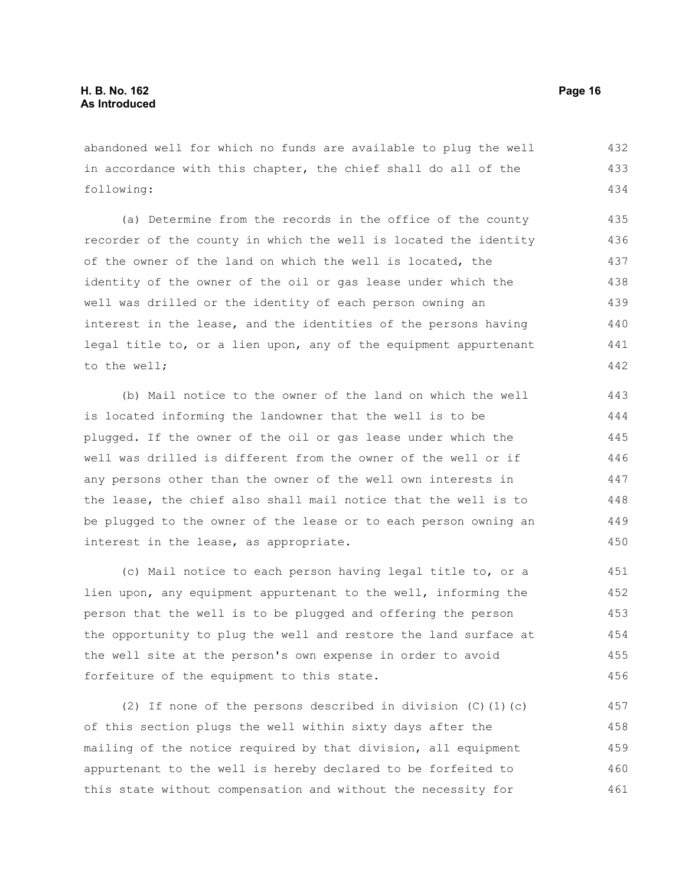abandoned well for which no funds are available to plug the well in accordance with this chapter, the chief shall do all of the following:

(a) Determine from the records in the office of the county recorder of the county in which the well is located the identity of the owner of the land on which the well is located, the identity of the owner of the oil or gas lease under which the well was drilled or the identity of each person owning an interest in the lease, and the identities of the persons having legal title to, or a lien upon, any of the equipment appurtenant to the well;

(b) Mail notice to the owner of the land on which the well is located informing the landowner that the well is to be plugged. If the owner of the oil or gas lease under which the well was drilled is different from the owner of the well or if any persons other than the owner of the well own interests in the lease, the chief also shall mail notice that the well is to be plugged to the owner of the lease or to each person owning an interest in the lease, as appropriate.

(c) Mail notice to each person having legal title to, or a lien upon, any equipment appurtenant to the well, informing the person that the well is to be plugged and offering the person the opportunity to plug the well and restore the land surface at the well site at the person's own expense in order to avoid forfeiture of the equipment to this state.

(2) If none of the persons described in division (C)(1)(c) of this section plugs the well within sixty days after the mailing of the notice required by that division, all equipment appurtenant to the well is hereby declared to be forfeited to this state without compensation and without the necessity for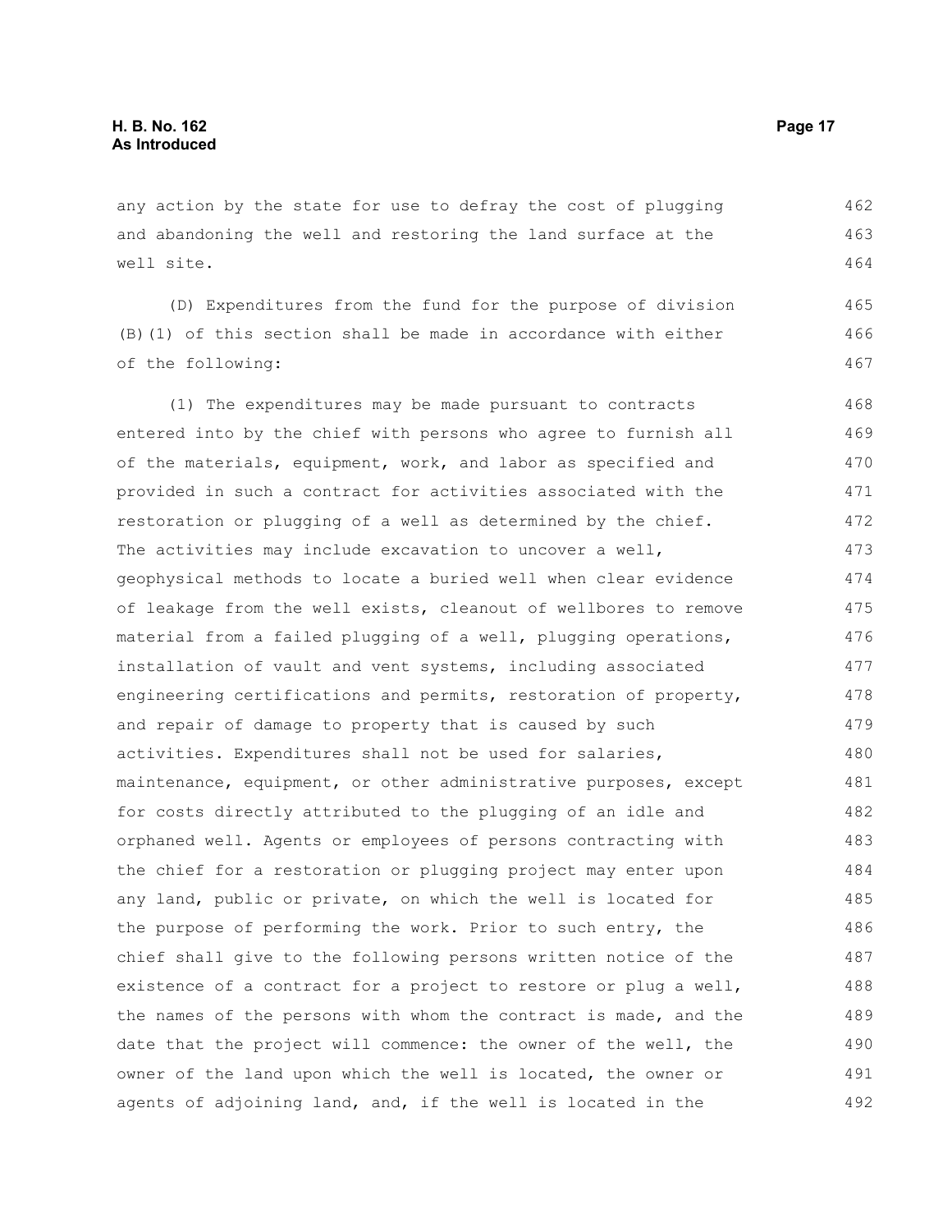any action by the state for use to defray the cost of plugging and abandoning the well and restoring the land surface at the well site.

(D) Expenditures from the fund for the purpose of division (B)(1) of this section shall be made in accordance with either of the following:

(1) The expenditures may be made pursuant to contracts entered into by the chief with persons who agree to furnish all of the materials, equipment, work, and labor as specified and provided in such a contract for activities associated with the restoration or plugging of a well as determined by the chief. The activities may include excavation to uncover a well, geophysical methods to locate a buried well when clear evidence of leakage from the well exists, cleanout of wellbores to remove material from a failed plugging of a well, plugging operations, installation of vault and vent systems, including associated engineering certifications and permits, restoration of property, and repair of damage to property that is caused by such activities. Expenditures shall not be used for salaries, maintenance, equipment, or other administrative purposes, except for costs directly attributed to the plugging of an idle and orphaned well. Agents or employees of persons contracting with the chief for a restoration or plugging project may enter upon any land, public or private, on which the well is located for the purpose of performing the work. Prior to such entry, the chief shall give to the following persons written notice of the existence of a contract for a project to restore or plug a well, the names of the persons with whom the contract is made, and the date that the project will commence: the owner of the well, the owner of the land upon which the well is located, the owner or agents of adjoining land, and, if the well is located in the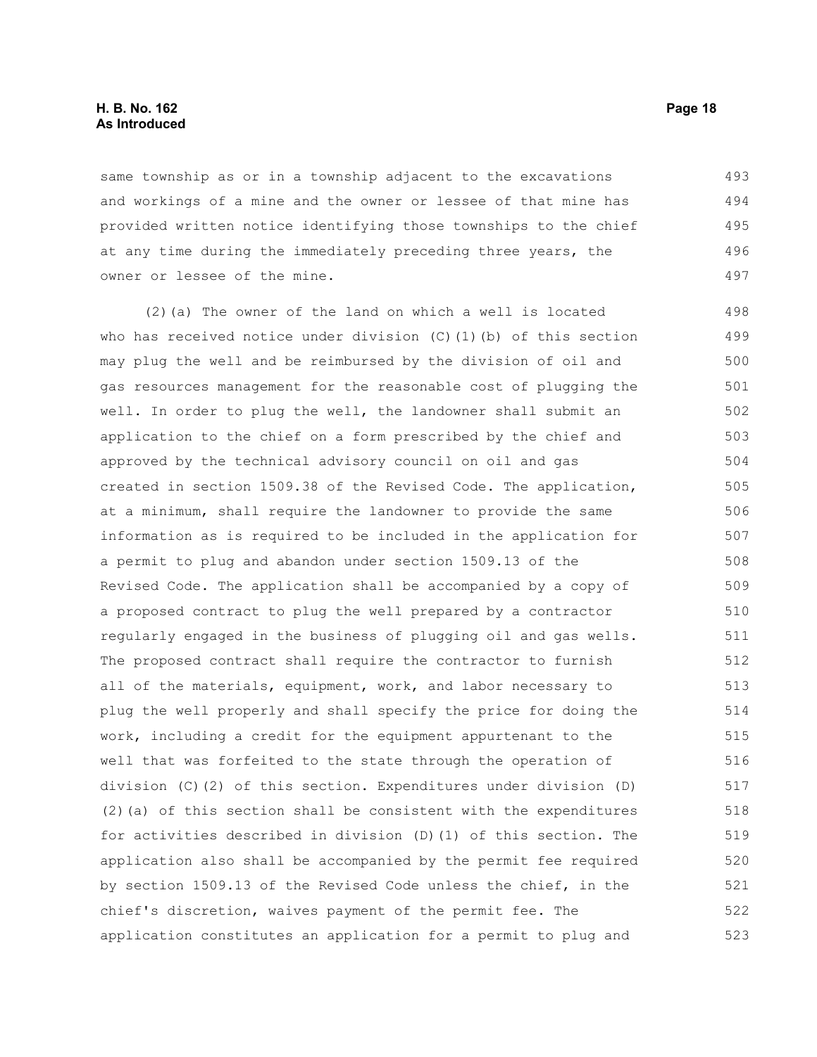same township as or in a township adjacent to the excavations and workings of a mine and the owner or lessee of that mine has provided written notice identifying those townships to the chief at any time during the immediately preceding three years, the owner or lessee of the mine.

(2)(a) The owner of the land on which a well is located who has received notice under division (C)(1)(b) of this section may plug the well and be reimbursed by the division of oil and gas resources management for the reasonable cost of plugging the well. In order to plug the well, the landowner shall submit an application to the chief on a form prescribed by the chief and approved by the technical advisory council on oil and gas created in section 1509.38 of the Revised Code. The application, at a minimum, shall require the landowner to provide the same information as is required to be included in the application for a permit to plug and abandon under section 1509.13 of the Revised Code. The application shall be accompanied by a copy of a proposed contract to plug the well prepared by a contractor regularly engaged in the business of plugging oil and gas wells. The proposed contract shall require the contractor to furnish all of the materials, equipment, work, and labor necessary to plug the well properly and shall specify the price for doing the work, including a credit for the equipment appurtenant to the well that was forfeited to the state through the operation of division (C)(2) of this section. Expenditures under division (D)(2)(a) of this section shall be consistent with the expenditures for activities described in division (D)(1) of this section. The application also shall be accompanied by the permit fee required by section 1509.13 of the Revised Code unless the chief, in the chief's discretion, waives payment of the permit fee. The application constitutes an application for a permit to plug and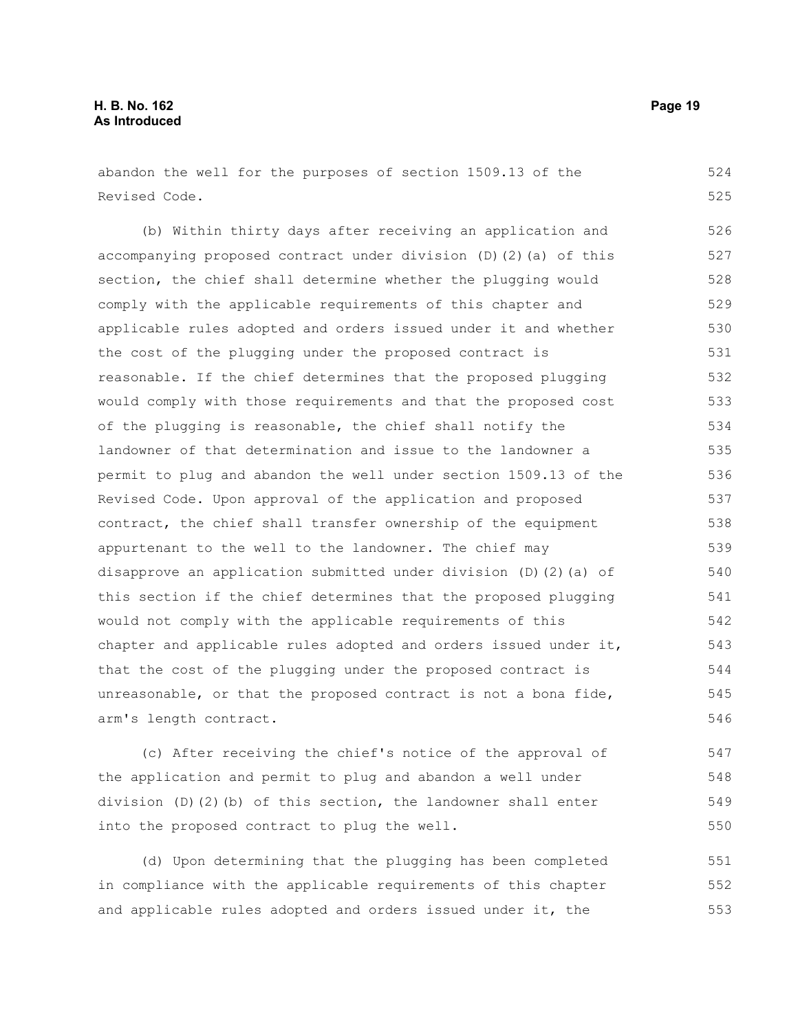abandon the well for the purposes of section 1509.13 of the Revised Code.

(b) Within thirty days after receiving an application and accompanying proposed contract under division (D)(2)(a) of this section, the chief shall determine whether the plugging would comply with the applicable requirements of this chapter and applicable rules adopted and orders issued under it and whether the cost of the plugging under the proposed contract is reasonable. If the chief determines that the proposed plugging would comply with those requirements and that the proposed cost of the plugging is reasonable, the chief shall notify the landowner of that determination and issue to the landowner a permit to plug and abandon the well under section 1509.13 of the Revised Code. Upon approval of the application and proposed contract, the chief shall transfer ownership of the equipment appurtenant to the well to the landowner. The chief may disapprove an application submitted under division (D)(2)(a) of this section if the chief determines that the proposed plugging would not comply with the applicable requirements of this chapter and applicable rules adopted and orders issued under it, that the cost of the plugging under the proposed contract is unreasonable, or that the proposed contract is not a bona fide, arm's length contract.

(c) After receiving the chief's notice of the approval of the application and permit to plug and abandon a well under division (D)(2)(b) of this section, the landowner shall enter into the proposed contract to plug the well.

(d) Upon determining that the plugging has been completed in compliance with the applicable requirements of this chapter and applicable rules adopted and orders issued under it, the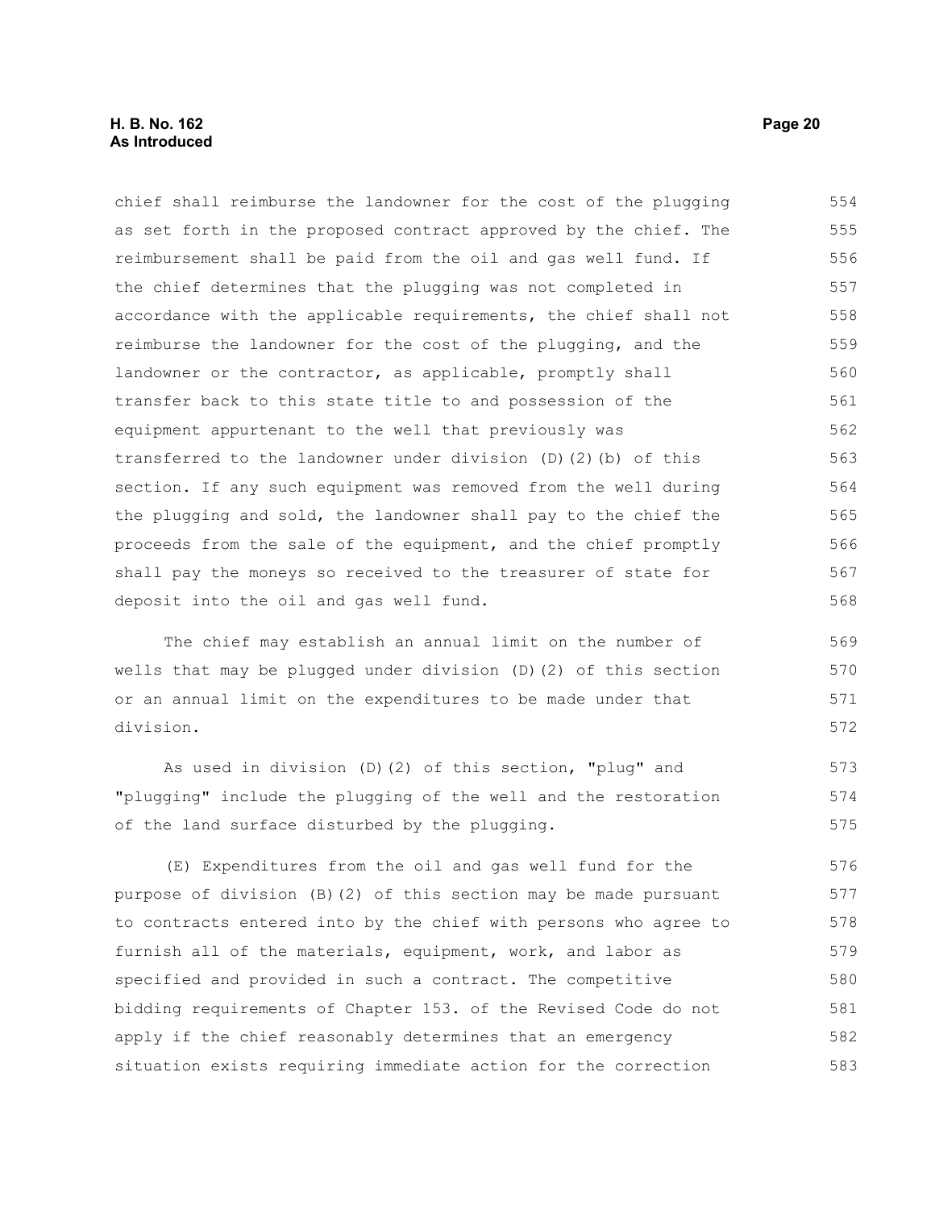chief shall reimburse the landowner for the cost of the plugging as set forth in the proposed contract approved by the chief. The reimbursement shall be paid from the oil and gas well fund. If the chief determines that the plugging was not completed in accordance with the applicable requirements, the chief shall not reimburse the landowner for the cost of the plugging, and the landowner or the contractor, as applicable, promptly shall transfer back to this state title to and possession of the equipment appurtenant to the well that previously was transferred to the landowner under division (D)(2)(b) of this section. If any such equipment was removed from the well during the plugging and sold, the landowner shall pay to the chief the proceeds from the sale of the equipment, and the chief promptly shall pay the moneys so received to the treasurer of state for deposit into the oil and gas well fund.

The chief may establish an annual limit on the number of wells that may be plugged under division (D)(2) of this section or an annual limit on the expenditures to be made under that division.

As used in division (D)(2) of this section, "plug" and "plugging" include the plugging of the well and the restoration of the land surface disturbed by the plugging.

(E) Expenditures from the oil and gas well fund for the purpose of division (B)(2) of this section may be made pursuant to contracts entered into by the chief with persons who agree to furnish all of the materials, equipment, work, and labor as specified and provided in such a contract. The competitive bidding requirements of Chapter 153. of the Revised Code do not apply if the chief reasonably determines that an emergency situation exists requiring immediate action for the correction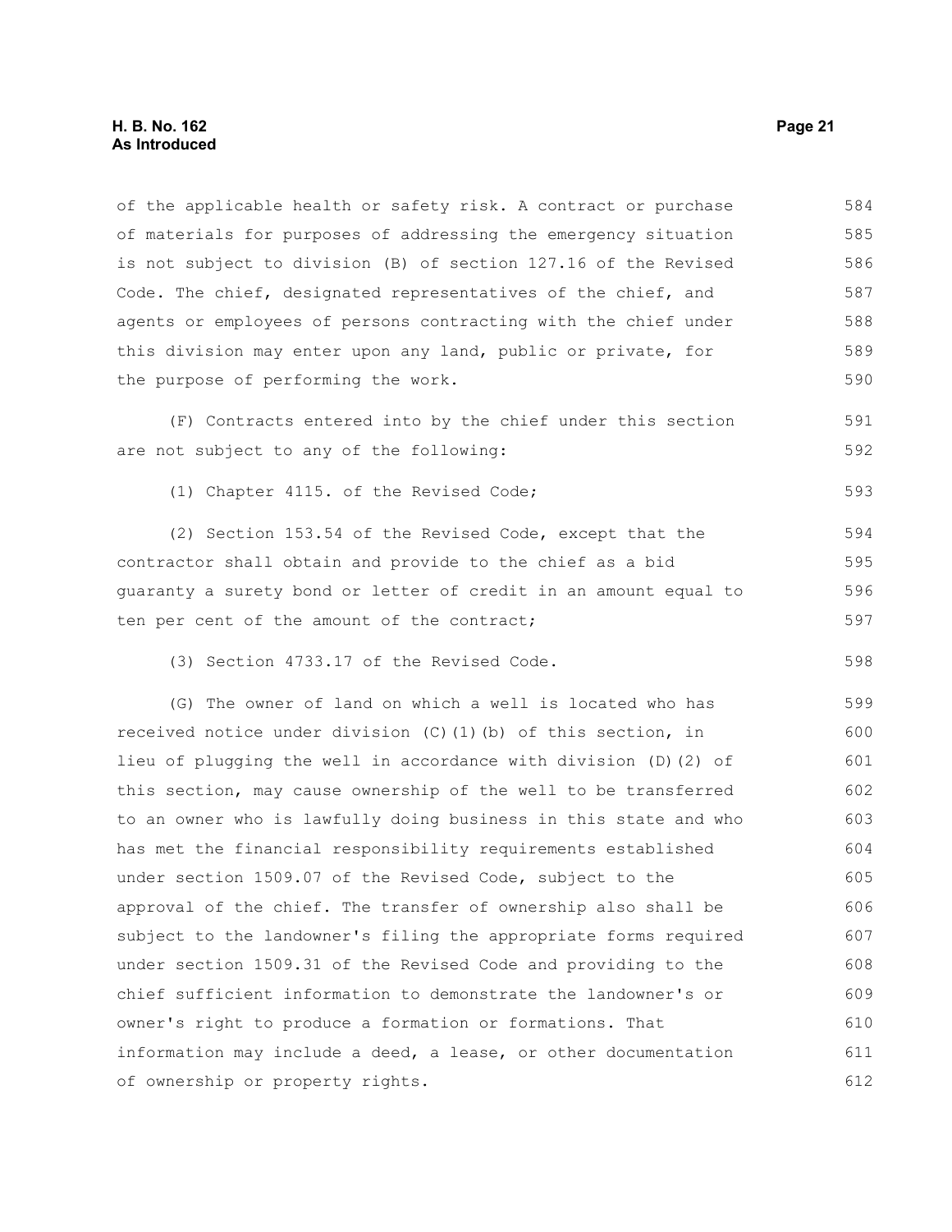of the applicable health or safety risk. A contract or purchase of materials for purposes of addressing the emergency situation is not subject to division (B) of section 127.16 of the Revised Code. The chief, designated representatives of the chief, and agents or employees of persons contracting with the chief under this division may enter upon any land, public or private, for the purpose of performing the work.

(F) Contracts entered into by the chief under this section are not subject to any of the following:

(1) Chapter 4115. of the Revised Code;

(2) Section 153.54 of the Revised Code, except that the contractor shall obtain and provide to the chief as a bid guaranty a surety bond or letter of credit in an amount equal to ten per cent of the amount of the contract;

(3) Section 4733.17 of the Revised Code.

(G) The owner of land on which a well is located who has received notice under division (C)(1)(b) of this section, in lieu of plugging the well in accordance with division (D)(2) of this section, may cause ownership of the well to be transferred to an owner who is lawfully doing business in this state and who has met the financial responsibility requirements established under section 1509.07 of the Revised Code, subject to the approval of the chief. The transfer of ownership also shall be subject to the landowner's filing the appropriate forms required under section 1509.31 of the Revised Code and providing to the chief sufficient information to demonstrate the landowner's or owner's right to produce a formation or formations. That information may include a deed, a lease, or other documentation of ownership or property rights.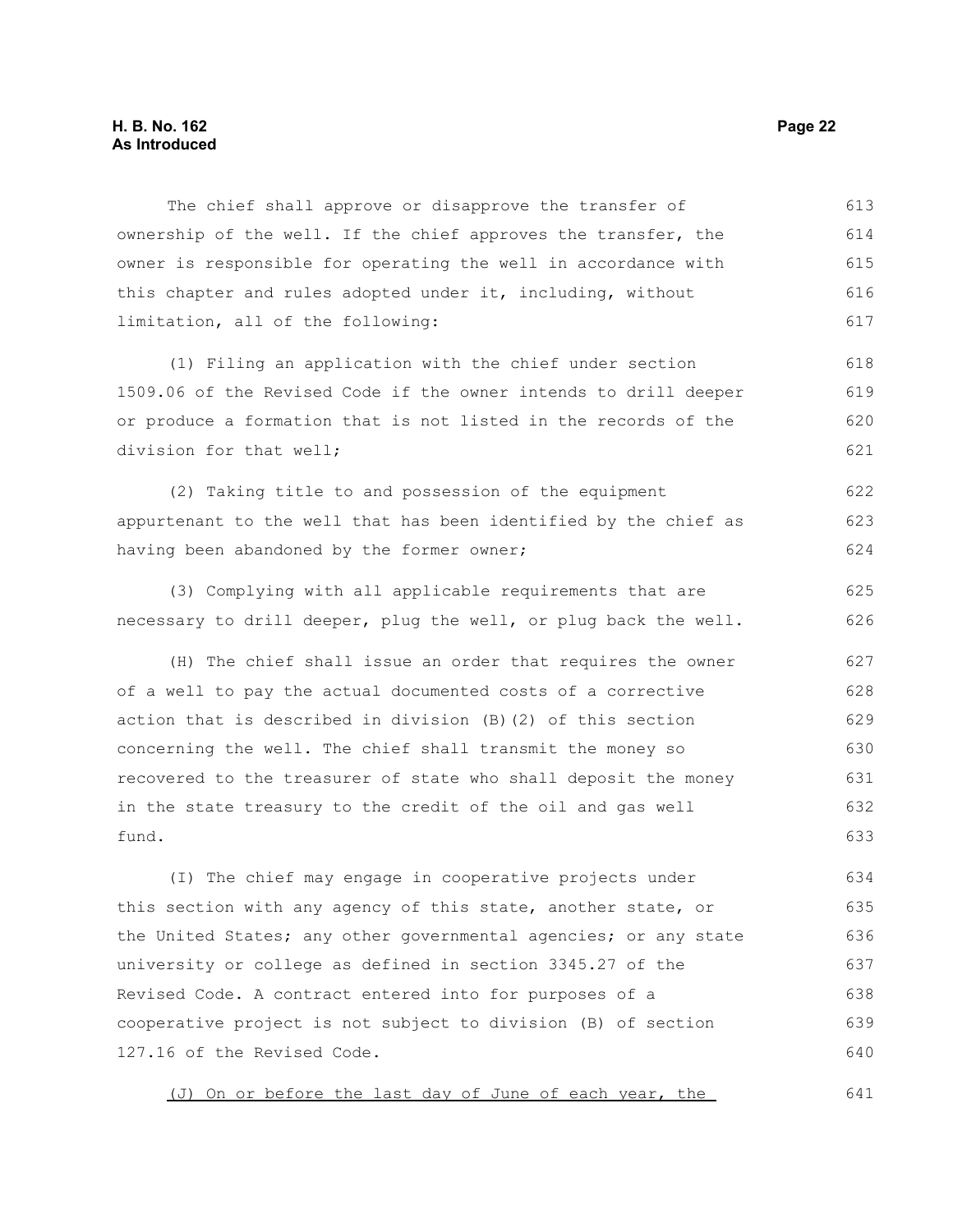The chief shall approve or disapprove the transfer of ownership of the well. If the chief approves the transfer, the owner is responsible for operating the well in accordance with this chapter and rules adopted under it, including, without limitation, all of the following:

(1) Filing an application with the chief under section 1509.06 of the Revised Code if the owner intends to drill deeper or produce a formation that is not listed in the records of the division for that well;

(2) Taking title to and possession of the equipment appurtenant to the well that has been identified by the chief as having been abandoned by the former owner;

(3) Complying with all applicable requirements that are necessary to drill deeper, plug the well, or plug back the well.

(H) The chief shall issue an order that requires the owner of a well to pay the actual documented costs of a corrective action that is described in division (B)(2) of this section concerning the well. The chief shall transmit the money so recovered to the treasurer of state who shall deposit the money in the state treasury to the credit of the oil and gas well fund.

(I) The chief may engage in cooperative projects under this section with any agency of this state, another state, or the United States; any other governmental agencies; or any state university or college as defined in section 3345.27 of the Revised Code. A contract entered into for purposes of a cooperative project is not subject to division (B) of section 127.16 of the Revised Code.

(J) On or before the last day of June of each year, the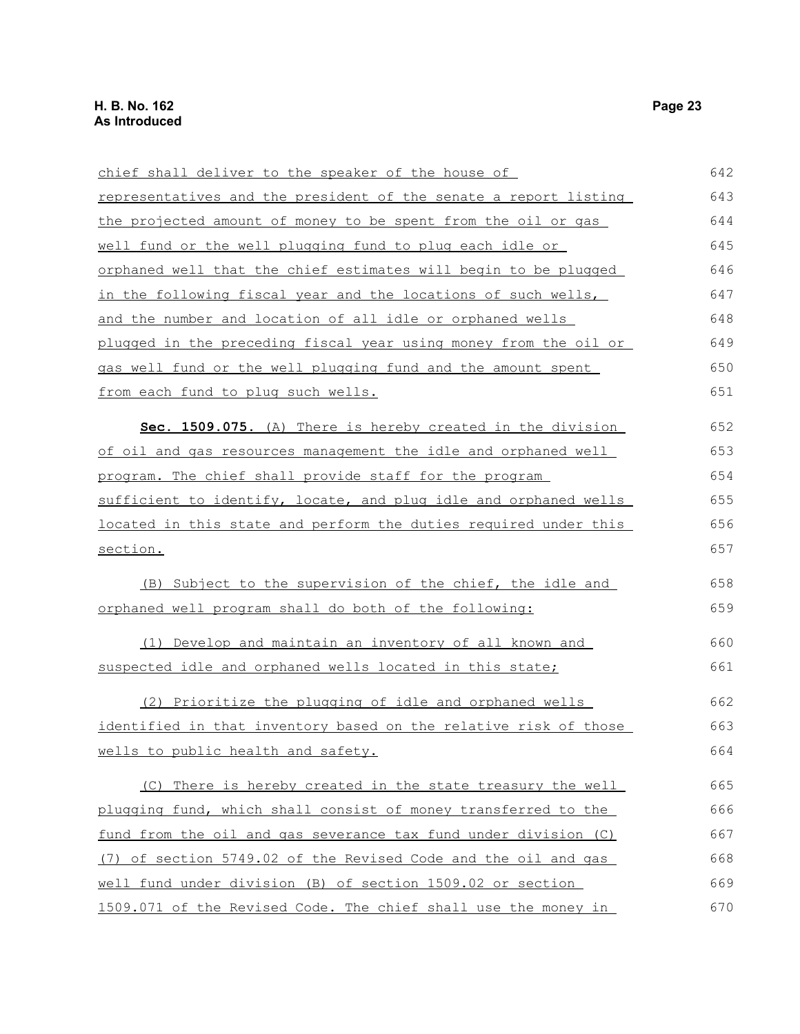chief shall deliver to the speaker of the house of representatives and the president of the senate a report listing the projected amount of money to be spent from the oil or gas well fund or the well plugging fund to plug each idle or orphaned well that the chief estimates will begin to be plugged in the following fiscal year and the locations of such wells, and the number and location of all idle or orphaned wells plugged in the preceding fiscal year using money from the oil or gas well fund or the well plugging fund and the amount spent from each fund to plug such wells.

**Sec. 1509.075.** (A) There is hereby created in the division of oil and gas resources management the idle and orphaned well program. The chief shall provide staff for the program sufficient to identify, locate, and plug idle and orphaned wells located in this state and perform the duties required under this section.

(B) Subject to the supervision of the chief, the idle and orphaned well program shall do both of the following:

(1) Develop and maintain an inventory of all known and suspected idle and orphaned wells located in this state;

(2) Prioritize the plugging of idle and orphaned wells identified in that inventory based on the relative risk of those wells to public health and safety.

(C) There is hereby created in the state treasury the well plugging fund, which shall consist of money transferred to the fund from the oil and gas severance tax fund under division (C)(7) of section 5749.02 of the Revised Code and the oil and gas well fund under division (B) of section 1509.02 or section 1509.071 of the Revised Code. The chief shall use the money in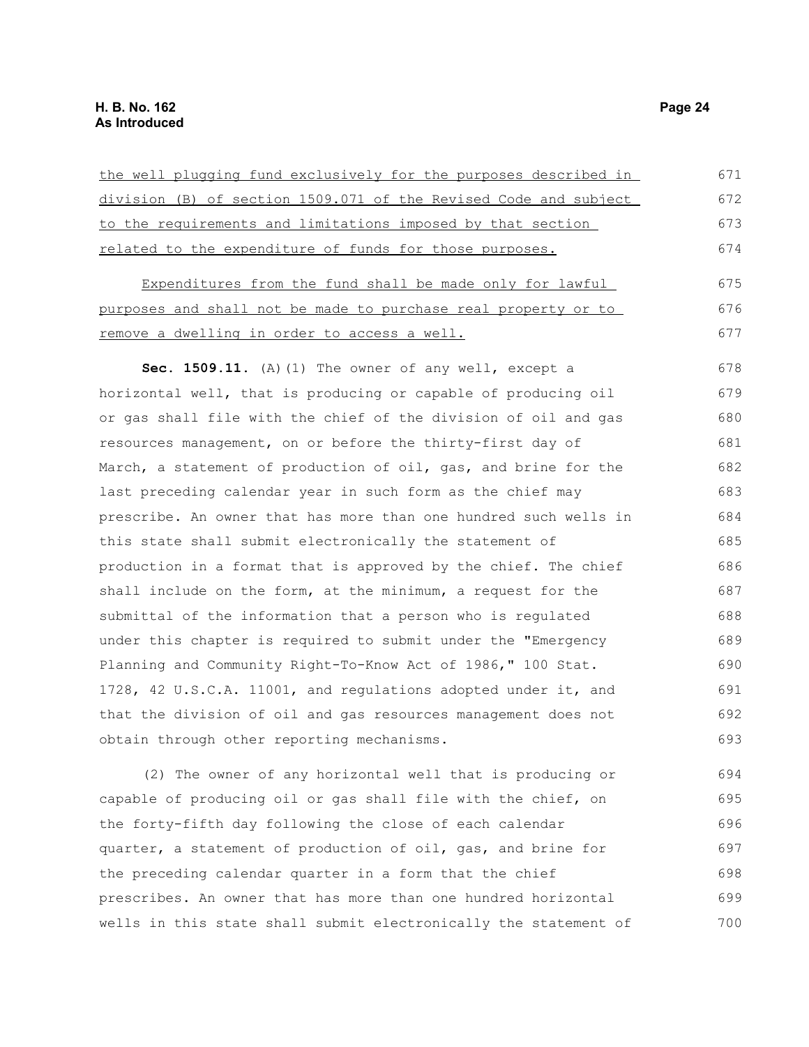the well plugging fund exclusively for the purposes described in division (B) of section 1509.071 of the Revised Code and subject to the requirements and limitations imposed by that section related to the expenditure of funds for those purposes.

Expenditures from the fund shall be made only for lawful purposes and shall not be made to purchase real property or to remove a dwelling in order to access a well.

**Sec. 1509.11.** (A)(1) The owner of any well, except a horizontal well, that is producing or capable of producing oil or gas shall file with the chief of the division of oil and gas resources management, on or before the thirty-first day of March, a statement of production of oil, gas, and brine for the last preceding calendar year in such form as the chief may prescribe. An owner that has more than one hundred such wells in this state shall submit electronically the statement of production in a format that is approved by the chief. The chief shall include on the form, at the minimum, a request for the submittal of the information that a person who is regulated under this chapter is required to submit under the "Emergency Planning and Community Right-To-Know Act of 1986," 100 Stat. 1728, 42 U.S.C.A. 11001, and regulations adopted under it, and that the division of oil and gas resources management does not obtain through other reporting mechanisms.

(2) The owner of any horizontal well that is producing or capable of producing oil or gas shall file with the chief, on the forty-fifth day following the close of each calendar quarter, a statement of production of oil, gas, and brine for the preceding calendar quarter in a form that the chief prescribes. An owner that has more than one hundred horizontal wells in this state shall submit electronically the statement of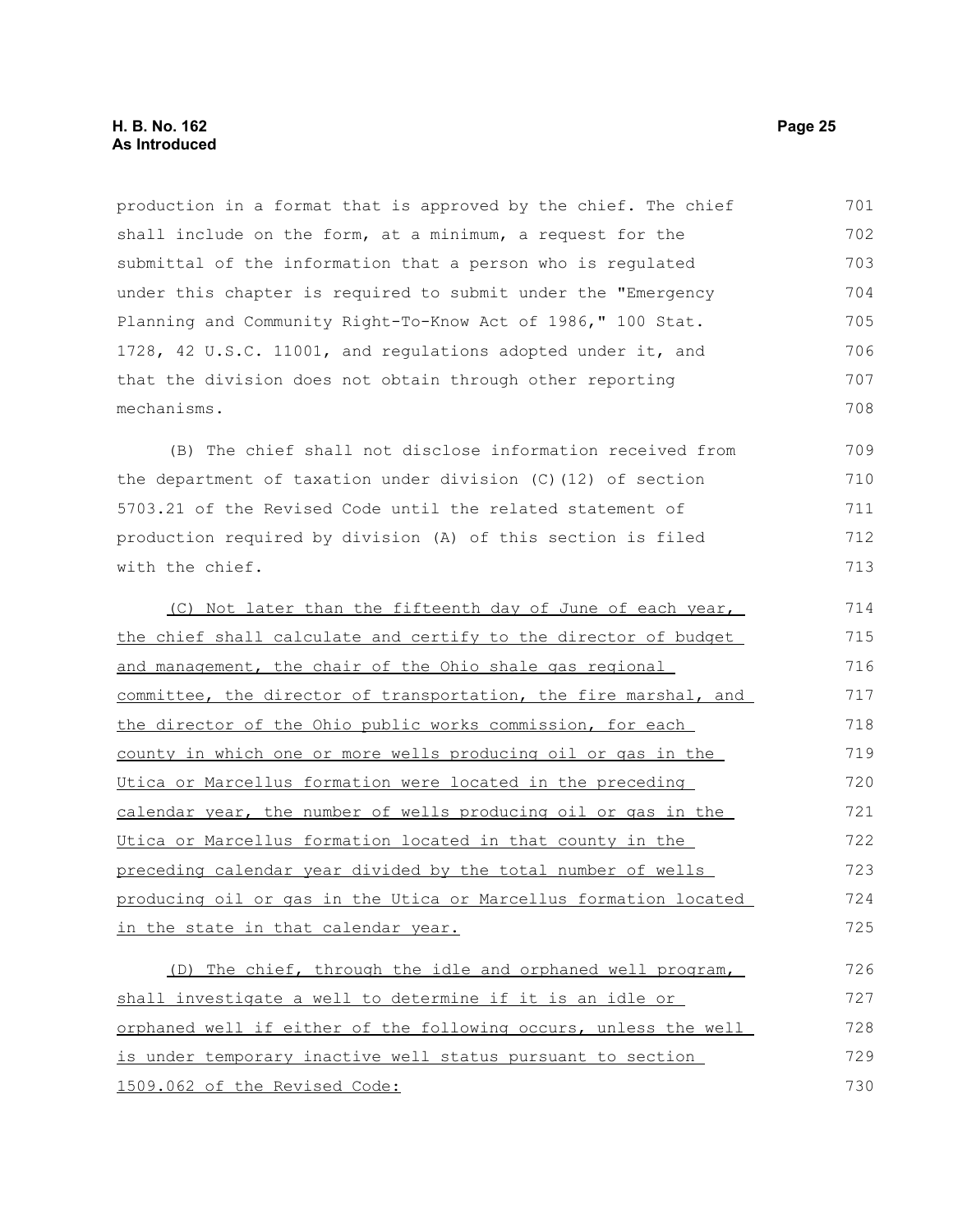production in a format that is approved by the chief. The chief shall include on the form, at a minimum, a request for the submittal of the information that a person who is regulated under this chapter is required to submit under the "Emergency Planning and Community Right-To-Know Act of 1986," 100 Stat. 1728, 42 U.S.C. 11001, and regulations adopted under it, and that the division does not obtain through other reporting mechanisms.

(B) The chief shall not disclose information received from the department of taxation under division (C)(12) of section 5703.21 of the Revised Code until the related statement of production required by division (A) of this section is filed with the chief.

(C) Not later than the fifteenth day of June of each year, the chief shall calculate and certify to the director of budget and management, the chair of the Ohio shale gas regional committee, the director of transportation, the fire marshal, and the director of the Ohio public works commission, for each county in which one or more wells producing oil or gas in the Utica or Marcellus formation were located in the preceding calendar year, the number of wells producing oil or gas in the Utica or Marcellus formation located in that county in the preceding calendar year divided by the total number of wells producing oil or gas in the Utica or Marcellus formation located in the state in that calendar year.

(D) The chief, through the idle and orphaned well program, shall investigate a well to determine if it is an idle or orphaned well if either of the following occurs, unless the well is under temporary inactive well status pursuant to section 1509.062 of the Revised Code: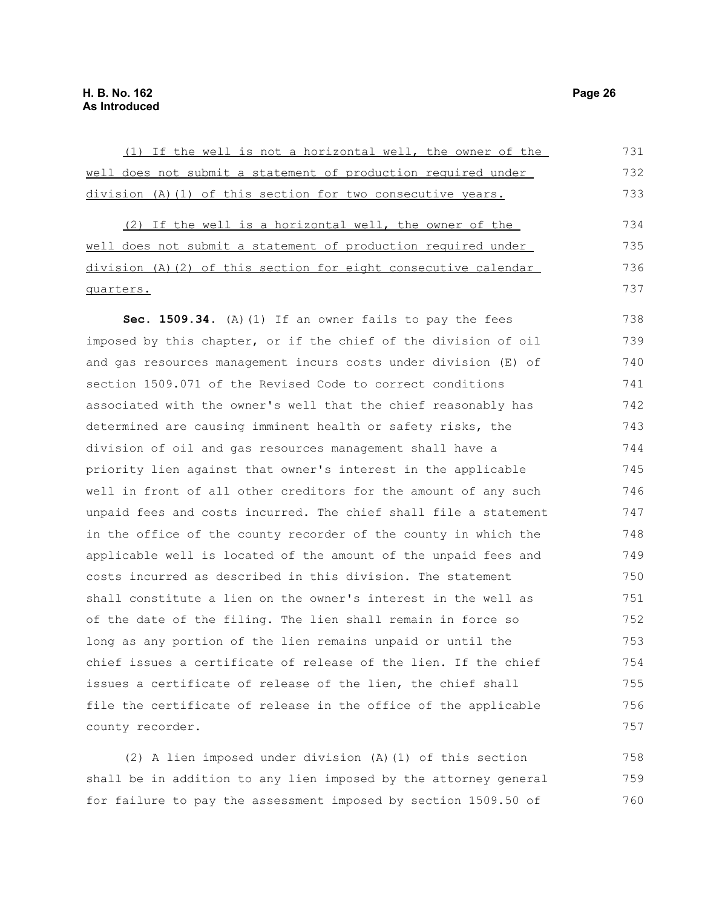(1) If the well is not a horizontal well, the owner of the well does not submit a statement of production required under division (A)(1) of this section for two consecutive years.

(2) If the well is a horizontal well, the owner of the well does not submit a statement of production required under division (A)(2) of this section for eight consecutive calendar quarters.

**Sec. 1509.34.** (A)(1) If an owner fails to pay the fees imposed by this chapter, or if the chief of the division of oil and gas resources management incurs costs under division (E) of section 1509.071 of the Revised Code to correct conditions associated with the owner's well that the chief reasonably has determined are causing imminent health or safety risks, the division of oil and gas resources management shall have a priority lien against that owner's interest in the applicable well in front of all other creditors for the amount of any such unpaid fees and costs incurred. The chief shall file a statement in the office of the county recorder of the county in which the applicable well is located of the amount of the unpaid fees and costs incurred as described in this division. The statement shall constitute a lien on the owner's interest in the well as of the date of the filing. The lien shall remain in force so long as any portion of the lien remains unpaid or until the chief issues a certificate of release of the lien. If the chief issues a certificate of release of the lien, the chief shall file the certificate of release in the office of the applicable county recorder.

(2) A lien imposed under division (A)(1) of this section shall be in addition to any lien imposed by the attorney general for failure to pay the assessment imposed by section 1509.50 of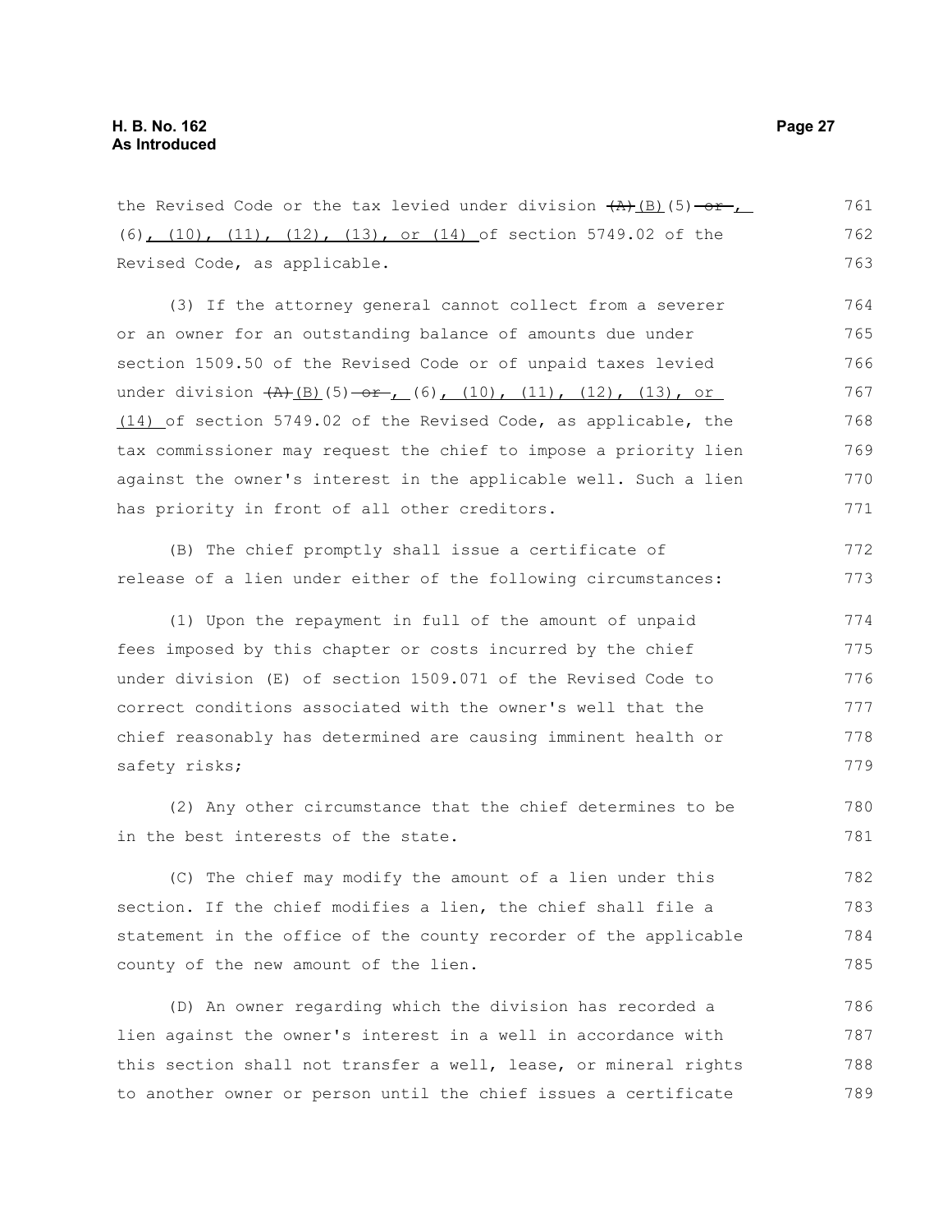the Revised Code or the tax levied under division ~~(A)~~(B)(5) ~~or~~, (6), (10), (11), (12), (13), or (14) of section 5749.02 of the Revised Code, as applicable.

(3) If the attorney general cannot collect from a severer or an owner for an outstanding balance of amounts due under section 1509.50 of the Revised Code or of unpaid taxes levied under division ~~(A)~~(B)(5) ~~or~~, (6), (10), (11), (12), (13), or (14) of section 5749.02 of the Revised Code, as applicable, the tax commissioner may request the chief to impose a priority lien against the owner's interest in the applicable well. Such a lien has priority in front of all other creditors.

(B) The chief promptly shall issue a certificate of release of a lien under either of the following circumstances:

(1) Upon the repayment in full of the amount of unpaid fees imposed by this chapter or costs incurred by the chief under division (E) of section 1509.071 of the Revised Code to correct conditions associated with the owner's well that the chief reasonably has determined are causing imminent health or safety risks;

(2) Any other circumstance that the chief determines to be in the best interests of the state.

(C) The chief may modify the amount of a lien under this section. If the chief modifies a lien, the chief shall file a statement in the office of the county recorder of the applicable county of the new amount of the lien.

(D) An owner regarding which the division has recorded a lien against the owner's interest in a well in accordance with this section shall not transfer a well, lease, or mineral rights to another owner or person until the chief issues a certificate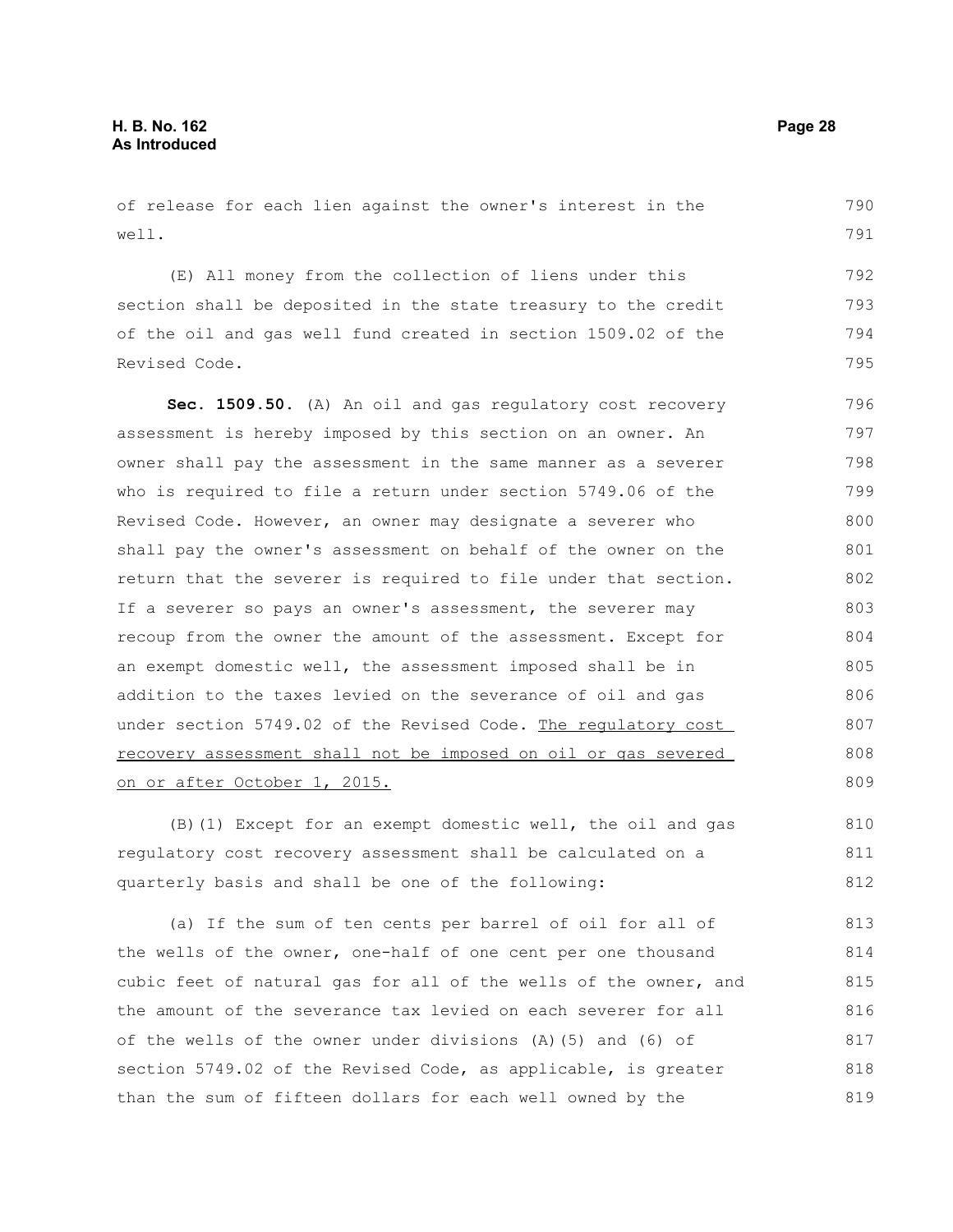of release for each lien against the owner's interest in the well.

(E) All money from the collection of liens under this section shall be deposited in the state treasury to the credit of the oil and gas well fund created in section 1509.02 of the Revised Code.

**Sec. 1509.50.** (A) An oil and gas regulatory cost recovery assessment is hereby imposed by this section on an owner. An owner shall pay the assessment in the same manner as a severer who is required to file a return under section 5749.06 of the Revised Code. However, an owner may designate a severer who shall pay the owner's assessment on behalf of the owner on the return that the severer is required to file under that section. If a severer so pays an owner's assessment, the severer may recoup from the owner the amount of the assessment. Except for an exempt domestic well, the assessment imposed shall be in addition to the taxes levied on the severance of oil and gas under section 5749.02 of the Revised Code. <u>The regulatory cost recovery assessment shall not be imposed on oil or gas severed on or after October 1, 2015.</u>

(B)(1) Except for an exempt domestic well, the oil and gas regulatory cost recovery assessment shall be calculated on a quarterly basis and shall be one of the following:

(a) If the sum of ten cents per barrel of oil for all of the wells of the owner, one-half of one cent per one thousand cubic feet of natural gas for all of the wells of the owner, and the amount of the severance tax levied on each severer for all of the wells of the owner under divisions (A)(5) and (6) of section 5749.02 of the Revised Code, as applicable, is greater than the sum of fifteen dollars for each well owned by the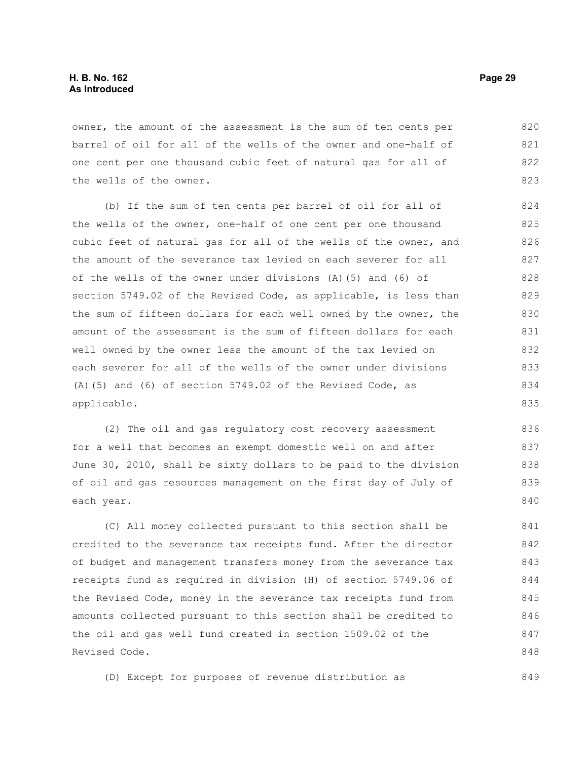owner, the amount of the assessment is the sum of ten cents per barrel of oil for all of the wells of the owner and one-half of one cent per one thousand cubic feet of natural gas for all of the wells of the owner.

(b) If the sum of ten cents per barrel of oil for all of the wells of the owner, one-half of one cent per one thousand cubic feet of natural gas for all of the wells of the owner, and the amount of the severance tax levied on each severer for all of the wells of the owner under divisions (A)(5) and (6) of section 5749.02 of the Revised Code, as applicable, is less than the sum of fifteen dollars for each well owned by the owner, the amount of the assessment is the sum of fifteen dollars for each well owned by the owner less the amount of the tax levied on each severer for all of the wells of the owner under divisions (A)(5) and (6) of section 5749.02 of the Revised Code, as applicable.

(2) The oil and gas regulatory cost recovery assessment for a well that becomes an exempt domestic well on and after June 30, 2010, shall be sixty dollars to be paid to the division of oil and gas resources management on the first day of July of each year.

(C) All money collected pursuant to this section shall be credited to the severance tax receipts fund. After the director of budget and management transfers money from the severance tax receipts fund as required in division (H) of section 5749.06 of the Revised Code, money in the severance tax receipts fund from amounts collected pursuant to this section shall be credited to the oil and gas well fund created in section 1509.02 of the Revised Code.

(D) Except for purposes of revenue distribution as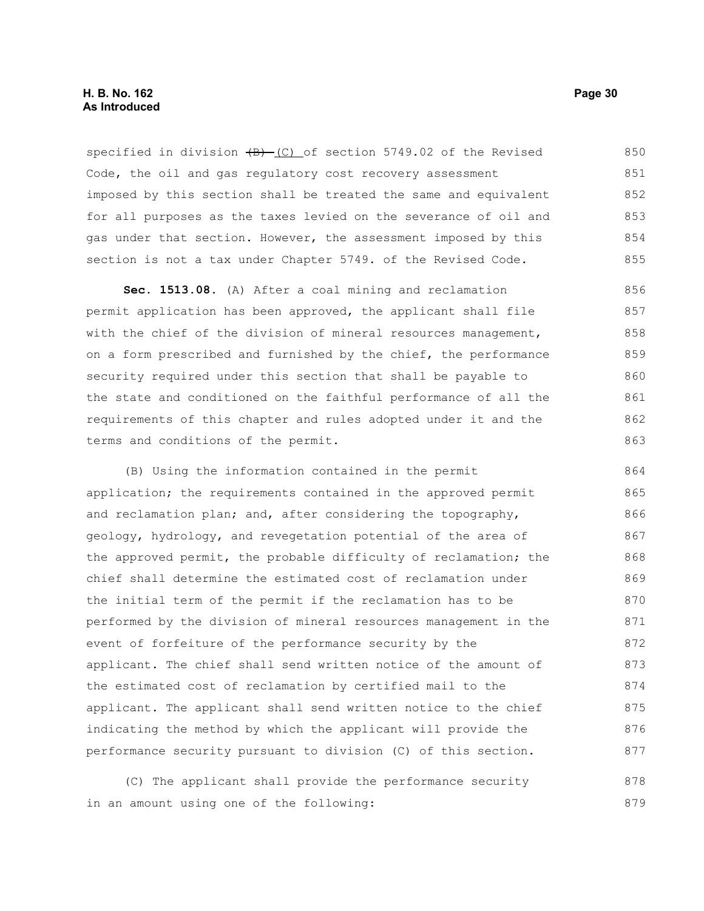specified in division ~~(B)~~ (C) of section 5749.02 of the Revised Code, the oil and gas regulatory cost recovery assessment imposed by this section shall be treated the same and equivalent for all purposes as the taxes levied on the severance of oil and gas under that section. However, the assessment imposed by this section is not a tax under Chapter 5749. of the Revised Code.

**Sec. 1513.08.** (A) After a coal mining and reclamation permit application has been approved, the applicant shall file with the chief of the division of mineral resources management, on a form prescribed and furnished by the chief, the performance security required under this section that shall be payable to the state and conditioned on the faithful performance of all the requirements of this chapter and rules adopted under it and the terms and conditions of the permit.

(B) Using the information contained in the permit application; the requirements contained in the approved permit and reclamation plan; and, after considering the topography, geology, hydrology, and revegetation potential of the area of the approved permit, the probable difficulty of reclamation; the chief shall determine the estimated cost of reclamation under the initial term of the permit if the reclamation has to be performed by the division of mineral resources management in the event of forfeiture of the performance security by the applicant. The chief shall send written notice of the amount of the estimated cost of reclamation by certified mail to the applicant. The applicant shall send written notice to the chief indicating the method by which the applicant will provide the performance security pursuant to division (C) of this section.

(C) The applicant shall provide the performance security in an amount using one of the following: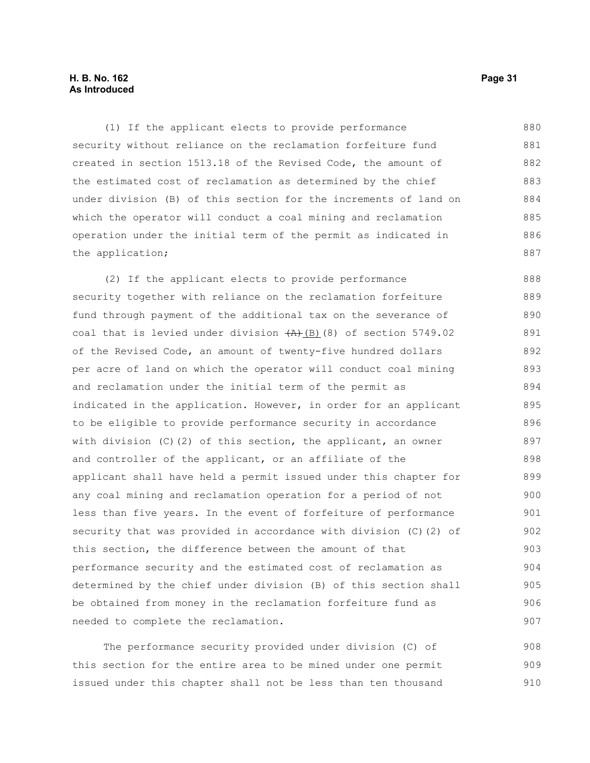(1) If the applicant elects to provide performance security without reliance on the reclamation forfeiture fund created in section 1513.18 of the Revised Code, the amount of the estimated cost of reclamation as determined by the chief under division (B) of this section for the increments of land on which the operator will conduct a coal mining and reclamation operation under the initial term of the permit as indicated in the application;

(2) If the applicant elects to provide performance security together with reliance on the reclamation forfeiture fund through payment of the additional tax on the severance of coal that is levied under division ~~(A)~~ (B)(8) of section 5749.02 of the Revised Code, an amount of twenty-five hundred dollars per acre of land on which the operator will conduct coal mining and reclamation under the initial term of the permit as indicated in the application. However, in order for an applicant to be eligible to provide performance security in accordance with division (C)(2) of this section, the applicant, an owner and controller of the applicant, or an affiliate of the applicant shall have held a permit issued under this chapter for any coal mining and reclamation operation for a period of not less than five years. In the event of forfeiture of performance security that was provided in accordance with division (C)(2) of this section, the difference between the amount of that performance security and the estimated cost of reclamation as determined by the chief under division (B) of this section shall be obtained from money in the reclamation forfeiture fund as needed to complete the reclamation.

The performance security provided under division (C) of this section for the entire area to be mined under one permit issued under this chapter shall not be less than ten thousand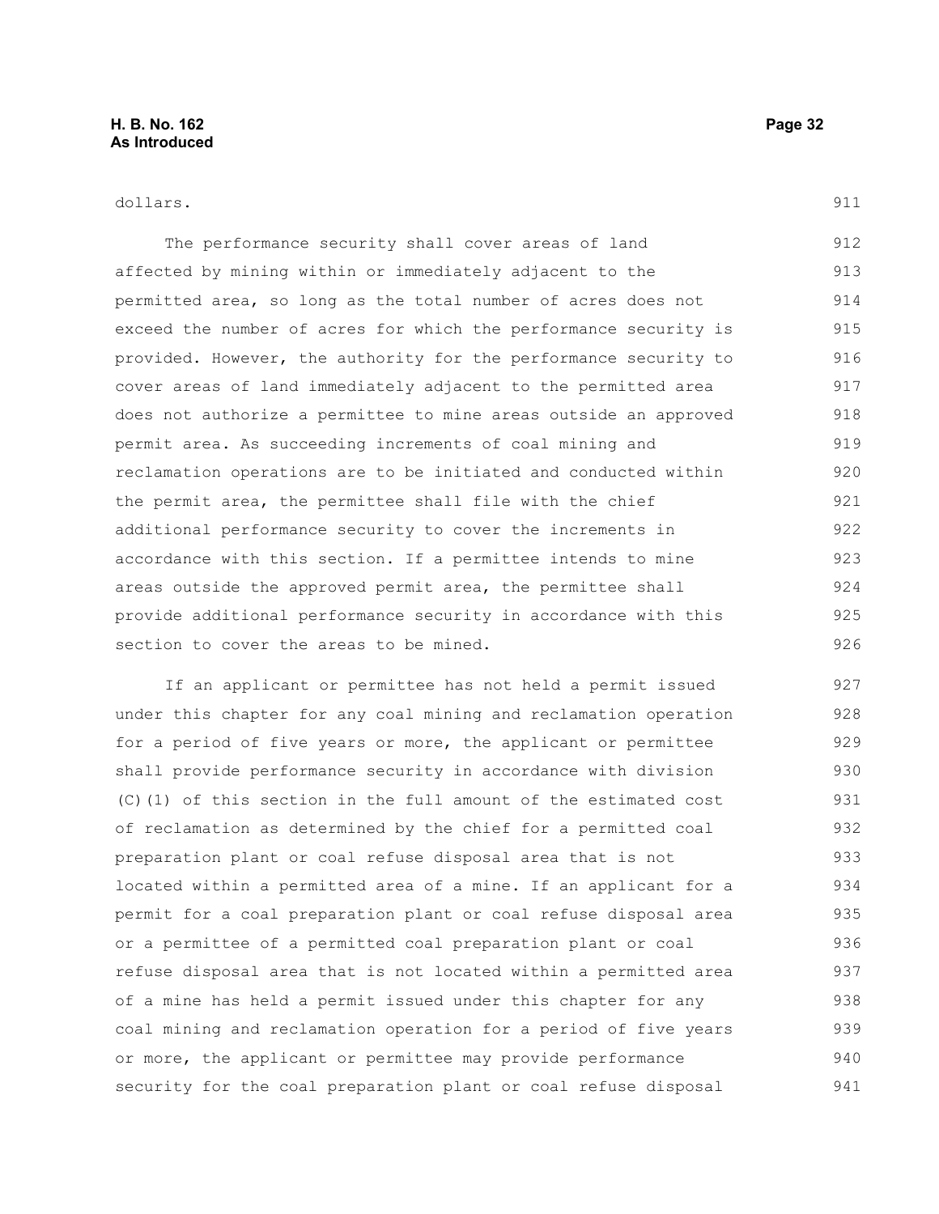dollars.

The performance security shall cover areas of land affected by mining within or immediately adjacent to the permitted area, so long as the total number of acres does not exceed the number of acres for which the performance security is provided. However, the authority for the performance security to cover areas of land immediately adjacent to the permitted area does not authorize a permittee to mine areas outside an approved permit area. As succeeding increments of coal mining and reclamation operations are to be initiated and conducted within the permit area, the permittee shall file with the chief additional performance security to cover the increments in accordance with this section. If a permittee intends to mine areas outside the approved permit area, the permittee shall provide additional performance security in accordance with this section to cover the areas to be mined.

If an applicant or permittee has not held a permit issued under this chapter for any coal mining and reclamation operation for a period of five years or more, the applicant or permittee shall provide performance security in accordance with division (C)(1) of this section in the full amount of the estimated cost of reclamation as determined by the chief for a permitted coal preparation plant or coal refuse disposal area that is not located within a permitted area of a mine. If an applicant for a permit for a coal preparation plant or coal refuse disposal area or a permittee of a permitted coal preparation plant or coal refuse disposal area that is not located within a permitted area of a mine has held a permit issued under this chapter for any coal mining and reclamation operation for a period of five years or more, the applicant or permittee may provide performance security for the coal preparation plant or coal refuse disposal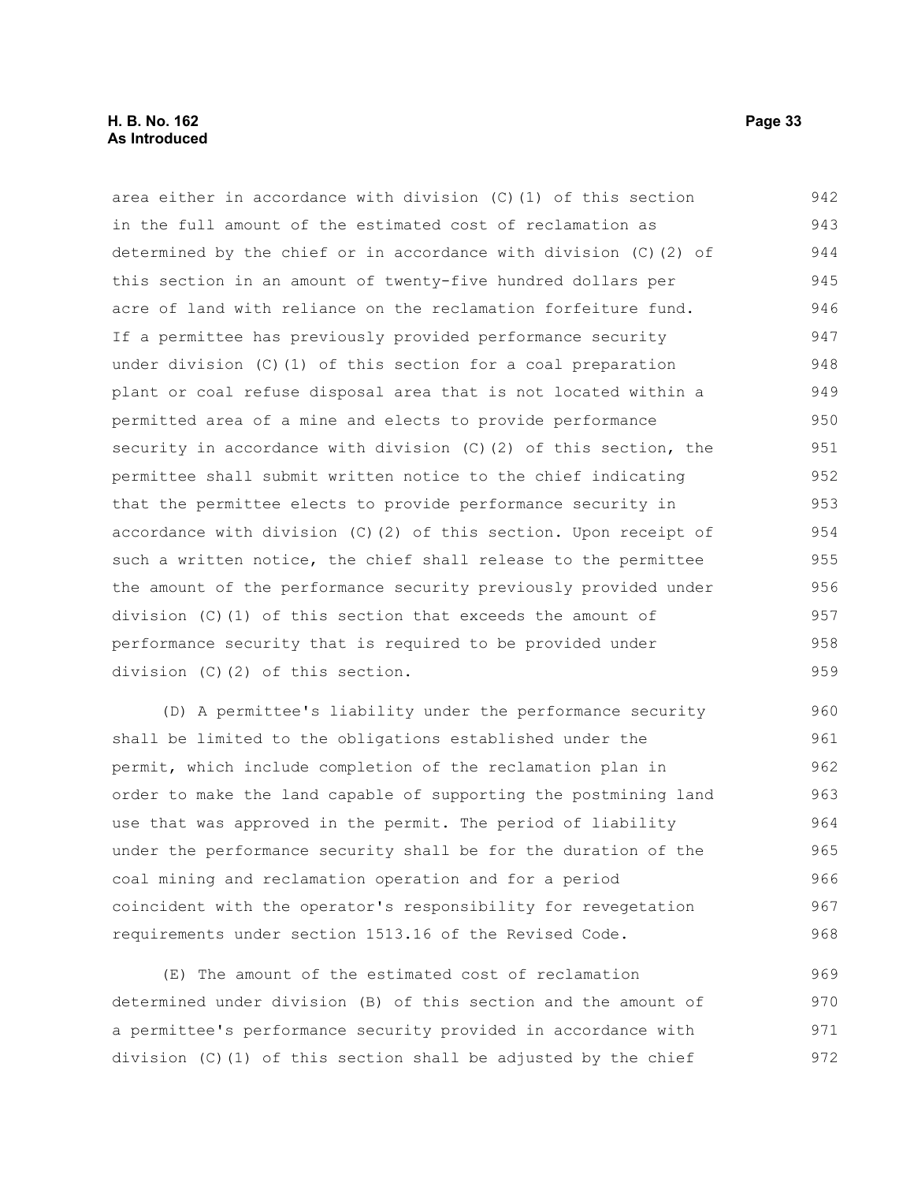area either in accordance with division (C)(1) of this section in the full amount of the estimated cost of reclamation as determined by the chief or in accordance with division (C)(2) of this section in an amount of twenty-five hundred dollars per acre of land with reliance on the reclamation forfeiture fund. If a permittee has previously provided performance security under division (C)(1) of this section for a coal preparation plant or coal refuse disposal area that is not located within a permitted area of a mine and elects to provide performance security in accordance with division (C)(2) of this section, the permittee shall submit written notice to the chief indicating that the permittee elects to provide performance security in accordance with division (C)(2) of this section. Upon receipt of such a written notice, the chief shall release to the permittee the amount of the performance security previously provided under division (C)(1) of this section that exceeds the amount of performance security that is required to be provided under division (C)(2) of this section.

(D) A permittee's liability under the performance security shall be limited to the obligations established under the permit, which include completion of the reclamation plan in order to make the land capable of supporting the postmining land use that was approved in the permit. The period of liability under the performance security shall be for the duration of the coal mining and reclamation operation and for a period coincident with the operator's responsibility for revegetation requirements under section 1513.16 of the Revised Code.

(E) The amount of the estimated cost of reclamation determined under division (B) of this section and the amount of a permittee's performance security provided in accordance with division (C)(1) of this section shall be adjusted by the chief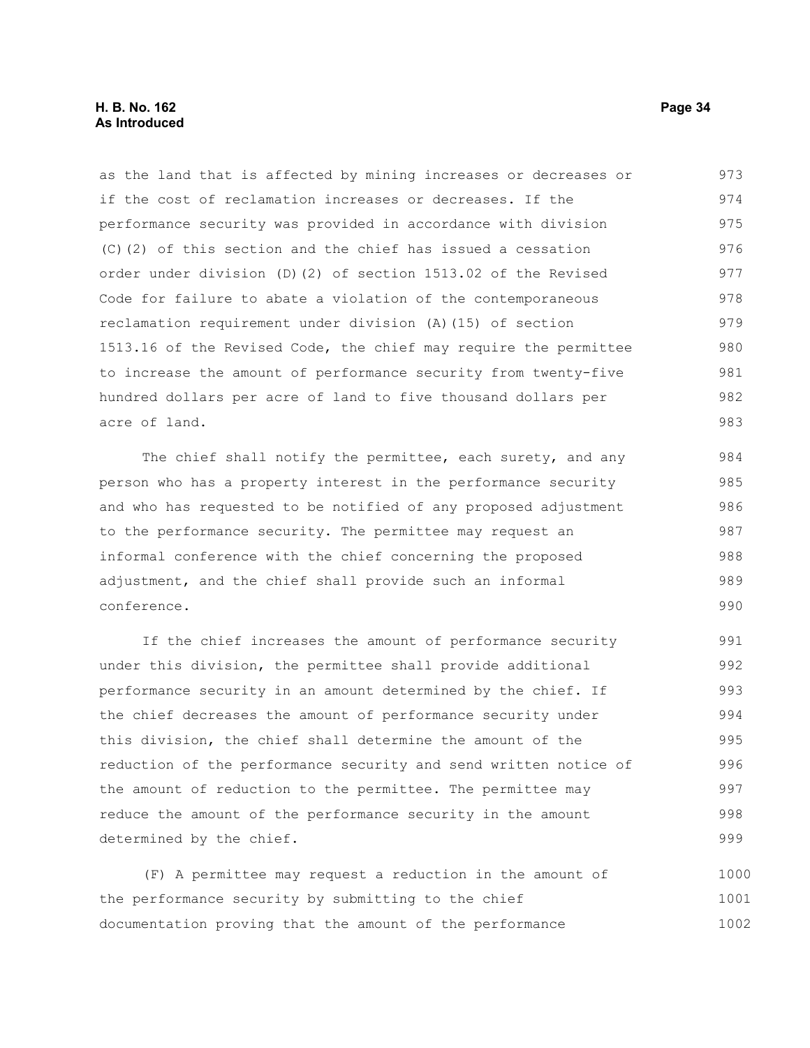as the land that is affected by mining increases or decreases or if the cost of reclamation increases or decreases. If the performance security was provided in accordance with division (C)(2) of this section and the chief has issued a cessation order under division (D)(2) of section 1513.02 of the Revised Code for failure to abate a violation of the contemporaneous reclamation requirement under division (A)(15) of section 1513.16 of the Revised Code, the chief may require the permittee to increase the amount of performance security from twenty-five hundred dollars per acre of land to five thousand dollars per acre of land.

The chief shall notify the permittee, each surety, and any person who has a property interest in the performance security and who has requested to be notified of any proposed adjustment to the performance security. The permittee may request an informal conference with the chief concerning the proposed adjustment, and the chief shall provide such an informal conference.

If the chief increases the amount of performance security under this division, the permittee shall provide additional performance security in an amount determined by the chief. If the chief decreases the amount of performance security under this division, the chief shall determine the amount of the reduction of the performance security and send written notice of the amount of reduction to the permittee. The permittee may reduce the amount of the performance security in the amount determined by the chief.

(F) A permittee may request a reduction in the amount of the performance security by submitting to the chief documentation proving that the amount of the performance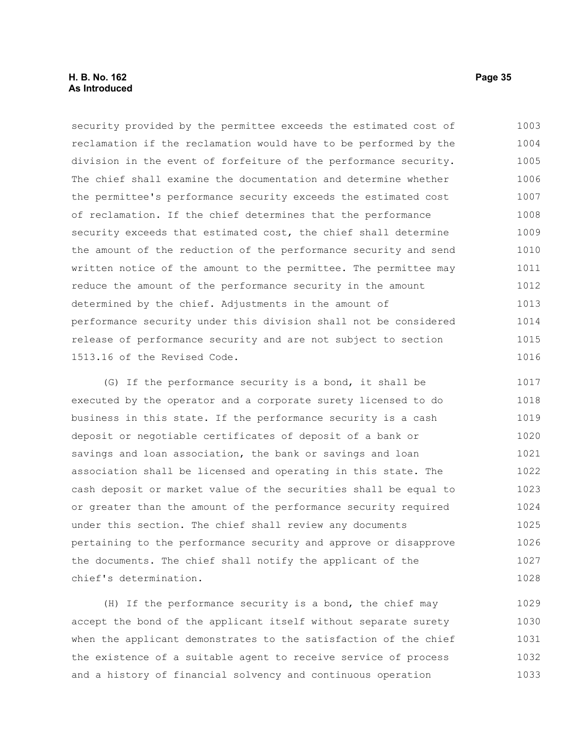security provided by the permittee exceeds the estimated cost of reclamation if the reclamation would have to be performed by the division in the event of forfeiture of the performance security. The chief shall examine the documentation and determine whether the permittee's performance security exceeds the estimated cost of reclamation. If the chief determines that the performance security exceeds that estimated cost, the chief shall determine the amount of the reduction of the performance security and send written notice of the amount to the permittee. The permittee may reduce the amount of the performance security in the amount determined by the chief. Adjustments in the amount of performance security under this division shall not be considered release of performance security and are not subject to section 1513.16 of the Revised Code.

(G) If the performance security is a bond, it shall be executed by the operator and a corporate surety licensed to do business in this state. If the performance security is a cash deposit or negotiable certificates of deposit of a bank or savings and loan association, the bank or savings and loan association shall be licensed and operating in this state. The cash deposit or market value of the securities shall be equal to or greater than the amount of the performance security required under this section. The chief shall review any documents pertaining to the performance security and approve or disapprove the documents. The chief shall notify the applicant of the chief's determination.

(H) If the performance security is a bond, the chief may accept the bond of the applicant itself without separate surety when the applicant demonstrates to the satisfaction of the chief the existence of a suitable agent to receive service of process and a history of financial solvency and continuous operation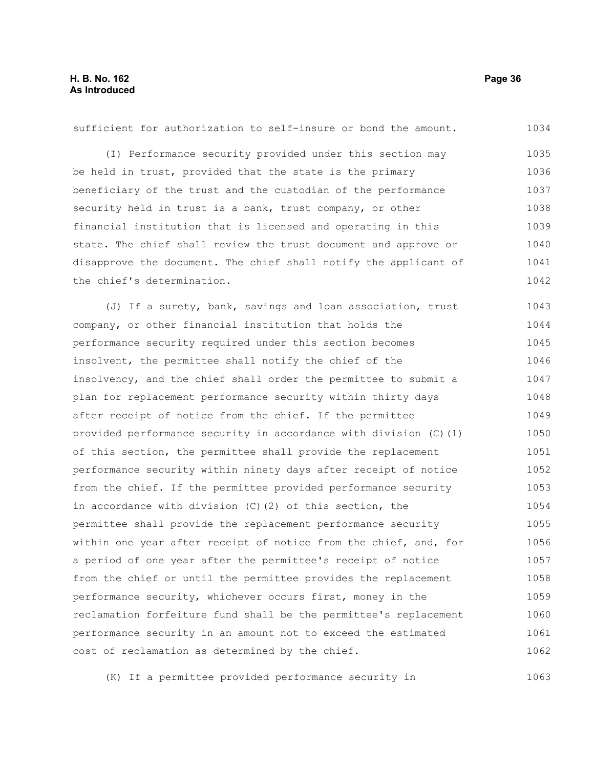sufficient for authorization to self-insure or bond the amount.

(I) Performance security provided under this section may be held in trust, provided that the state is the primary beneficiary of the trust and the custodian of the performance security held in trust is a bank, trust company, or other financial institution that is licensed and operating in this state. The chief shall review the trust document and approve or disapprove the document. The chief shall notify the applicant of the chief's determination.

(J) If a surety, bank, savings and loan association, trust company, or other financial institution that holds the performance security required under this section becomes insolvent, the permittee shall notify the chief of the insolvency, and the chief shall order the permittee to submit a plan for replacement performance security within thirty days after receipt of notice from the chief. If the permittee provided performance security in accordance with division (C)(1) of this section, the permittee shall provide the replacement performance security within ninety days after receipt of notice from the chief. If the permittee provided performance security in accordance with division (C)(2) of this section, the permittee shall provide the replacement performance security within one year after receipt of notice from the chief, and, for a period of one year after the permittee's receipt of notice from the chief or until the permittee provides the replacement performance security, whichever occurs first, money in the reclamation forfeiture fund shall be the permittee's replacement performance security in an amount not to exceed the estimated cost of reclamation as determined by the chief.

(K) If a permittee provided performance security in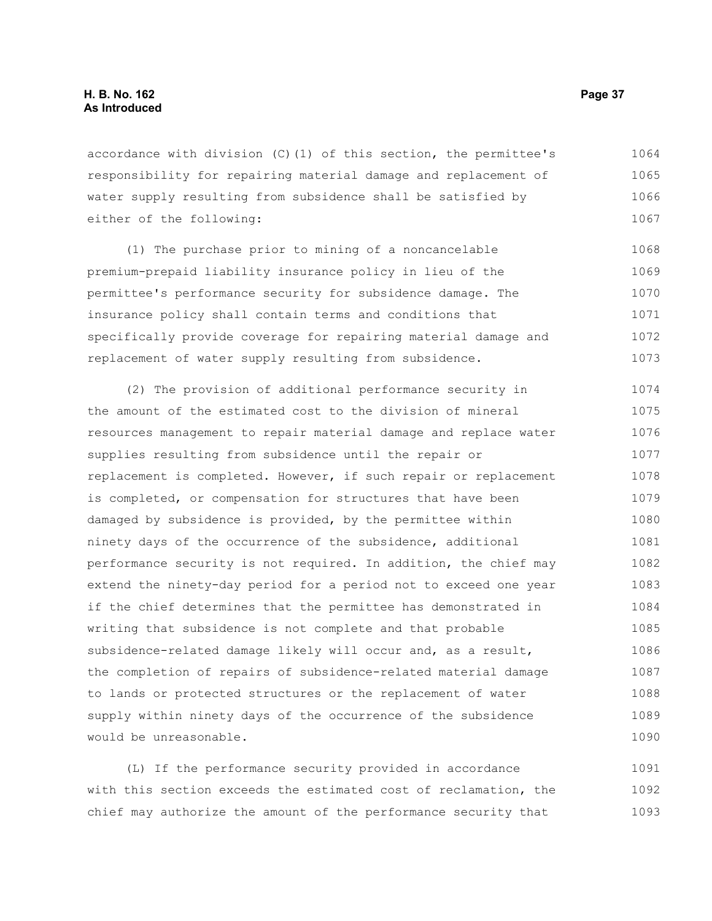accordance with division (C)(1) of this section, the permittee's responsibility for repairing material damage and replacement of water supply resulting from subsidence shall be satisfied by either of the following:

(1) The purchase prior to mining of a noncancelable premium-prepaid liability insurance policy in lieu of the permittee's performance security for subsidence damage. The insurance policy shall contain terms and conditions that specifically provide coverage for repairing material damage and replacement of water supply resulting from subsidence.

(2) The provision of additional performance security in the amount of the estimated cost to the division of mineral resources management to repair material damage and replace water supplies resulting from subsidence until the repair or replacement is completed. However, if such repair or replacement is completed, or compensation for structures that have been damaged by subsidence is provided, by the permittee within ninety days of the occurrence of the subsidence, additional performance security is not required. In addition, the chief may extend the ninety-day period for a period not to exceed one year if the chief determines that the permittee has demonstrated in writing that subsidence is not complete and that probable subsidence-related damage likely will occur and, as a result, the completion of repairs of subsidence-related material damage to lands or protected structures or the replacement of water supply within ninety days of the occurrence of the subsidence would be unreasonable.

(L) If the performance security provided in accordance with this section exceeds the estimated cost of reclamation, the chief may authorize the amount of the performance security that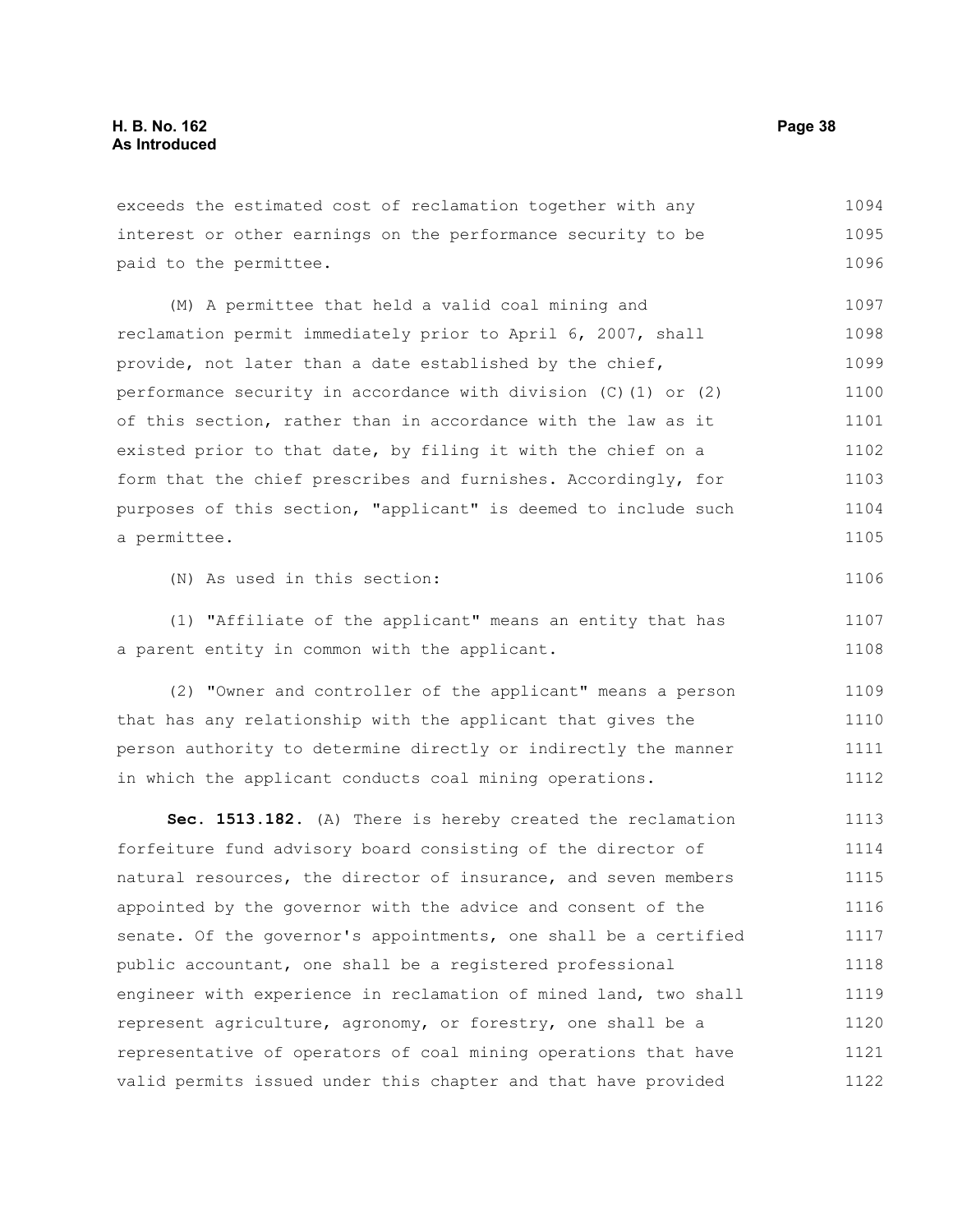exceeds the estimated cost of reclamation together with any interest or other earnings on the performance security to be paid to the permittee.

(M) A permittee that held a valid coal mining and reclamation permit immediately prior to April 6, 2007, shall provide, not later than a date established by the chief, performance security in accordance with division (C)(1) or (2) of this section, rather than in accordance with the law as it existed prior to that date, by filing it with the chief on a form that the chief prescribes and furnishes. Accordingly, for purposes of this section, "applicant" is deemed to include such a permittee.

(N) As used in this section:

(1) "Affiliate of the applicant" means an entity that has a parent entity in common with the applicant.

(2) "Owner and controller of the applicant" means a person that has any relationship with the applicant that gives the person authority to determine directly or indirectly the manner in which the applicant conducts coal mining operations.

**Sec. 1513.182.** (A) There is hereby created the reclamation forfeiture fund advisory board consisting of the director of natural resources, the director of insurance, and seven members appointed by the governor with the advice and consent of the senate. Of the governor's appointments, one shall be a certified public accountant, one shall be a registered professional engineer with experience in reclamation of mined land, two shall represent agriculture, agronomy, or forestry, one shall be a representative of operators of coal mining operations that have valid permits issued under this chapter and that have provided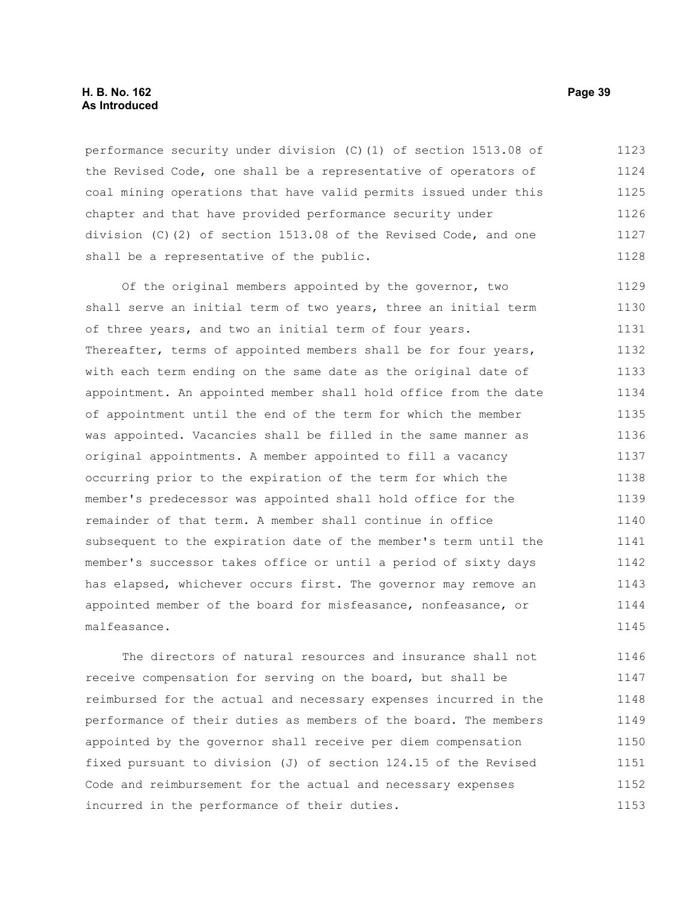performance security under division (C)(1) of section 1513.08 of the Revised Code, one shall be a representative of operators of coal mining operations that have valid permits issued under this chapter and that have provided performance security under division (C)(2) of section 1513.08 of the Revised Code, and one shall be a representative of the public.

Of the original members appointed by the governor, two shall serve an initial term of two years, three an initial term of three years, and two an initial term of four years. Thereafter, terms of appointed members shall be for four years, with each term ending on the same date as the original date of appointment. An appointed member shall hold office from the date of appointment until the end of the term for which the member was appointed. Vacancies shall be filled in the same manner as original appointments. A member appointed to fill a vacancy occurring prior to the expiration of the term for which the member's predecessor was appointed shall hold office for the remainder of that term. A member shall continue in office subsequent to the expiration date of the member's term until the member's successor takes office or until a period of sixty days has elapsed, whichever occurs first. The governor may remove an appointed member of the board for misfeasance, nonfeasance, or malfeasance.

The directors of natural resources and insurance shall not receive compensation for serving on the board, but shall be reimbursed for the actual and necessary expenses incurred in the performance of their duties as members of the board. The members appointed by the governor shall receive per diem compensation fixed pursuant to division (J) of section 124.15 of the Revised Code and reimbursement for the actual and necessary expenses incurred in the performance of their duties.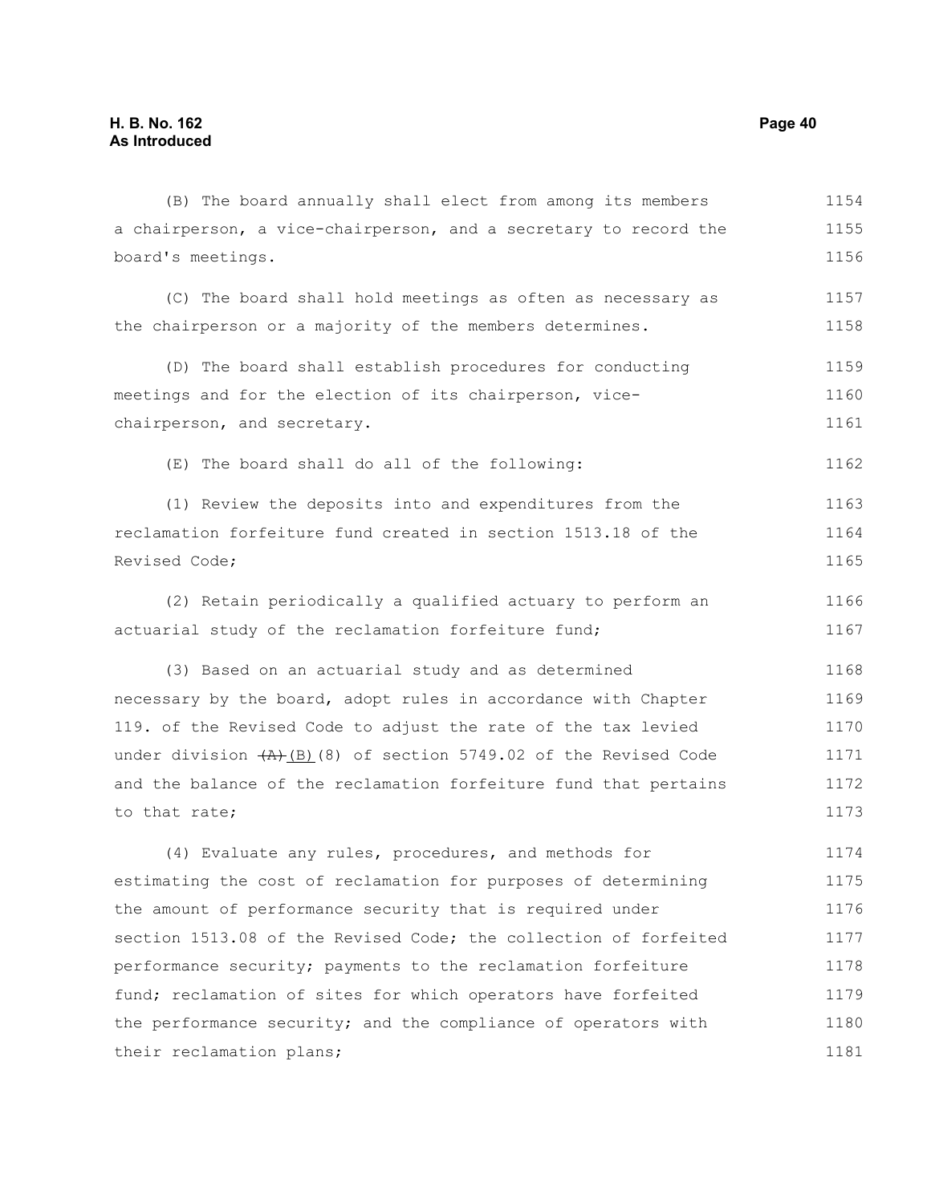(B) The board annually shall elect from among its members a chairperson, a vice-chairperson, and a secretary to record the board's meetings.

(C) The board shall hold meetings as often as necessary as the chairperson or a majority of the members determines.

(D) The board shall establish procedures for conducting meetings and for the election of its chairperson, vice-chairperson, and secretary.

(E) The board shall do all of the following:

(1) Review the deposits into and expenditures from the reclamation forfeiture fund created in section 1513.18 of the Revised Code;

(2) Retain periodically a qualified actuary to perform an actuarial study of the reclamation forfeiture fund;

(3) Based on an actuarial study and as determined necessary by the board, adopt rules in accordance with Chapter 119. of the Revised Code to adjust the rate of the tax levied under division ~~(A)~~ (B)(8) of section 5749.02 of the Revised Code and the balance of the reclamation forfeiture fund that pertains to that rate;

(4) Evaluate any rules, procedures, and methods for estimating the cost of reclamation for purposes of determining the amount of performance security that is required under section 1513.08 of the Revised Code; the collection of forfeited performance security; payments to the reclamation forfeiture fund; reclamation of sites for which operators have forfeited the performance security; and the compliance of operators with their reclamation plans;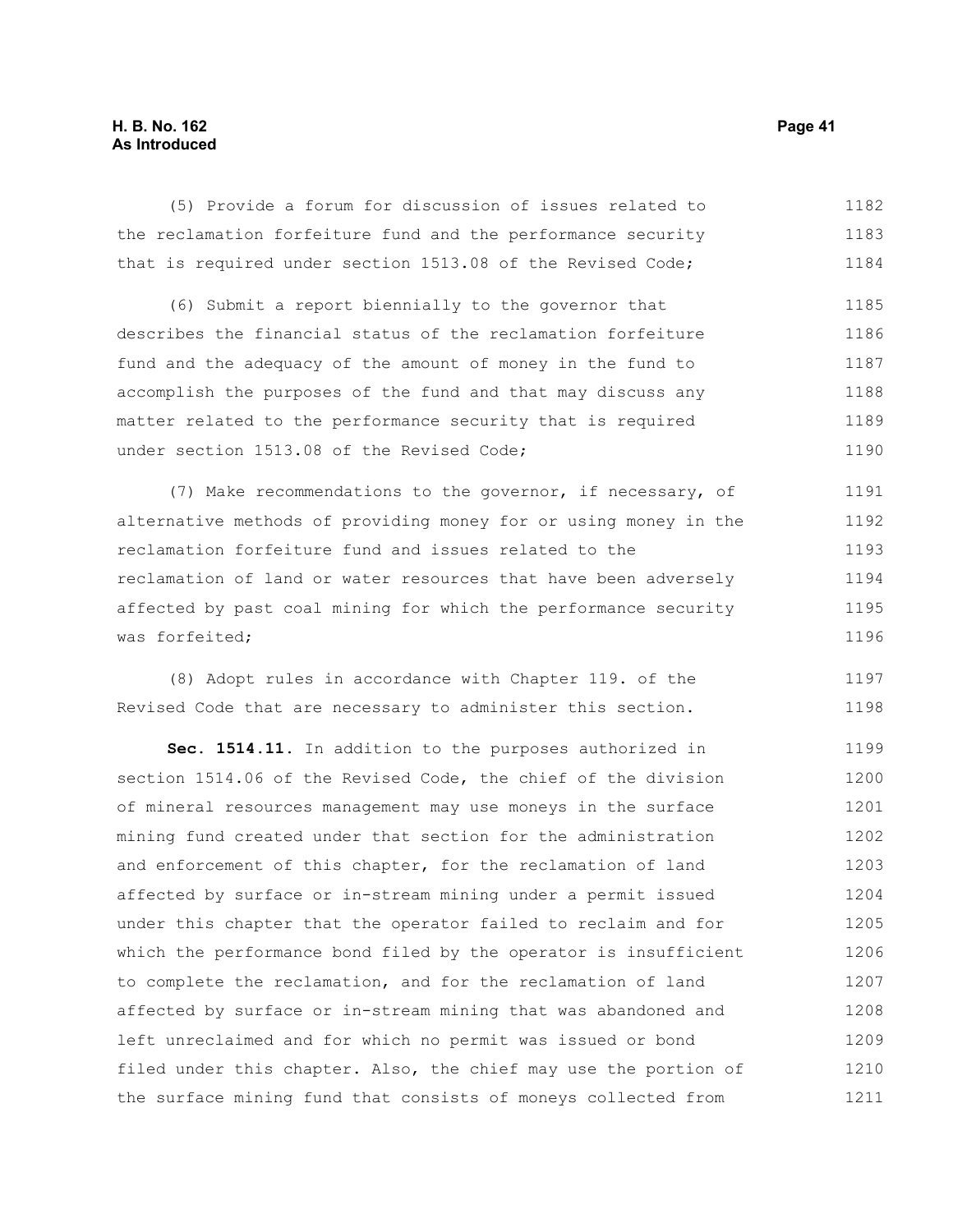(5) Provide a forum for discussion of issues related to the reclamation forfeiture fund and the performance security that is required under section 1513.08 of the Revised Code;

(6) Submit a report biennially to the governor that describes the financial status of the reclamation forfeiture fund and the adequacy of the amount of money in the fund to accomplish the purposes of the fund and that may discuss any matter related to the performance security that is required under section 1513.08 of the Revised Code;

(7) Make recommendations to the governor, if necessary, of alternative methods of providing money for or using money in the reclamation forfeiture fund and issues related to the reclamation of land or water resources that have been adversely affected by past coal mining for which the performance security was forfeited;

(8) Adopt rules in accordance with Chapter 119. of the Revised Code that are necessary to administer this section.

**Sec. 1514.11.** In addition to the purposes authorized in section 1514.06 of the Revised Code, the chief of the division of mineral resources management may use moneys in the surface mining fund created under that section for the administration and enforcement of this chapter, for the reclamation of land affected by surface or in-stream mining under a permit issued under this chapter that the operator failed to reclaim and for which the performance bond filed by the operator is insufficient to complete the reclamation, and for the reclamation of land affected by surface or in-stream mining that was abandoned and left unreclaimed and for which no permit was issued or bond filed under this chapter. Also, the chief may use the portion of the surface mining fund that consists of moneys collected from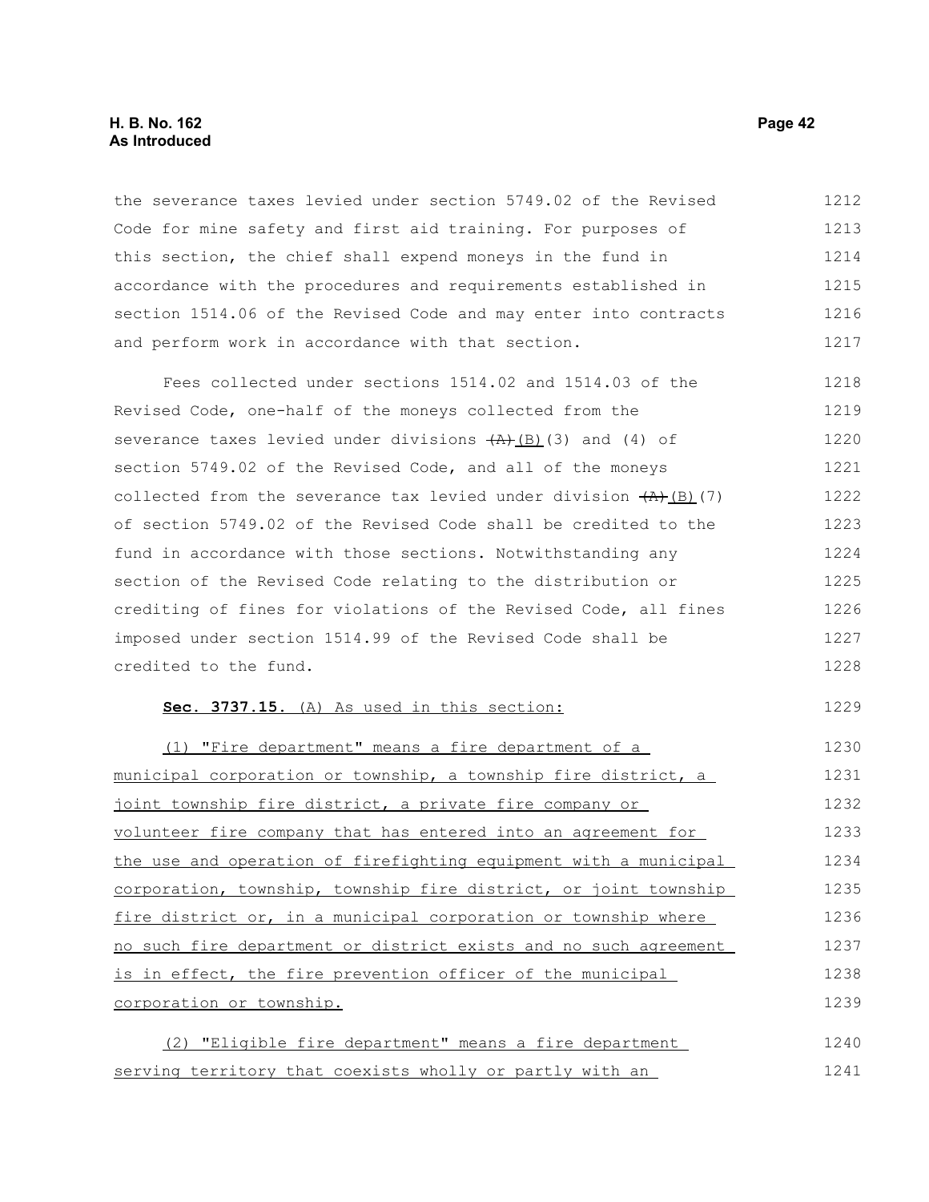the severance taxes levied under section 5749.02 of the Revised Code for mine safety and first aid training. For purposes of this section, the chief shall expend moneys in the fund in accordance with the procedures and requirements established in section 1514.06 of the Revised Code and may enter into contracts and perform work in accordance with that section.

Fees collected under sections 1514.02 and 1514.03 of the Revised Code, one-half of the moneys collected from the severance taxes levied under divisions ~~(A)~~(B)(3) and (4) of section 5749.02 of the Revised Code, and all of the moneys collected from the severance tax levied under division ~~(A)~~(B)(7) of section 5749.02 of the Revised Code shall be credited to the fund in accordance with those sections. Notwithstanding any section of the Revised Code relating to the distribution or crediting of fines for violations of the Revised Code, all fines imposed under section 1514.99 of the Revised Code shall be credited to the fund.

**Sec. 3737.15.** (A) As used in this section:

(1) "Fire department" means a fire department of a municipal corporation or township, a township fire district, a joint township fire district, a private fire company or volunteer fire company that has entered into an agreement for the use and operation of firefighting equipment with a municipal corporation, township, township fire district, or joint township fire district or, in a municipal corporation or township where no such fire department or district exists and no such agreement is in effect, the fire prevention officer of the municipal corporation or township.

(2) "Eligible fire department" means a fire department serving territory that coexists wholly or partly with an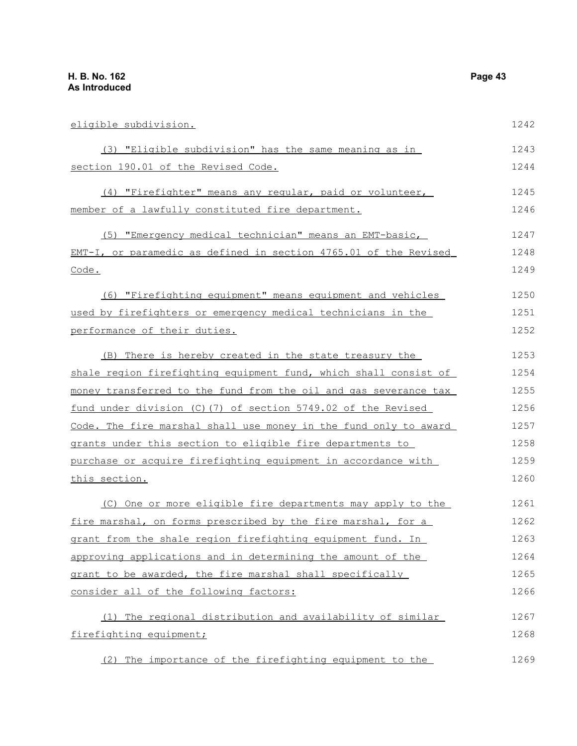eligible subdivision.

(3) "Eligible subdivision" has the same meaning as in section 190.01 of the Revised Code.

(4) "Firefighter" means any regular, paid or volunteer, member of a lawfully constituted fire department.

(5) "Emergency medical technician" means an EMT-basic, EMT-I, or paramedic as defined in section 4765.01 of the Revised Code.

(6) "Firefighting equipment" means equipment and vehicles used by firefighters or emergency medical technicians in the performance of their duties.

(B) There is hereby created in the state treasury the shale region firefighting equipment fund, which shall consist of money transferred to the fund from the oil and gas severance tax fund under division (C)(7) of section 5749.02 of the Revised Code. The fire marshal shall use money in the fund only to award grants under this section to eligible fire departments to purchase or acquire firefighting equipment in accordance with this section.

(C) One or more eligible fire departments may apply to the fire marshal, on forms prescribed by the fire marshal, for a grant from the shale region firefighting equipment fund. In approving applications and in determining the amount of the grant to be awarded, the fire marshal shall specifically consider all of the following factors:

(1) The regional distribution and availability of similar firefighting equipment;

(2) The importance of the firefighting equipment to the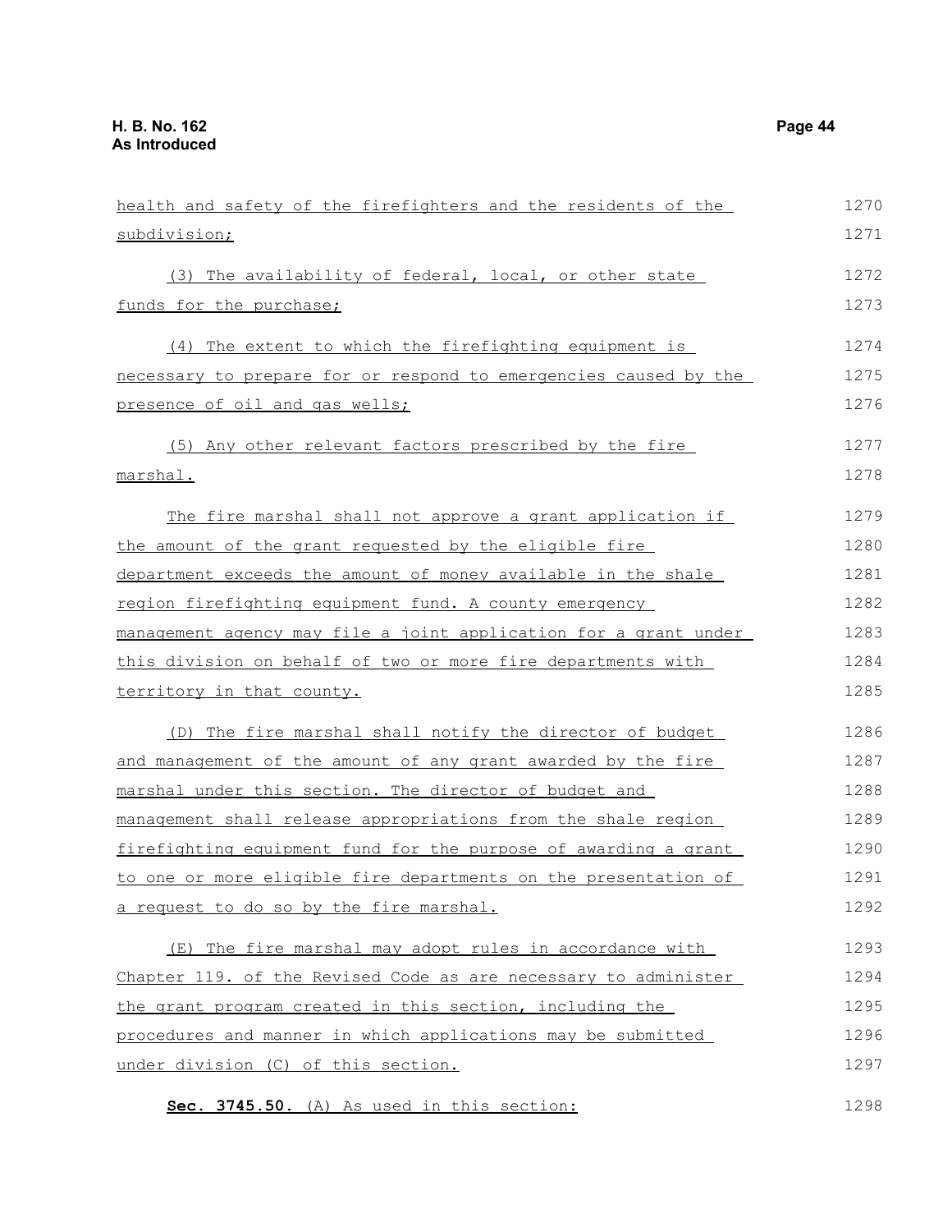health and safety of the firefighters and the residents of the subdivision;

(3) The availability of federal, local, or other state funds for the purchase;

(4) The extent to which the firefighting equipment is necessary to prepare for or respond to emergencies caused by the presence of oil and gas wells;

(5) Any other relevant factors prescribed by the fire marshal.

The fire marshal shall not approve a grant application if the amount of the grant requested by the eligible fire department exceeds the amount of money available in the shale region firefighting equipment fund. A county emergency management agency may file a joint application for a grant under this division on behalf of two or more fire departments with territory in that county.

(D) The fire marshal shall notify the director of budget and management of the amount of any grant awarded by the fire marshal under this section. The director of budget and management shall release appropriations from the shale region firefighting equipment fund for the purpose of awarding a grant to one or more eligible fire departments on the presentation of a request to do so by the fire marshal.

(E) The fire marshal may adopt rules in accordance with Chapter 119. of the Revised Code as are necessary to administer the grant program created in this section, including the procedures and manner in which applications may be submitted under division (C) of this section.

**Sec. 3745.50.** (A) As used in this section: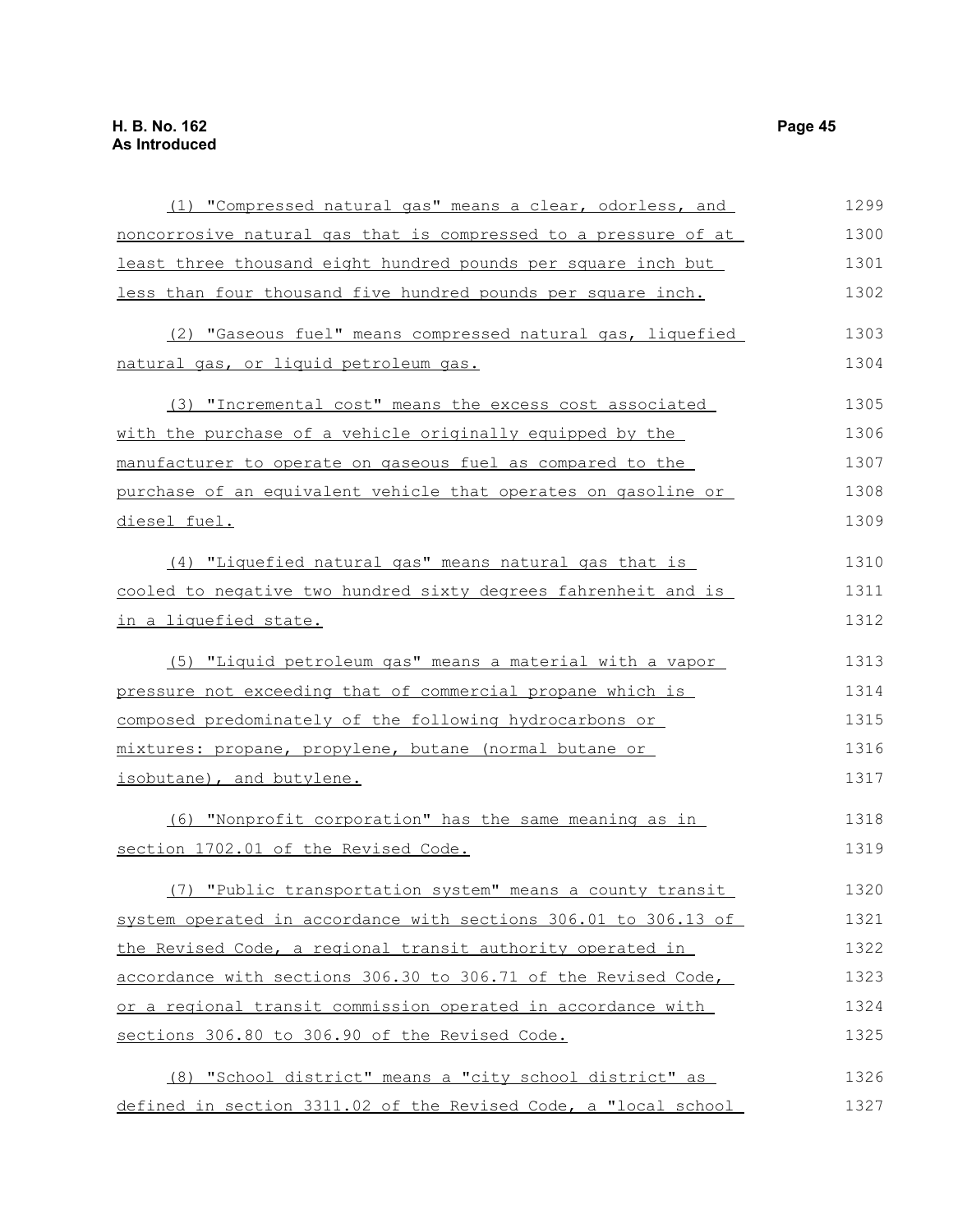(1) "Compressed natural gas" means a clear, odorless, and noncorrosive natural gas that is compressed to a pressure of at least three thousand eight hundred pounds per square inch but less than four thousand five hundred pounds per square inch.

(2) "Gaseous fuel" means compressed natural gas, liquefied natural gas, or liquid petroleum gas.

(3) "Incremental cost" means the excess cost associated with the purchase of a vehicle originally equipped by the manufacturer to operate on gaseous fuel as compared to the purchase of an equivalent vehicle that operates on gasoline or diesel fuel.

(4) "Liquefied natural gas" means natural gas that is cooled to negative two hundred sixty degrees fahrenheit and is in a liquefied state.

(5) "Liquid petroleum gas" means a material with a vapor pressure not exceeding that of commercial propane which is composed predominately of the following hydrocarbons or mixtures: propane, propylene, butane (normal butane or isobutane), and butylene.

(6) "Nonprofit corporation" has the same meaning as in section 1702.01 of the Revised Code.

(7) "Public transportation system" means a county transit system operated in accordance with sections 306.01 to 306.13 of the Revised Code, a regional transit authority operated in accordance with sections 306.30 to 306.71 of the Revised Code, or a regional transit commission operated in accordance with sections 306.80 to 306.90 of the Revised Code.

(8) "School district" means a "city school district" as defined in section 3311.02 of the Revised Code, a "local school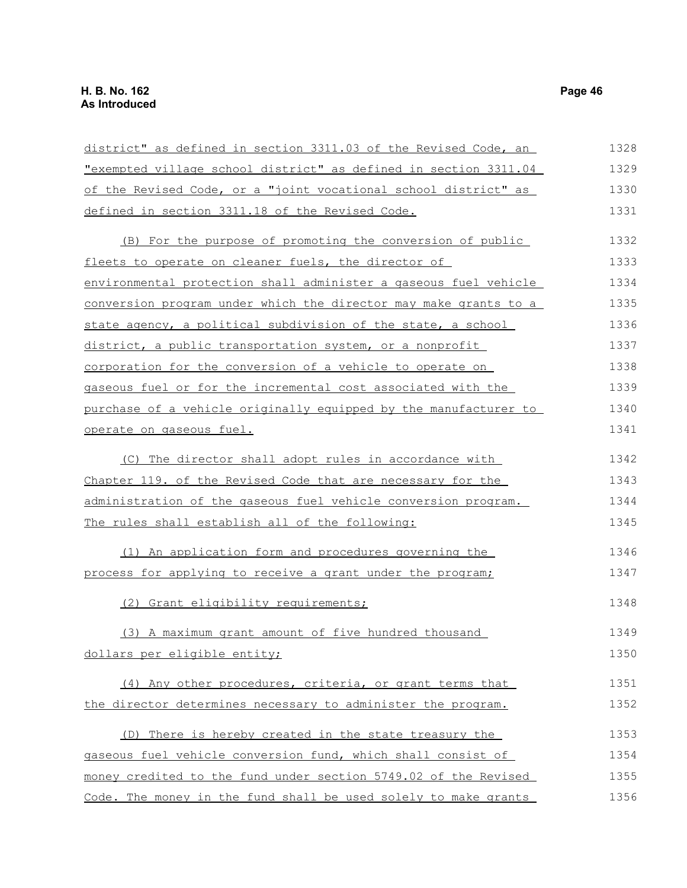district" as defined in section 3311.03 of the Revised Code, an "exempted village school district" as defined in section 3311.04 of the Revised Code, or a "joint vocational school district" as defined in section 3311.18 of the Revised Code.

(B) For the purpose of promoting the conversion of public fleets to operate on cleaner fuels, the director of environmental protection shall administer a gaseous fuel vehicle conversion program under which the director may make grants to a state agency, a political subdivision of the state, a school district, a public transportation system, or a nonprofit corporation for the conversion of a vehicle to operate on gaseous fuel or for the incremental cost associated with the purchase of a vehicle originally equipped by the manufacturer to operate on gaseous fuel.

(C) The director shall adopt rules in accordance with Chapter 119. of the Revised Code that are necessary for the administration of the gaseous fuel vehicle conversion program. The rules shall establish all of the following:

(1) An application form and procedures governing the process for applying to receive a grant under the program;

(2) Grant eligibility requirements;

(3) A maximum grant amount of five hundred thousand dollars per eligible entity;

(4) Any other procedures, criteria, or grant terms that the director determines necessary to administer the program.

(D) There is hereby created in the state treasury the gaseous fuel vehicle conversion fund, which shall consist of money credited to the fund under section 5749.02 of the Revised Code. The money in the fund shall be used solely to make grants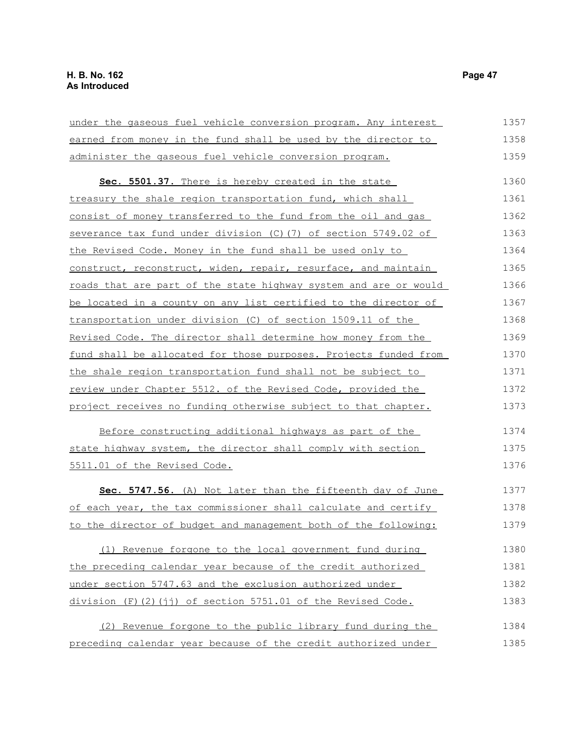under the gaseous fuel vehicle conversion program. Any interest earned from money in the fund shall be used by the director to administer the gaseous fuel vehicle conversion program.

**Sec. 5501.37.** There is hereby created in the state treasury the shale region transportation fund, which shall consist of money transferred to the fund from the oil and gas severance tax fund under division (C)(7) of section 5749.02 of the Revised Code. Money in the fund shall be used only to construct, reconstruct, widen, repair, resurface, and maintain roads that are part of the state highway system and are or would be located in a county on any list certified to the director of transportation under division (C) of section 1509.11 of the Revised Code. The director shall determine how money from the fund shall be allocated for those purposes. Projects funded from the shale region transportation fund shall not be subject to review under Chapter 5512. of the Revised Code, provided the project receives no funding otherwise subject to that chapter.

Before constructing additional highways as part of the state highway system, the director shall comply with section 5511.01 of the Revised Code.

**Sec. 5747.56.** (A) Not later than the fifteenth day of June of each year, the tax commissioner shall calculate and certify to the director of budget and management both of the following:

(1) Revenue forgone to the local government fund during the preceding calendar year because of the credit authorized under section 5747.63 and the exclusion authorized under division (F)(2)(jj) of section 5751.01 of the Revised Code.

(2) Revenue forgone to the public library fund during the preceding calendar year because of the credit authorized under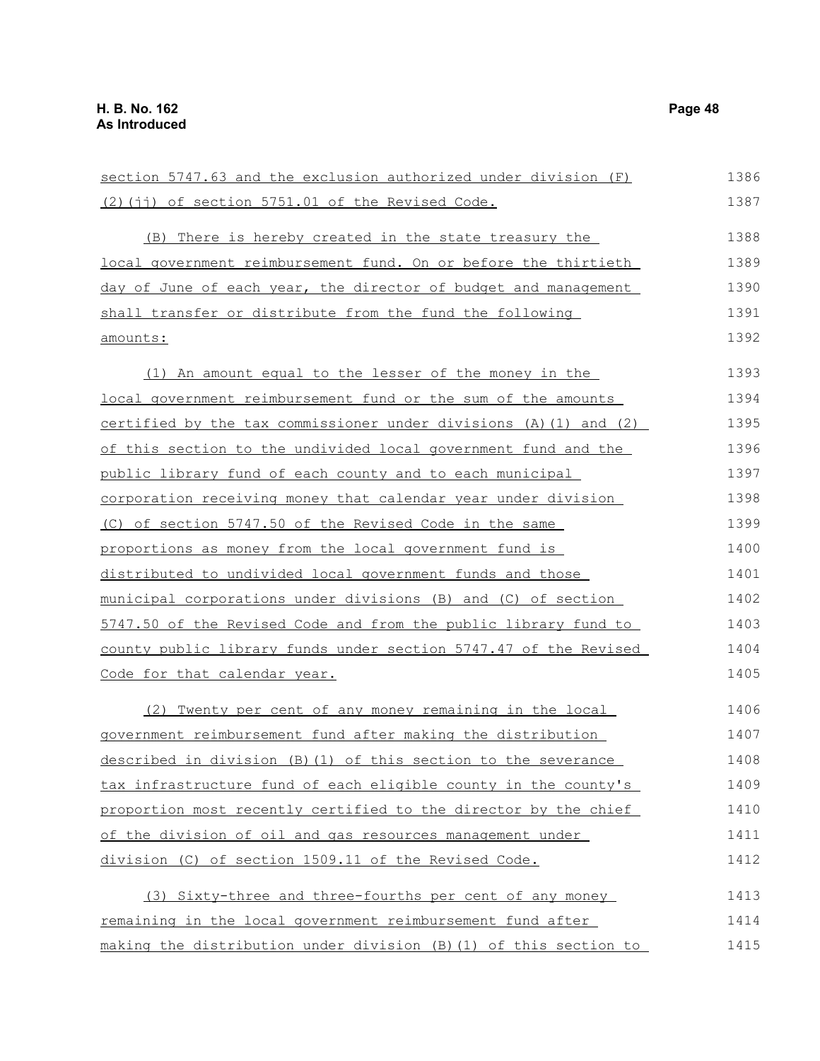section 5747.63 and the exclusion authorized under division (F)(2)(jj) of section 5751.01 of the Revised Code.

(B) There is hereby created in the state treasury the local government reimbursement fund. On or before the thirtieth day of June of each year, the director of budget and management shall transfer or distribute from the fund the following amounts:

(1) An amount equal to the lesser of the money in the local government reimbursement fund or the sum of the amounts certified by the tax commissioner under divisions (A)(1) and (2) of this section to the undivided local government fund and the public library fund of each county and to each municipal corporation receiving money that calendar year under division (C) of section 5747.50 of the Revised Code in the same proportions as money from the local government fund is distributed to undivided local government funds and those municipal corporations under divisions (B) and (C) of section 5747.50 of the Revised Code and from the public library fund to county public library funds under section 5747.47 of the Revised Code for that calendar year.

(2) Twenty per cent of any money remaining in the local government reimbursement fund after making the distribution described in division (B)(1) of this section to the severance tax infrastructure fund of each eligible county in the county's proportion most recently certified to the director by the chief of the division of oil and gas resources management under division (C) of section 1509.11 of the Revised Code.

(3) Sixty-three and three-fourths per cent of any money remaining in the local government reimbursement fund after making the distribution under division (B)(1) of this section to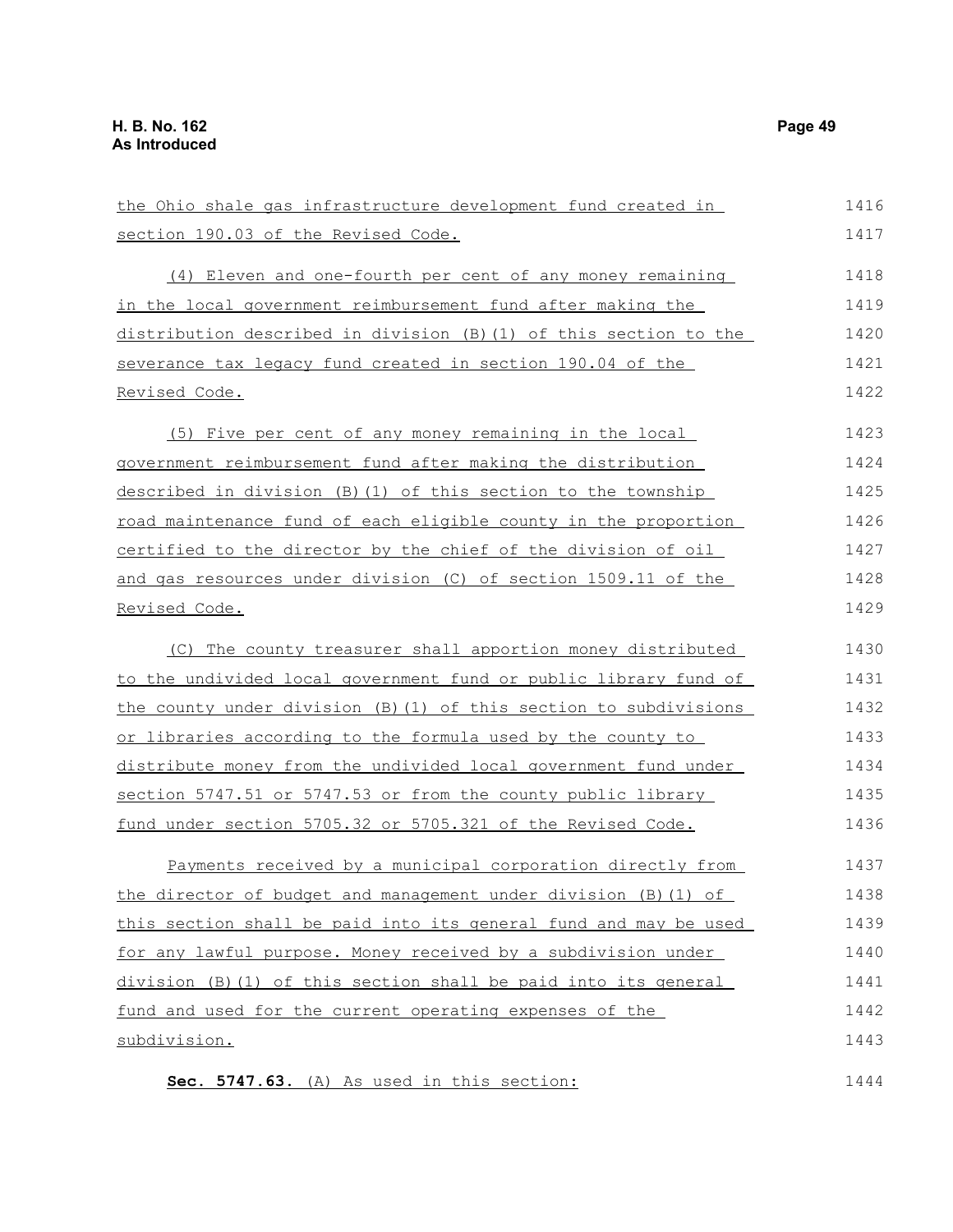the Ohio shale gas infrastructure development fund created in section 190.03 of the Revised Code.

(4) Eleven and one-fourth per cent of any money remaining in the local government reimbursement fund after making the distribution described in division (B)(1) of this section to the severance tax legacy fund created in section 190.04 of the Revised Code.

(5) Five per cent of any money remaining in the local government reimbursement fund after making the distribution described in division (B)(1) of this section to the township road maintenance fund of each eligible county in the proportion certified to the director by the chief of the division of oil and gas resources under division (C) of section 1509.11 of the Revised Code.

(C) The county treasurer shall apportion money distributed to the undivided local government fund or public library fund of the county under division (B)(1) of this section to subdivisions or libraries according to the formula used by the county to distribute money from the undivided local government fund under section 5747.51 or 5747.53 or from the county public library fund under section 5705.32 or 5705.321 of the Revised Code.

Payments received by a municipal corporation directly from the director of budget and management under division (B)(1) of this section shall be paid into its general fund and may be used for any lawful purpose. Money received by a subdivision under division (B)(1) of this section shall be paid into its general fund and used for the current operating expenses of the subdivision.

**Sec. 5747.63.** (A) As used in this section: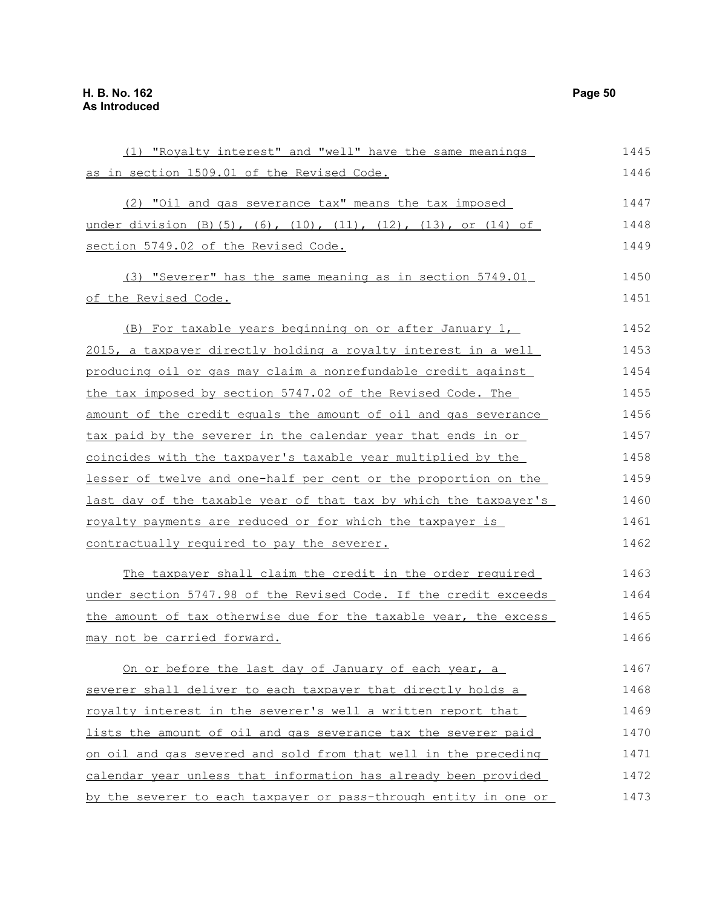(1) "Royalty interest" and "well" have the same meanings as in section 1509.01 of the Revised Code.

(2) "Oil and gas severance tax" means the tax imposed under division (B)(5), (6), (10), (11), (12), (13), or (14) of section 5749.02 of the Revised Code.

(3) "Severer" has the same meaning as in section 5749.01 of the Revised Code.

(B) For taxable years beginning on or after January 1, 2015, a taxpayer directly holding a royalty interest in a well producing oil or gas may claim a nonrefundable credit against the tax imposed by section 5747.02 of the Revised Code. The amount of the credit equals the amount of oil and gas severance tax paid by the severer in the calendar year that ends in or coincides with the taxpayer's taxable year multiplied by the lesser of twelve and one-half per cent or the proportion on the last day of the taxable year of that tax by which the taxpayer's royalty payments are reduced or for which the taxpayer is contractually required to pay the severer.

The taxpayer shall claim the credit in the order required under section 5747.98 of the Revised Code. If the credit exceeds the amount of tax otherwise due for the taxable year, the excess may not be carried forward.

On or before the last day of January of each year, a severer shall deliver to each taxpayer that directly holds a royalty interest in the severer's well a written report that lists the amount of oil and gas severance tax the severer paid on oil and gas severed and sold from that well in the preceding calendar year unless that information has already been provided by the severer to each taxpayer or pass-through entity in one or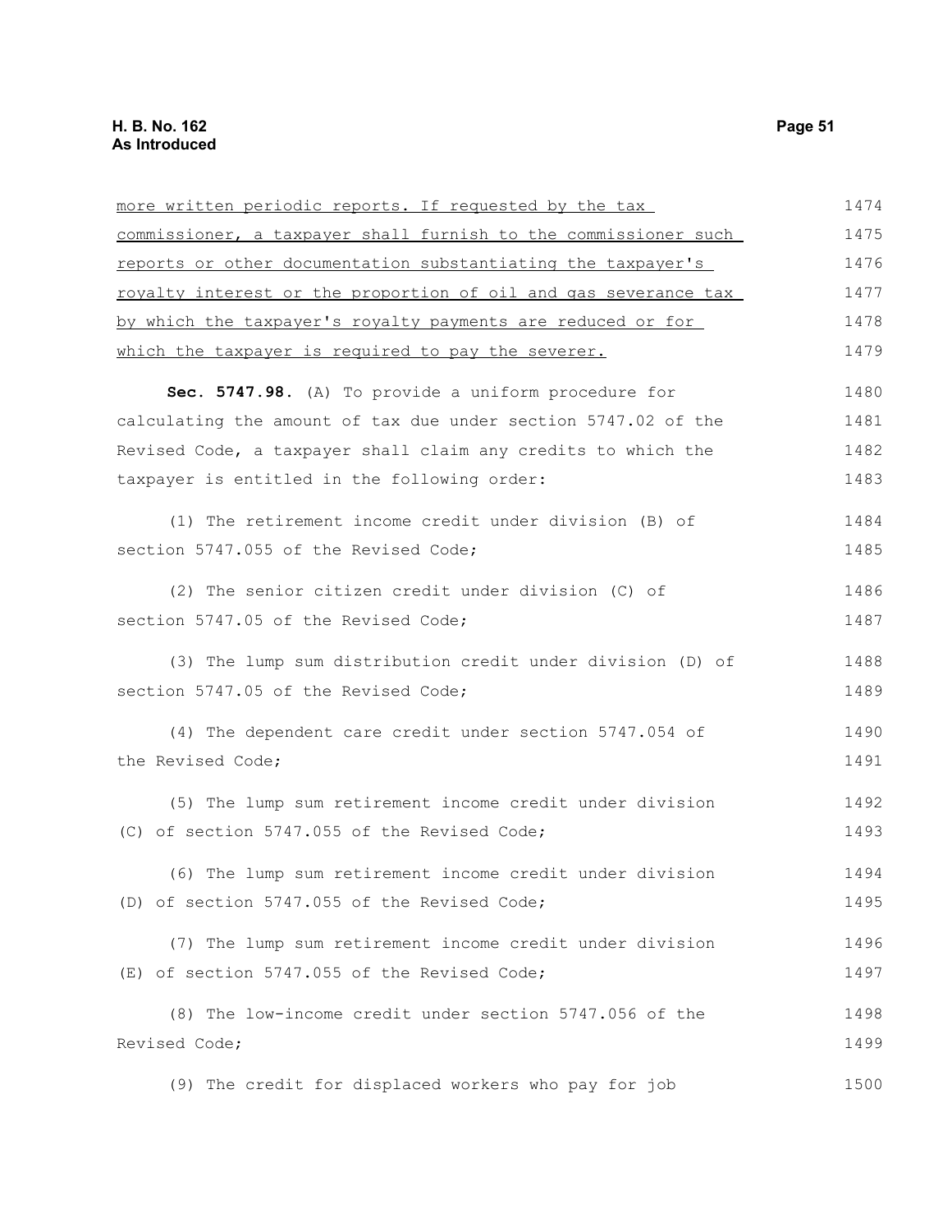more written periodic reports. If requested by the tax commissioner, a taxpayer shall furnish to the commissioner such reports or other documentation substantiating the taxpayer's royalty interest or the proportion of oil and gas severance tax by which the taxpayer's royalty payments are reduced or for which the taxpayer is required to pay the severer.

**Sec. 5747.98.** (A) To provide a uniform procedure for calculating the amount of tax due under section 5747.02 of the Revised Code, a taxpayer shall claim any credits to which the taxpayer is entitled in the following order:

(1) The retirement income credit under division (B) of section 5747.055 of the Revised Code;

(2) The senior citizen credit under division (C) of section 5747.05 of the Revised Code;

(3) The lump sum distribution credit under division (D) of section 5747.05 of the Revised Code;

(4) The dependent care credit under section 5747.054 of the Revised Code;

(5) The lump sum retirement income credit under division (C) of section 5747.055 of the Revised Code;

(6) The lump sum retirement income credit under division (D) of section 5747.055 of the Revised Code;

(7) The lump sum retirement income credit under division (E) of section 5747.055 of the Revised Code;

(8) The low-income credit under section 5747.056 of the Revised Code;

(9) The credit for displaced workers who pay for job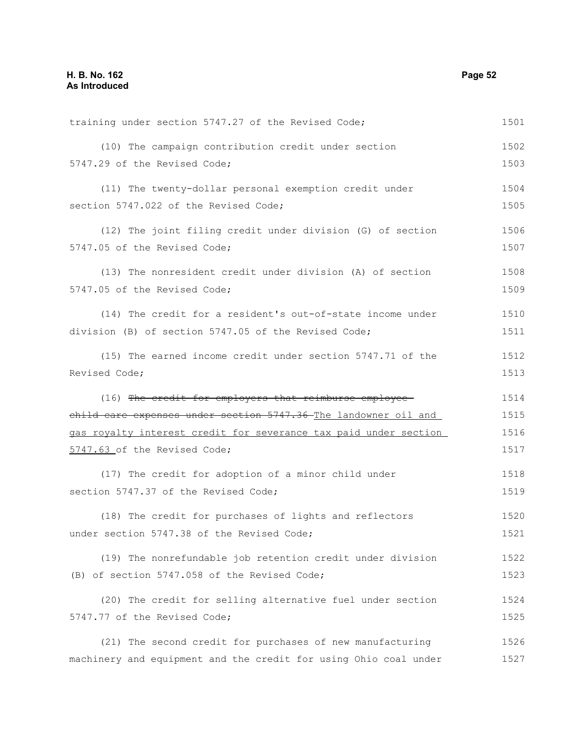training under section 5747.27 of the Revised Code;

(10) The campaign contribution credit under section 5747.29 of the Revised Code;

(11) The twenty-dollar personal exemption credit under section 5747.022 of the Revised Code;

(12) The joint filing credit under division (G) of section 5747.05 of the Revised Code;

(13) The nonresident credit under division (A) of section 5747.05 of the Revised Code;

(14) The credit for a resident's out-of-state income under division (B) of section 5747.05 of the Revised Code;

(15) The earned income credit under section 5747.71 of the Revised Code;

(16) ~~The credit for employers that reimburse employee child care expenses under section 5747.36~~ <u>The landowner oil and gas royalty interest credit for severance tax paid under section 5747.63</u> of the Revised Code;

(17) The credit for adoption of a minor child under section 5747.37 of the Revised Code;

(18) The credit for purchases of lights and reflectors under section 5747.38 of the Revised Code;

(19) The nonrefundable job retention credit under division (B) of section 5747.058 of the Revised Code;

(20) The credit for selling alternative fuel under section 5747.77 of the Revised Code;

(21) The second credit for purchases of new manufacturing machinery and equipment and the credit for using Ohio coal under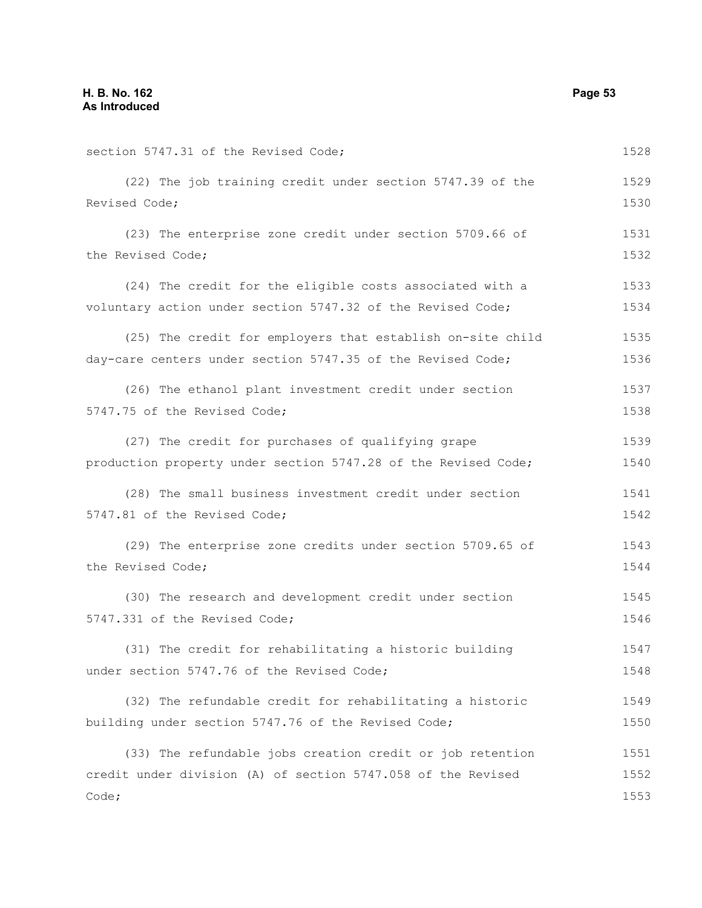section 5747.31 of the Revised Code;

(22) The job training credit under section 5747.39 of the Revised Code;

(23) The enterprise zone credit under section 5709.66 of the Revised Code;

(24) The credit for the eligible costs associated with a voluntary action under section 5747.32 of the Revised Code;

(25) The credit for employers that establish on-site child day-care centers under section 5747.35 of the Revised Code;

(26) The ethanol plant investment credit under section 5747.75 of the Revised Code;

(27) The credit for purchases of qualifying grape production property under section 5747.28 of the Revised Code;

(28) The small business investment credit under section 5747.81 of the Revised Code;

(29) The enterprise zone credits under section 5709.65 of the Revised Code;

(30) The research and development credit under section 5747.331 of the Revised Code;

(31) The credit for rehabilitating a historic building under section 5747.76 of the Revised Code;

(32) The refundable credit for rehabilitating a historic building under section 5747.76 of the Revised Code;

(33) The refundable jobs creation credit or job retention credit under division (A) of section 5747.058 of the Revised Code;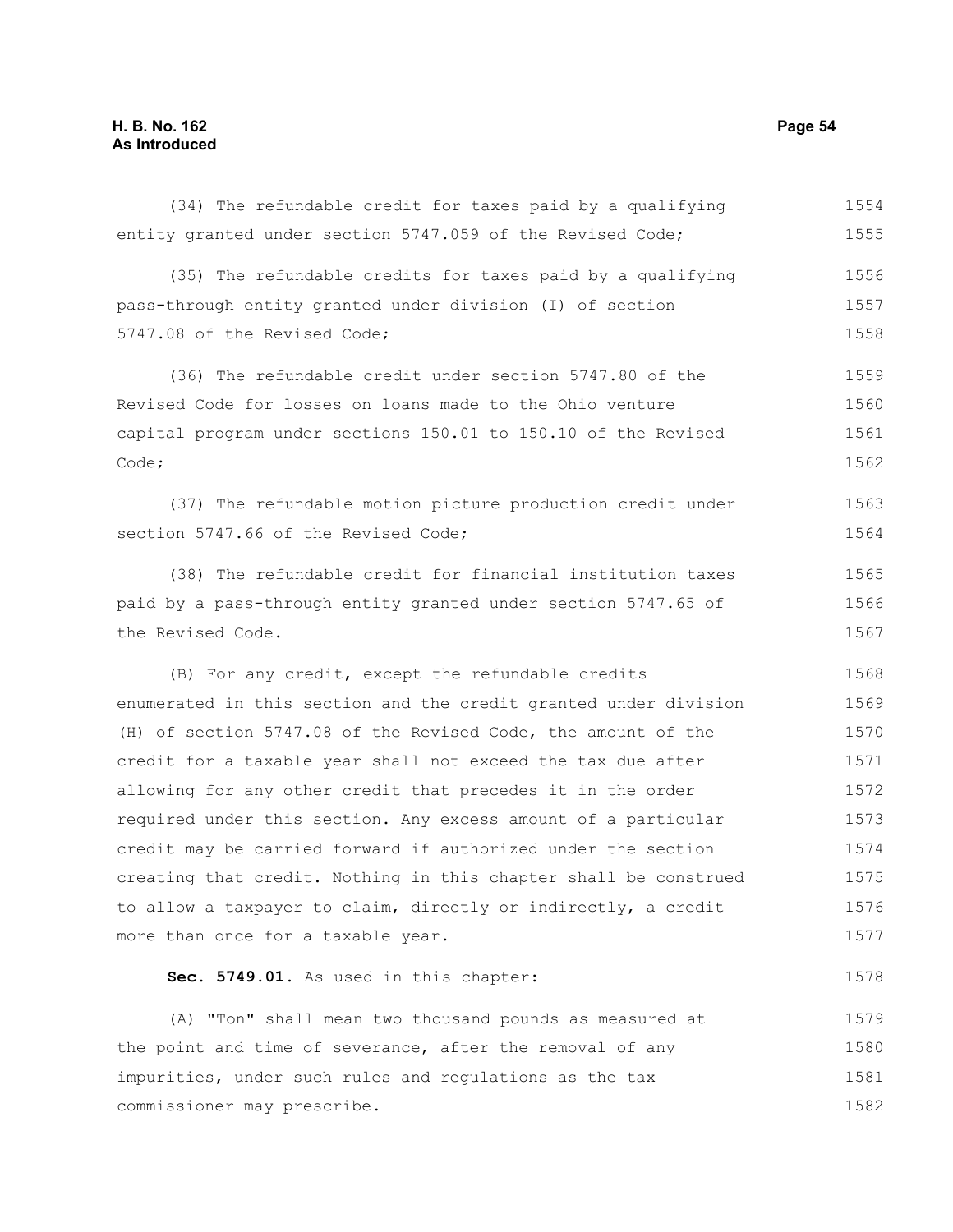(34) The refundable credit for taxes paid by a qualifying entity granted under section 5747.059 of the Revised Code;

(35) The refundable credits for taxes paid by a qualifying pass-through entity granted under division (I) of section 5747.08 of the Revised Code;

(36) The refundable credit under section 5747.80 of the Revised Code for losses on loans made to the Ohio venture capital program under sections 150.01 to 150.10 of the Revised Code;

(37) The refundable motion picture production credit under section 5747.66 of the Revised Code;

(38) The refundable credit for financial institution taxes paid by a pass-through entity granted under section 5747.65 of the Revised Code.

(B) For any credit, except the refundable credits enumerated in this section and the credit granted under division (H) of section 5747.08 of the Revised Code, the amount of the credit for a taxable year shall not exceed the tax due after allowing for any other credit that precedes it in the order required under this section. Any excess amount of a particular credit may be carried forward if authorized under the section creating that credit. Nothing in this chapter shall be construed to allow a taxpayer to claim, directly or indirectly, a credit more than once for a taxable year.

**Sec. 5749.01.** As used in this chapter:

(A) "Ton" shall mean two thousand pounds as measured at the point and time of severance, after the removal of any impurities, under such rules and regulations as the tax commissioner may prescribe.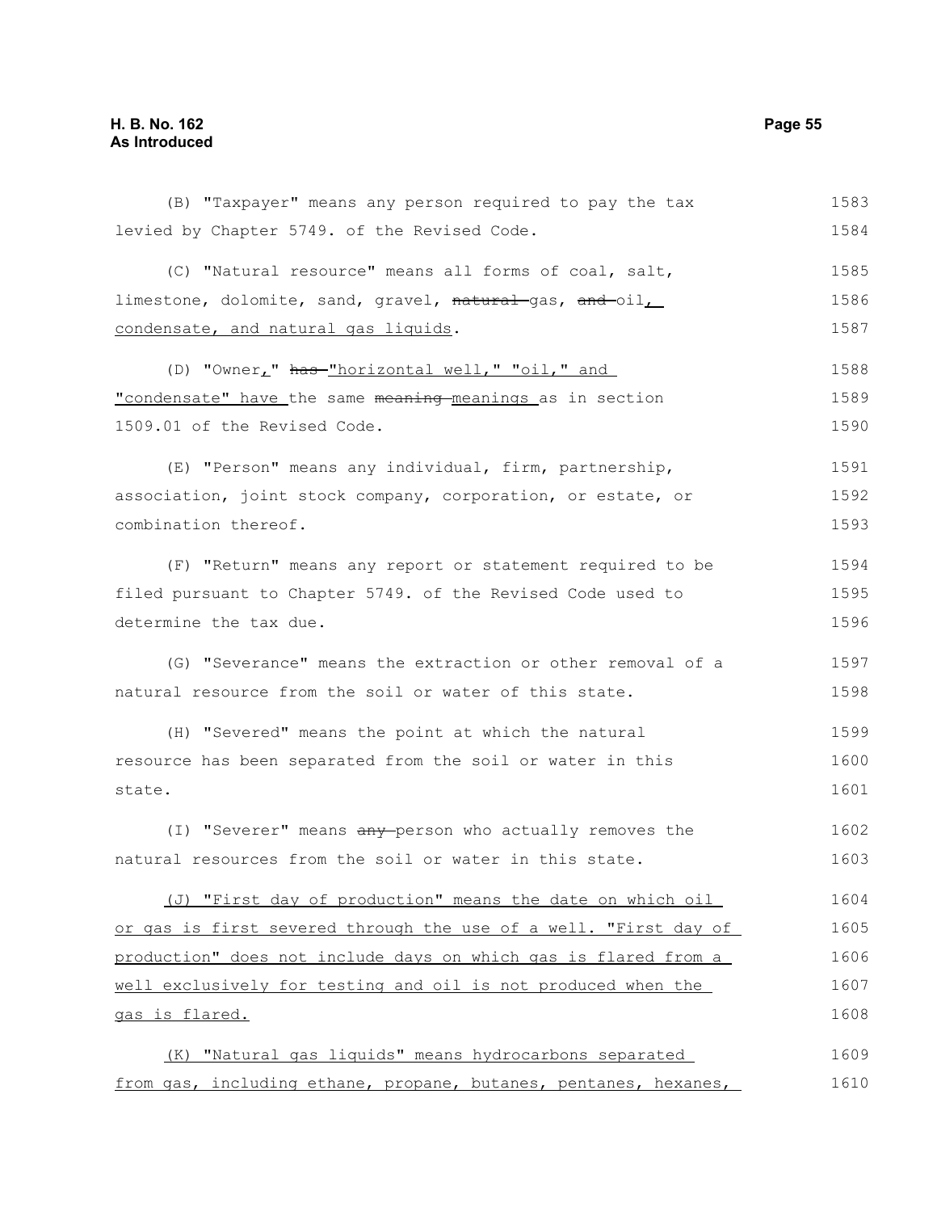(B) "Taxpayer" means any person required to pay the tax levied by Chapter 5749. of the Revised Code.

(C) "Natural resource" means all forms of coal, salt, limestone, dolomite, sand, gravel, ~~natural~~ gas, ~~and~~ oil, condensate, and natural gas liquids.

(D) "Owner," ~~has~~ "horizontal well," "oil," and "condensate" have the same ~~meaning~~ meanings as in section 1509.01 of the Revised Code.

(E) "Person" means any individual, firm, partnership, association, joint stock company, corporation, or estate, or combination thereof.

(F) "Return" means any report or statement required to be filed pursuant to Chapter 5749. of the Revised Code used to determine the tax due.

(G) "Severance" means the extraction or other removal of a natural resource from the soil or water of this state.

(H) "Severed" means the point at which the natural resource has been separated from the soil or water in this state.

(I) "Severer" means ~~any~~ person who actually removes the natural resources from the soil or water in this state.

(J) "First day of production" means the date on which oil or gas is first severed through the use of a well. "First day of production" does not include days on which gas is flared from a well exclusively for testing and oil is not produced when the gas is flared.

(K) "Natural gas liquids" means hydrocarbons separated from gas, including ethane, propane, butanes, pentanes, hexanes,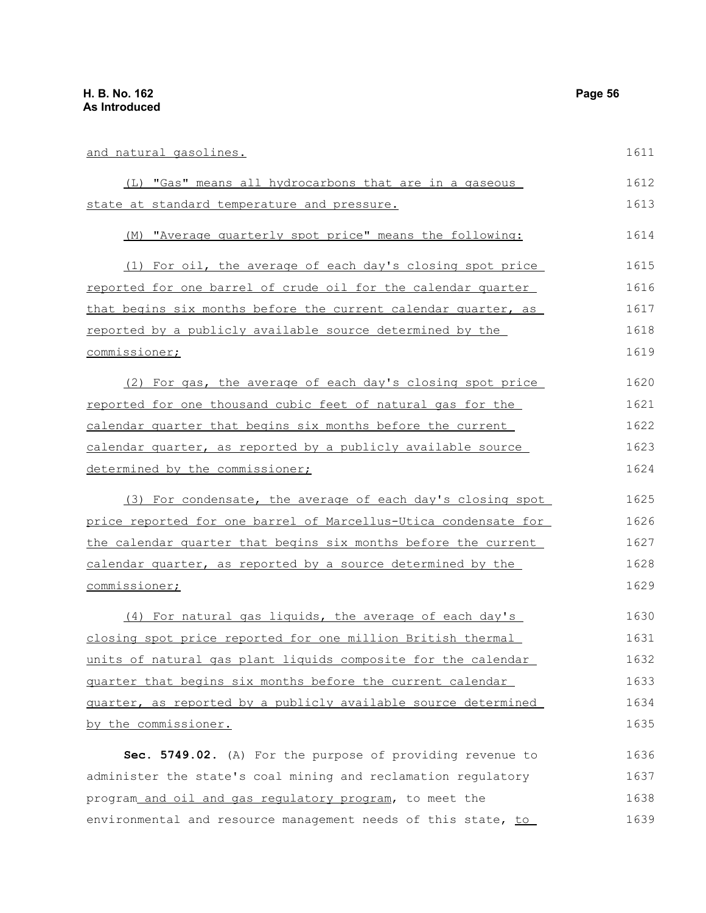and natural gasolines.

(L) "Gas" means all hydrocarbons that are in a gaseous state at standard temperature and pressure.

(M) "Average quarterly spot price" means the following:

(1) For oil, the average of each day's closing spot price reported for one barrel of crude oil for the calendar quarter that begins six months before the current calendar quarter, as reported by a publicly available source determined by the commissioner;

(2) For gas, the average of each day's closing spot price reported for one thousand cubic feet of natural gas for the calendar quarter that begins six months before the current calendar quarter, as reported by a publicly available source determined by the commissioner;

(3) For condensate, the average of each day's closing spot price reported for one barrel of Marcellus-Utica condensate for the calendar quarter that begins six months before the current calendar quarter, as reported by a source determined by the commissioner;

(4) For natural gas liquids, the average of each day's closing spot price reported for one million British thermal units of natural gas plant liquids composite for the calendar quarter that begins six months before the current calendar quarter, as reported by a publicly available source determined by the commissioner.

**Sec. 5749.02.** (A) For the purpose of providing revenue to administer the state's coal mining and reclamation regulatory program and oil and gas regulatory program, to meet the environmental and resource management needs of this state, to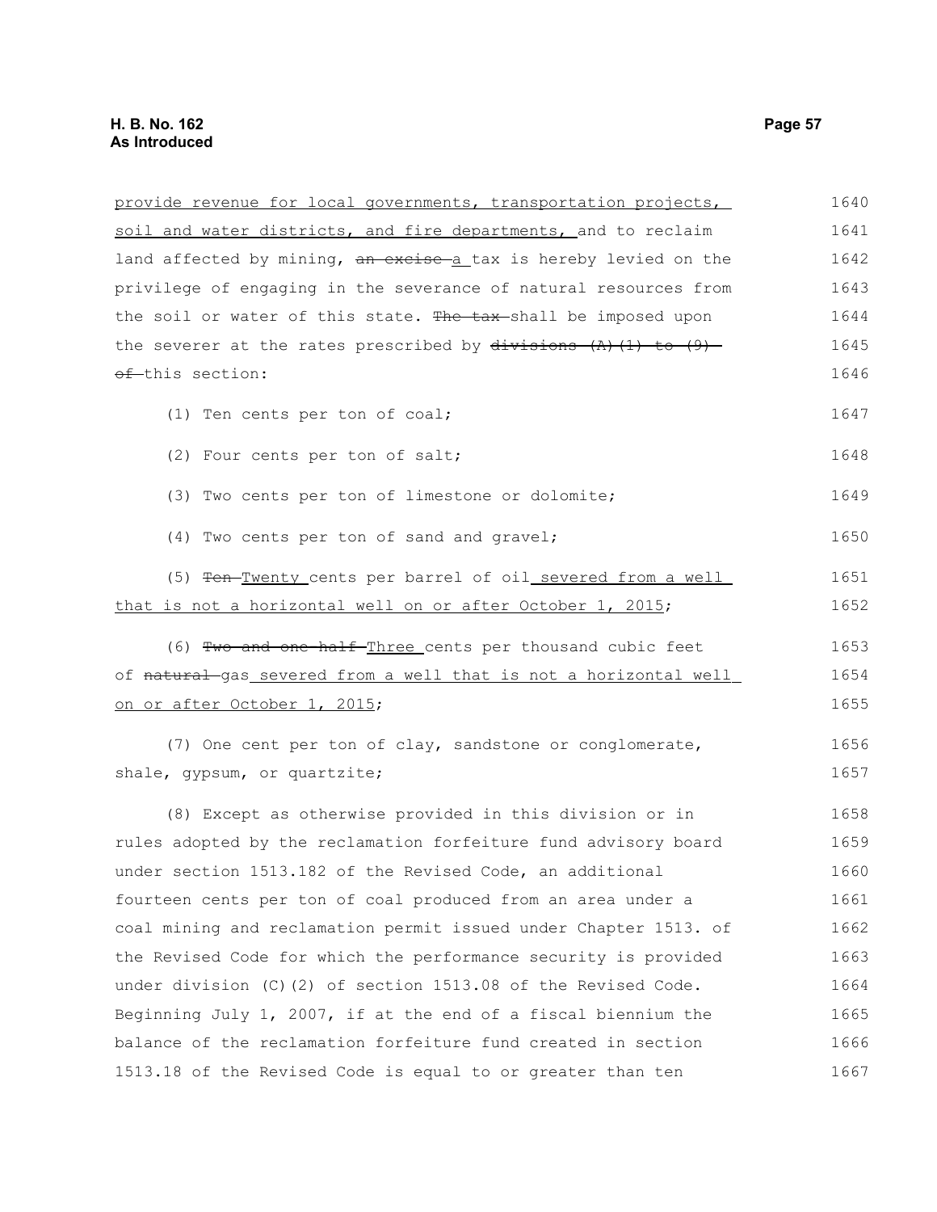provide revenue for local governments, transportation projects, soil and water districts, and fire departments, and to reclaim land affected by mining, ~~an excise~~ a tax is hereby levied on the privilege of engaging in the severance of natural resources from the soil or water of this state. ~~The tax~~ shall be imposed upon the severer at the rates prescribed by ~~divisions (A)(1) to (9) of~~ this section:

(1) Ten cents per ton of coal;

(2) Four cents per ton of salt;

(3) Two cents per ton of limestone or dolomite;

(4) Two cents per ton of sand and gravel;

(5) ~~Ten~~ Twenty cents per barrel of oil severed from a well that is not a horizontal well on or after October 1, 2015;

(6) ~~Two and one-half~~ Three cents per thousand cubic feet of ~~natural~~ gas severed from a well that is not a horizontal well on or after October 1, 2015;

(7) One cent per ton of clay, sandstone or conglomerate, shale, gypsum, or quartzite;

(8) Except as otherwise provided in this division or in rules adopted by the reclamation forfeiture fund advisory board under section 1513.182 of the Revised Code, an additional fourteen cents per ton of coal produced from an area under a coal mining and reclamation permit issued under Chapter 1513. of the Revised Code for which the performance security is provided under division (C)(2) of section 1513.08 of the Revised Code. Beginning July 1, 2007, if at the end of a fiscal biennium the balance of the reclamation forfeiture fund created in section 1513.18 of the Revised Code is equal to or greater than ten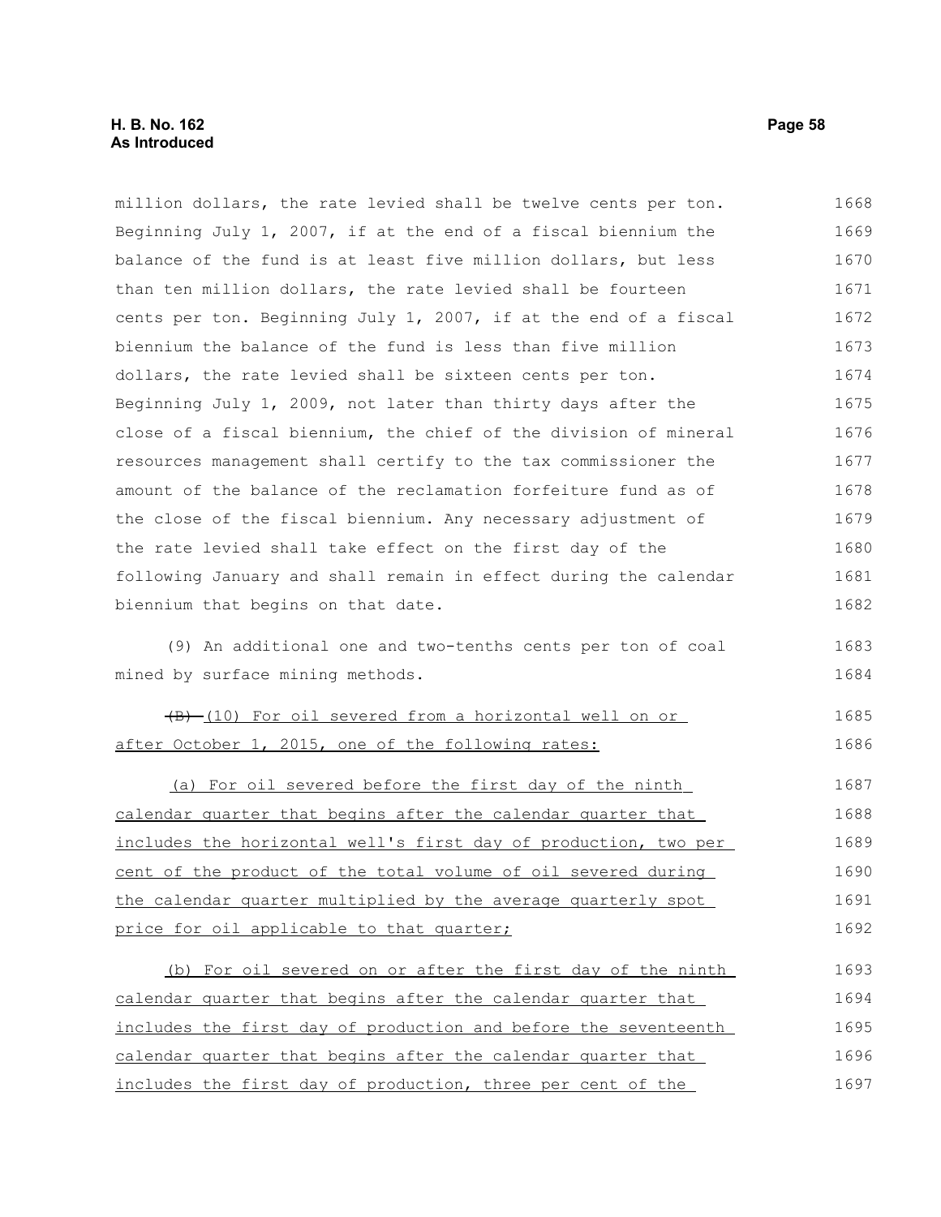million dollars, the rate levied shall be twelve cents per ton. Beginning July 1, 2007, if at the end of a fiscal biennium the balance of the fund is at least five million dollars, but less than ten million dollars, the rate levied shall be fourteen cents per ton. Beginning July 1, 2007, if at the end of a fiscal biennium the balance of the fund is less than five million dollars, the rate levied shall be sixteen cents per ton. Beginning July 1, 2009, not later than thirty days after the close of a fiscal biennium, the chief of the division of mineral resources management shall certify to the tax commissioner the amount of the balance of the reclamation forfeiture fund as of the close of the fiscal biennium. Any necessary adjustment of the rate levied shall take effect on the first day of the following January and shall remain in effect during the calendar biennium that begins on that date.

(9) An additional one and two-tenths cents per ton of coal mined by surface mining methods.

~~(B)~~ (10) For oil severed from a horizontal well on or after October 1, 2015, one of the following rates:

(a) For oil severed before the first day of the ninth calendar quarter that begins after the calendar quarter that includes the horizontal well's first day of production, two per cent of the product of the total volume of oil severed during the calendar quarter multiplied by the average quarterly spot price for oil applicable to that quarter;

(b) For oil severed on or after the first day of the ninth calendar quarter that begins after the calendar quarter that includes the first day of production and before the seventeenth calendar quarter that begins after the calendar quarter that includes the first day of production, three per cent of the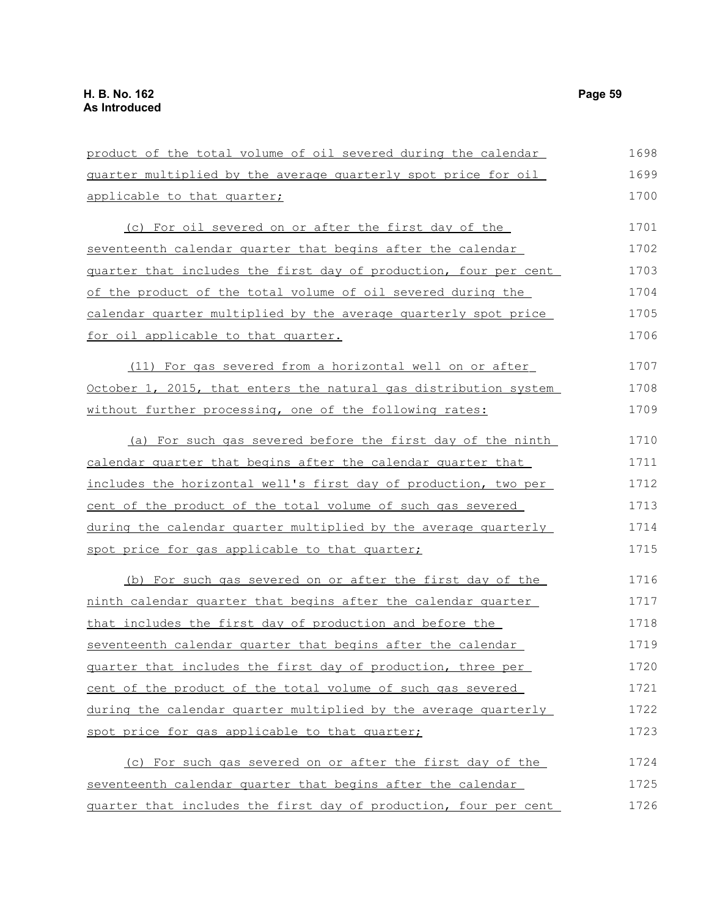product of the total volume of oil severed during the calendar quarter multiplied by the average quarterly spot price for oil applicable to that quarter;

(c) For oil severed on or after the first day of the seventeenth calendar quarter that begins after the calendar quarter that includes the first day of production, four per cent of the product of the total volume of oil severed during the calendar quarter multiplied by the average quarterly spot price for oil applicable to that quarter.

(11) For gas severed from a horizontal well on or after October 1, 2015, that enters the natural gas distribution system without further processing, one of the following rates:

(a) For such gas severed before the first day of the ninth calendar quarter that begins after the calendar quarter that includes the horizontal well's first day of production, two per cent of the product of the total volume of such gas severed during the calendar quarter multiplied by the average quarterly spot price for gas applicable to that quarter;

(b) For such gas severed on or after the first day of the ninth calendar quarter that begins after the calendar quarter that includes the first day of production and before the seventeenth calendar quarter that begins after the calendar quarter that includes the first day of production, three per cent of the product of the total volume of such gas severed during the calendar quarter multiplied by the average quarterly spot price for gas applicable to that quarter;

(c) For such gas severed on or after the first day of the seventeenth calendar quarter that begins after the calendar quarter that includes the first day of production, four per cent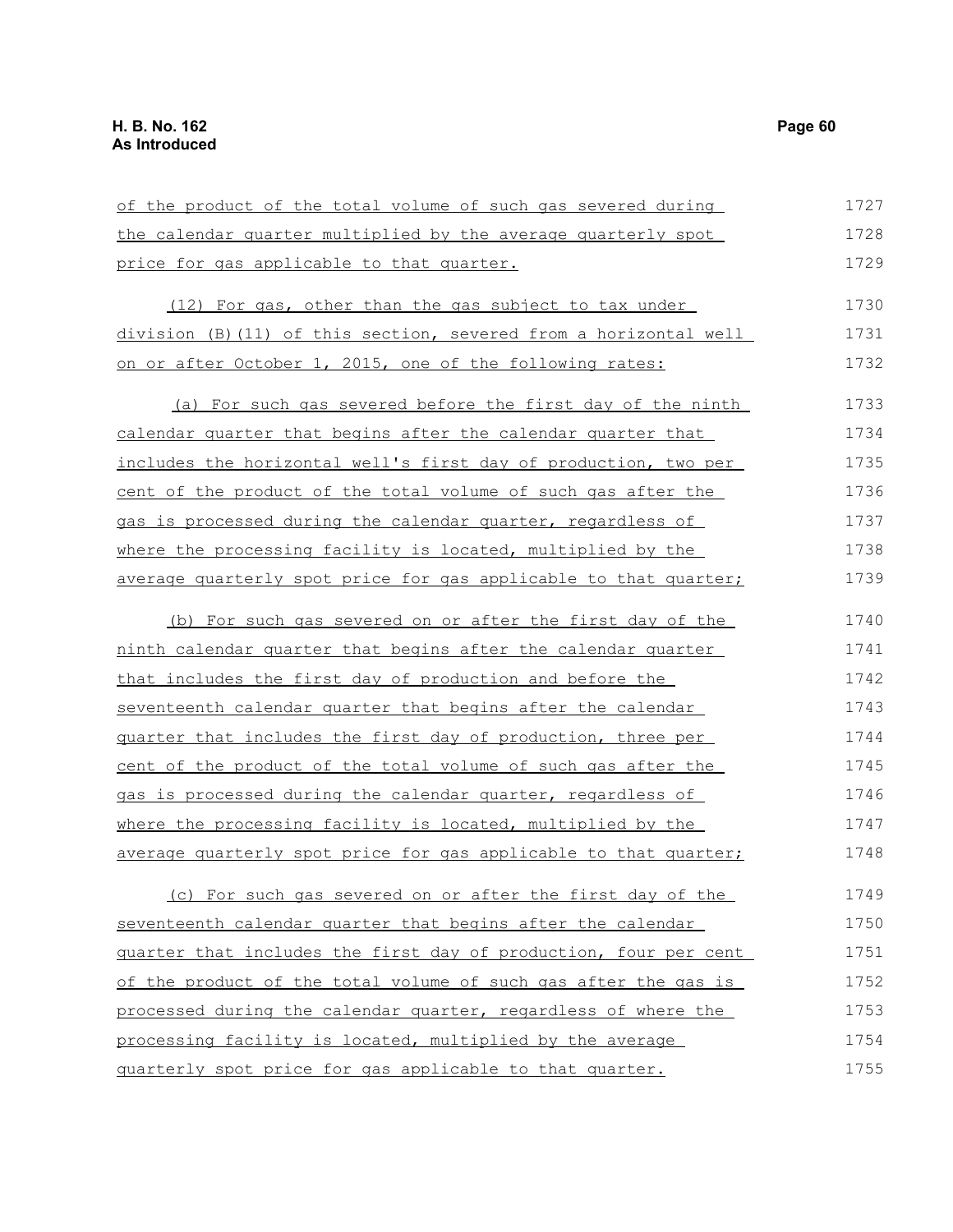of the product of the total volume of such gas severed during the calendar quarter multiplied by the average quarterly spot price for gas applicable to that quarter.

(12) For gas, other than the gas subject to tax under division (B)(11) of this section, severed from a horizontal well on or after October 1, 2015, one of the following rates:

(a) For such gas severed before the first day of the ninth calendar quarter that begins after the calendar quarter that includes the horizontal well's first day of production, two per cent of the product of the total volume of such gas after the gas is processed during the calendar quarter, regardless of where the processing facility is located, multiplied by the average quarterly spot price for gas applicable to that quarter;

(b) For such gas severed on or after the first day of the ninth calendar quarter that begins after the calendar quarter that includes the first day of production and before the seventeenth calendar quarter that begins after the calendar quarter that includes the first day of production, three per cent of the product of the total volume of such gas after the gas is processed during the calendar quarter, regardless of where the processing facility is located, multiplied by the average quarterly spot price for gas applicable to that quarter;

(c) For such gas severed on or after the first day of the seventeenth calendar quarter that begins after the calendar quarter that includes the first day of production, four per cent of the product of the total volume of such gas after the gas is processed during the calendar quarter, regardless of where the processing facility is located, multiplied by the average quarterly spot price for gas applicable to that quarter.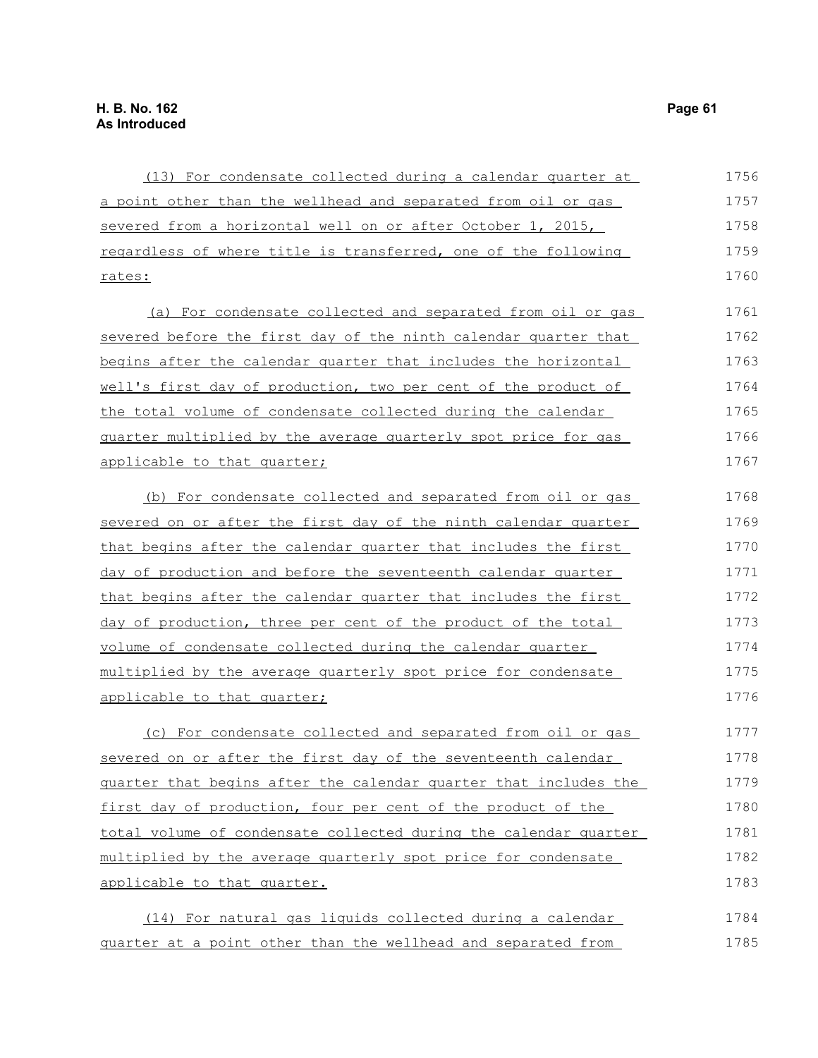(13) For condensate collected during a calendar quarter at a point other than the wellhead and separated from oil or gas severed from a horizontal well on or after October 1, 2015, regardless of where title is transferred, one of the following rates:

(a) For condensate collected and separated from oil or gas severed before the first day of the ninth calendar quarter that begins after the calendar quarter that includes the horizontal well's first day of production, two per cent of the product of the total volume of condensate collected during the calendar quarter multiplied by the average quarterly spot price for gas applicable to that quarter;

(b) For condensate collected and separated from oil or gas severed on or after the first day of the ninth calendar quarter that begins after the calendar quarter that includes the first day of production and before the seventeenth calendar quarter that begins after the calendar quarter that includes the first day of production, three per cent of the product of the total volume of condensate collected during the calendar quarter multiplied by the average quarterly spot price for condensate applicable to that quarter;

(c) For condensate collected and separated from oil or gas severed on or after the first day of the seventeenth calendar quarter that begins after the calendar quarter that includes the first day of production, four per cent of the product of the total volume of condensate collected during the calendar quarter multiplied by the average quarterly spot price for condensate applicable to that quarter.

(14) For natural gas liquids collected during a calendar quarter at a point other than the wellhead and separated from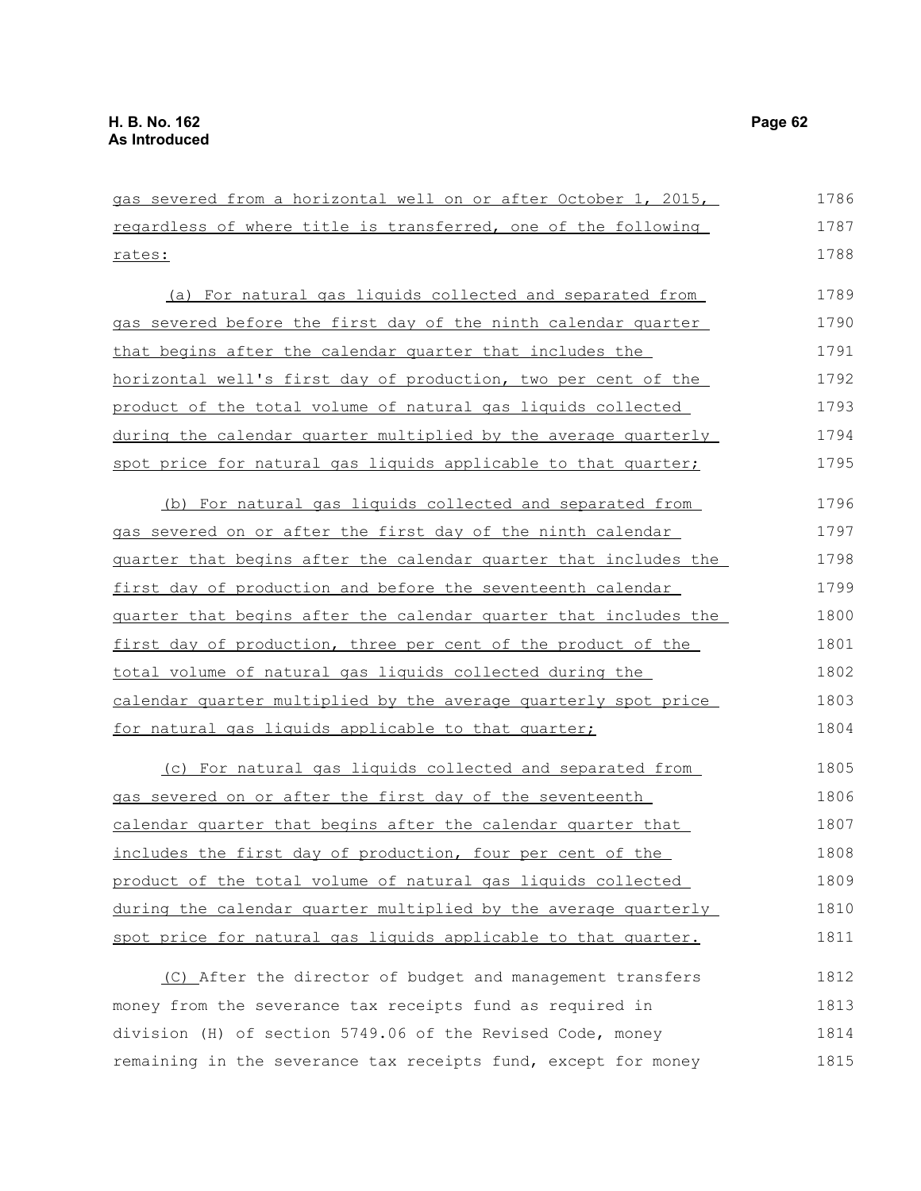gas severed from a horizontal well on or after October 1, 2015, regardless of where title is transferred, one of the following rates:

(a) For natural gas liquids collected and separated from gas severed before the first day of the ninth calendar quarter that begins after the calendar quarter that includes the horizontal well's first day of production, two per cent of the product of the total volume of natural gas liquids collected during the calendar quarter multiplied by the average quarterly spot price for natural gas liquids applicable to that quarter;

(b) For natural gas liquids collected and separated from gas severed on or after the first day of the ninth calendar quarter that begins after the calendar quarter that includes the first day of production and before the seventeenth calendar quarter that begins after the calendar quarter that includes the first day of production, three per cent of the product of the total volume of natural gas liquids collected during the calendar quarter multiplied by the average quarterly spot price for natural gas liquids applicable to that quarter;

(c) For natural gas liquids collected and separated from gas severed on or after the first day of the seventeenth calendar quarter that begins after the calendar quarter that includes the first day of production, four per cent of the product of the total volume of natural gas liquids collected during the calendar quarter multiplied by the average quarterly spot price for natural gas liquids applicable to that quarter.

(C) After the director of budget and management transfers money from the severance tax receipts fund as required in division (H) of section 5749.06 of the Revised Code, money remaining in the severance tax receipts fund, except for money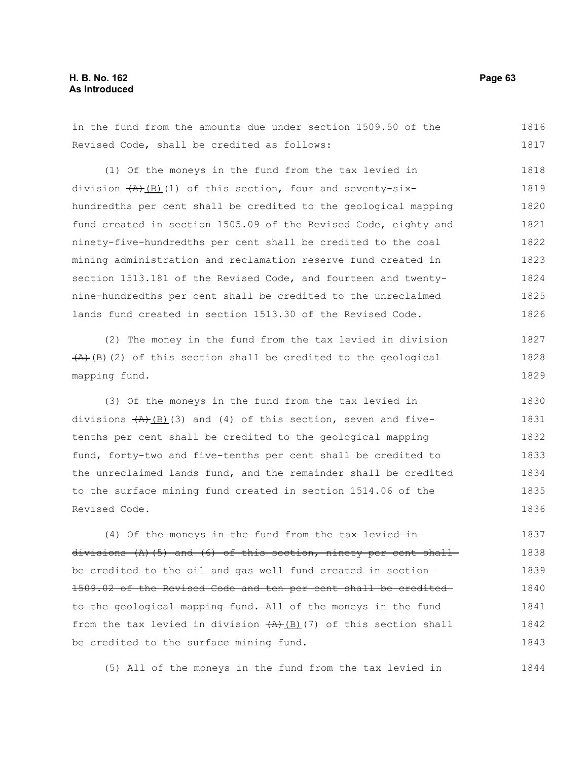in the fund from the amounts due under section 1509.50 of the Revised Code, shall be credited as follows:

(1) Of the moneys in the fund from the tax levied in division ~~(A)~~(B)(1) of this section, four and seventy-six-hundredths per cent shall be credited to the geological mapping fund created in section 1505.09 of the Revised Code, eighty and ninety-five-hundredths per cent shall be credited to the coal mining administration and reclamation reserve fund created in section 1513.181 of the Revised Code, and fourteen and twenty-nine-hundredths per cent shall be credited to the unreclaimed lands fund created in section 1513.30 of the Revised Code.

(2) The money in the fund from the tax levied in division ~~(A)~~(B)(2) of this section shall be credited to the geological mapping fund.

(3) Of the moneys in the fund from the tax levied in divisions ~~(A)~~(B)(3) and (4) of this section, seven and five-tenths per cent shall be credited to the geological mapping fund, forty-two and five-tenths per cent shall be credited to the unreclaimed lands fund, and the remainder shall be credited to the surface mining fund created in section 1514.06 of the Revised Code.

(4) ~~Of the moneys in the fund from the tax levied in divisions (A)(5) and (6) of this section, ninety per cent shall be credited to the oil and gas well fund created in section 1509.02 of the Revised Code and ten per cent shall be credited to the geological mapping fund.~~ All of the moneys in the fund from the tax levied in division ~~(A)~~(B)(7) of this section shall be credited to the surface mining fund.

(5) All of the moneys in the fund from the tax levied in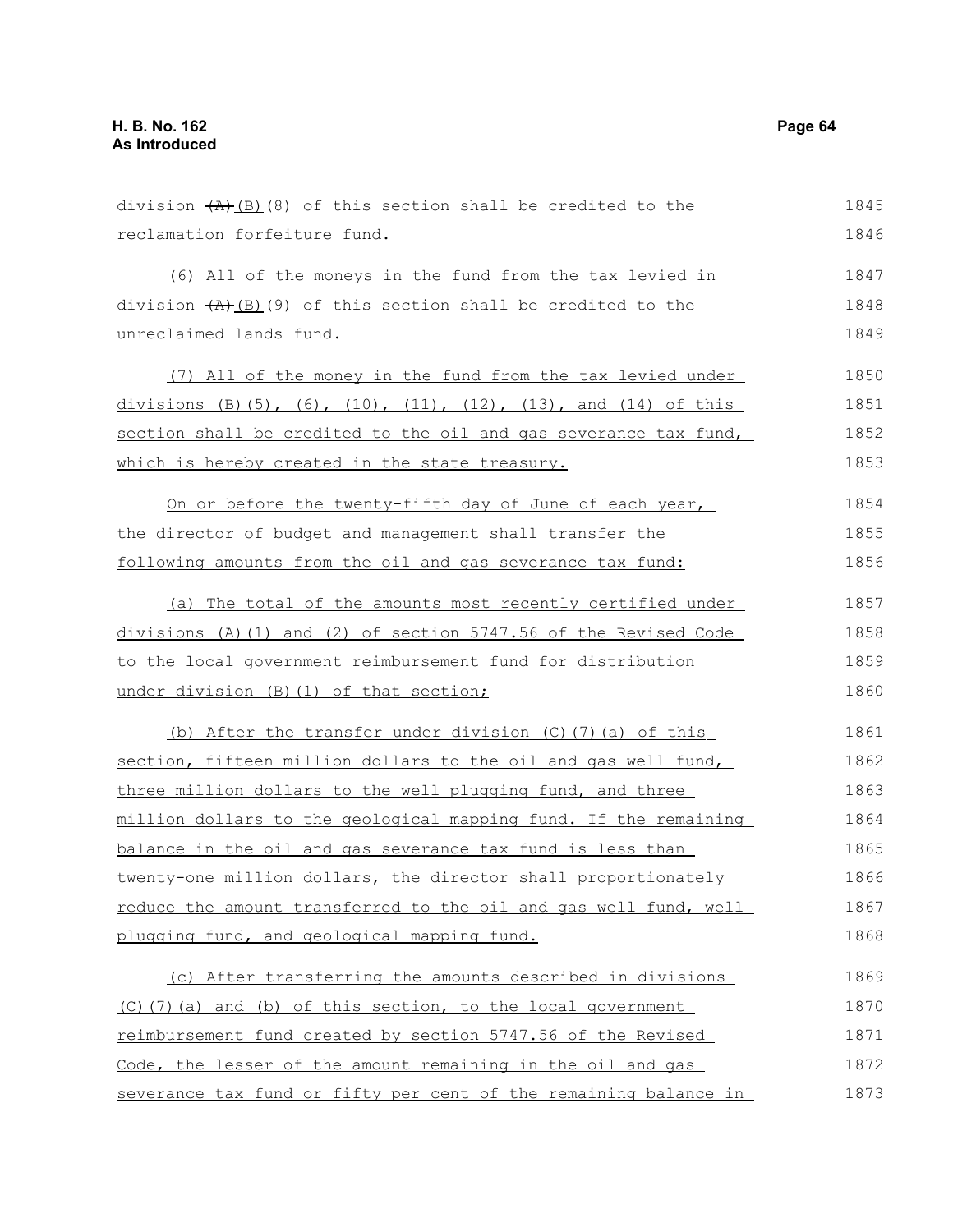division ~~(A)~~ (B)(8) of this section shall be credited to the reclamation forfeiture fund.

(6) All of the moneys in the fund from the tax levied in division ~~(A)~~ (B)(9) of this section shall be credited to the unreclaimed lands fund.

(7) All of the money in the fund from the tax levied under divisions (B)(5), (6), (10), (11), (12), (13), and (14) of this section shall be credited to the oil and gas severance tax fund, which is hereby created in the state treasury.

On or before the twenty-fifth day of June of each year, the director of budget and management shall transfer the following amounts from the oil and gas severance tax fund:

(a) The total of the amounts most recently certified under divisions (A)(1) and (2) of section 5747.56 of the Revised Code to the local government reimbursement fund for distribution under division (B)(1) of that section;

(b) After the transfer under division (C)(7)(a) of this section, fifteen million dollars to the oil and gas well fund, three million dollars to the well plugging fund, and three million dollars to the geological mapping fund. If the remaining balance in the oil and gas severance tax fund is less than twenty-one million dollars, the director shall proportionately reduce the amount transferred to the oil and gas well fund, well plugging fund, and geological mapping fund.

(c) After transferring the amounts described in divisions (C)(7)(a) and (b) of this section, to the local government reimbursement fund created by section 5747.56 of the Revised Code, the lesser of the amount remaining in the oil and gas severance tax fund or fifty per cent of the remaining balance in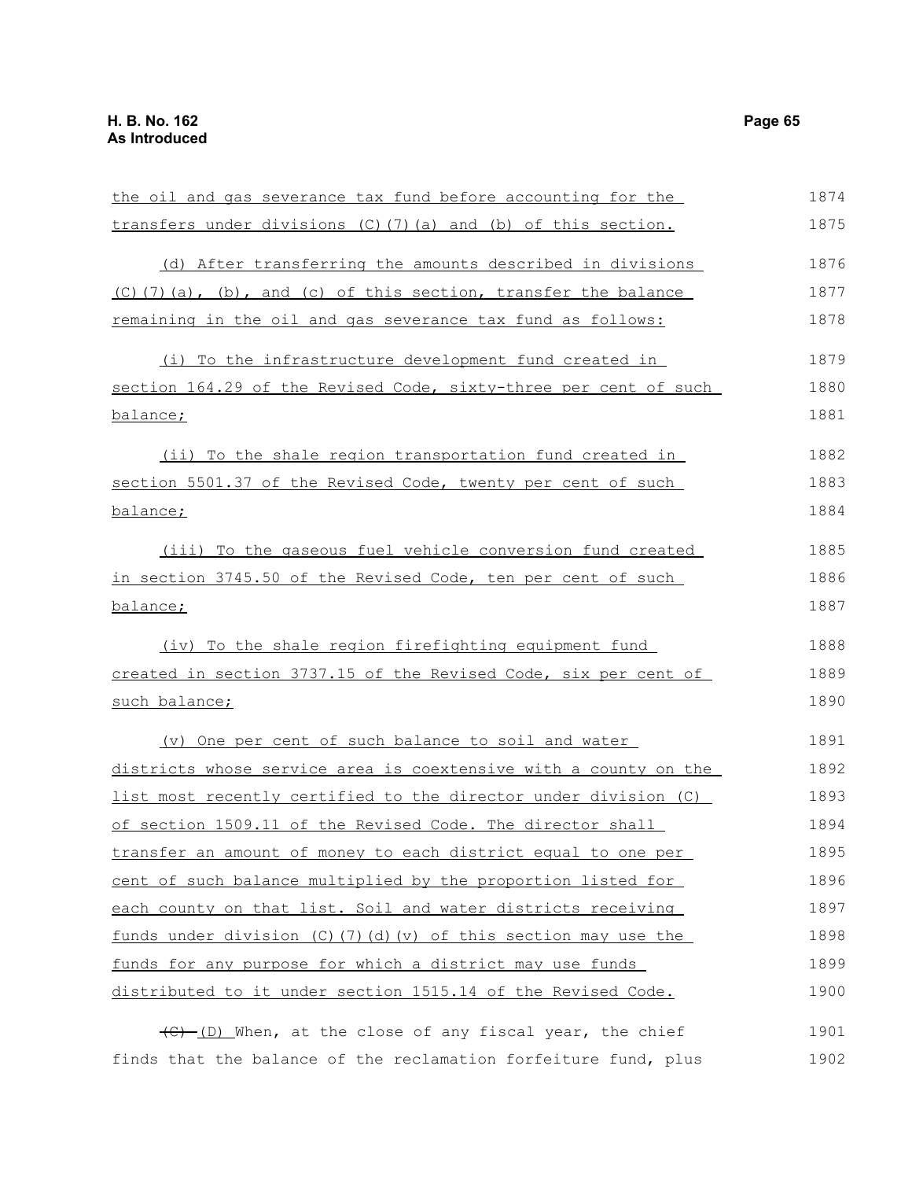the oil and gas severance tax fund before accounting for the transfers under divisions (C)(7)(a) and (b) of this section.

(d) After transferring the amounts described in divisions (C)(7)(a), (b), and (c) of this section, transfer the balance remaining in the oil and gas severance tax fund as follows:

(i) To the infrastructure development fund created in section 164.29 of the Revised Code, sixty-three per cent of such balance;

(ii) To the shale region transportation fund created in section 5501.37 of the Revised Code, twenty per cent of such balance;

(iii) To the gaseous fuel vehicle conversion fund created in section 3745.50 of the Revised Code, ten per cent of such balance;

(iv) To the shale region firefighting equipment fund created in section 3737.15 of the Revised Code, six per cent of such balance;

(v) One per cent of such balance to soil and water districts whose service area is coextensive with a county on the list most recently certified to the director under division (C) of section 1509.11 of the Revised Code. The director shall transfer an amount of money to each district equal to one per cent of such balance multiplied by the proportion listed for each county on that list. Soil and water districts receiving funds under division (C)(7)(d)(v) of this section may use the funds for any purpose for which a district may use funds distributed to it under section 1515.14 of the Revised Code.

~~(C)~~ (D) When, at the close of any fiscal year, the chief finds that the balance of the reclamation forfeiture fund, plus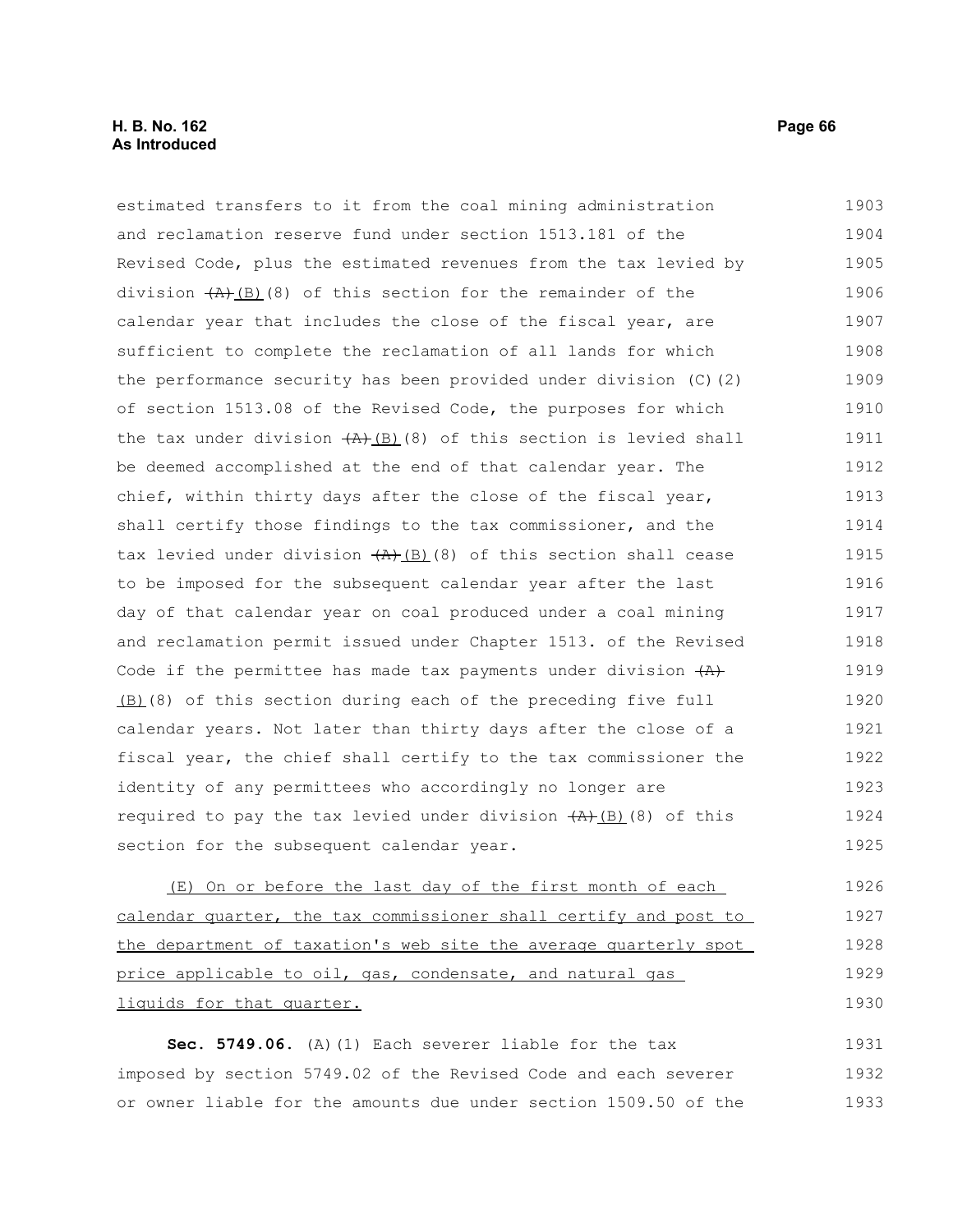estimated transfers to it from the coal mining administration and reclamation reserve fund under section 1513.181 of the Revised Code, plus the estimated revenues from the tax levied by division ~~(A)~~(B)(8) of this section for the remainder of the calendar year that includes the close of the fiscal year, are sufficient to complete the reclamation of all lands for which the performance security has been provided under division (C)(2) of section 1513.08 of the Revised Code, the purposes for which the tax under division ~~(A)~~(B)(8) of this section is levied shall be deemed accomplished at the end of that calendar year. The chief, within thirty days after the close of the fiscal year, shall certify those findings to the tax commissioner, and the tax levied under division ~~(A)~~(B)(8) of this section shall cease to be imposed for the subsequent calendar year after the last day of that calendar year on coal produced under a coal mining and reclamation permit issued under Chapter 1513. of the Revised Code if the permittee has made tax payments under division ~~(A)~~ (B)(8) of this section during each of the preceding five full calendar years. Not later than thirty days after the close of a fiscal year, the chief shall certify to the tax commissioner the identity of any permittees who accordingly no longer are required to pay the tax levied under division ~~(A)~~(B)(8) of this section for the subsequent calendar year.

(E) On or before the last day of the first month of each calendar quarter, the tax commissioner shall certify and post to the department of taxation's web site the average quarterly spot price applicable to oil, gas, condensate, and natural gas liquids for that quarter.

**Sec. 5749.06.** (A)(1) Each severer liable for the tax imposed by section 5749.02 of the Revised Code and each severer or owner liable for the amounts due under section 1509.50 of the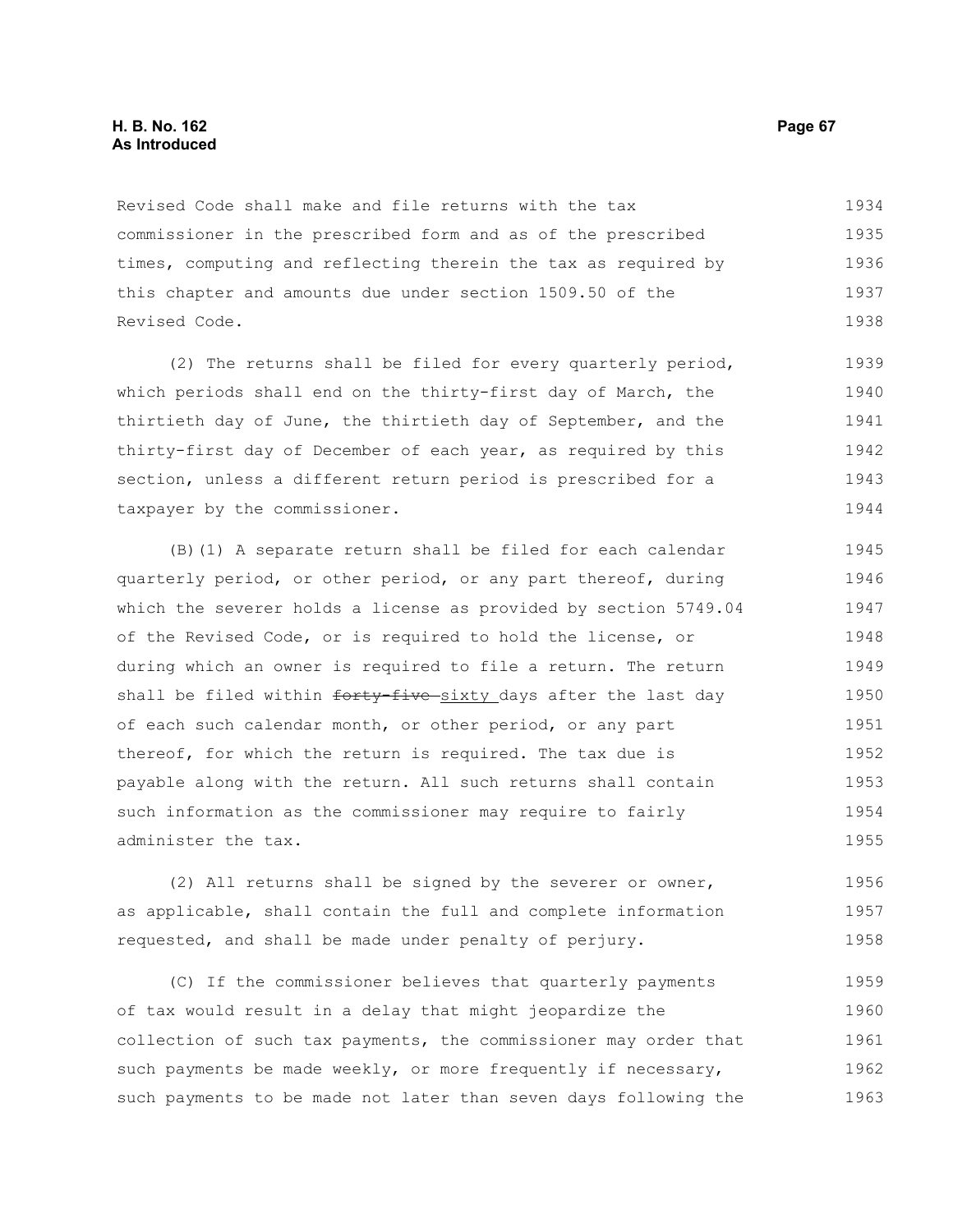Revised Code shall make and file returns with the tax commissioner in the prescribed form and as of the prescribed times, computing and reflecting therein the tax as required by this chapter and amounts due under section 1509.50 of the Revised Code.

(2) The returns shall be filed for every quarterly period, which periods shall end on the thirty-first day of March, the thirtieth day of June, the thirtieth day of September, and the thirty-first day of December of each year, as required by this section, unless a different return period is prescribed for a taxpayer by the commissioner.

(B)(1) A separate return shall be filed for each calendar quarterly period, or other period, or any part thereof, during which the severer holds a license as provided by section 5749.04 of the Revised Code, or is required to hold the license, or during which an owner is required to file a return. The return shall be filed within ~~forty-five~~ sixty days after the last day of each such calendar month, or other period, or any part thereof, for which the return is required. The tax due is payable along with the return. All such returns shall contain such information as the commissioner may require to fairly administer the tax.

(2) All returns shall be signed by the severer or owner, as applicable, shall contain the full and complete information requested, and shall be made under penalty of perjury.

(C) If the commissioner believes that quarterly payments of tax would result in a delay that might jeopardize the collection of such tax payments, the commissioner may order that such payments be made weekly, or more frequently if necessary, such payments to be made not later than seven days following the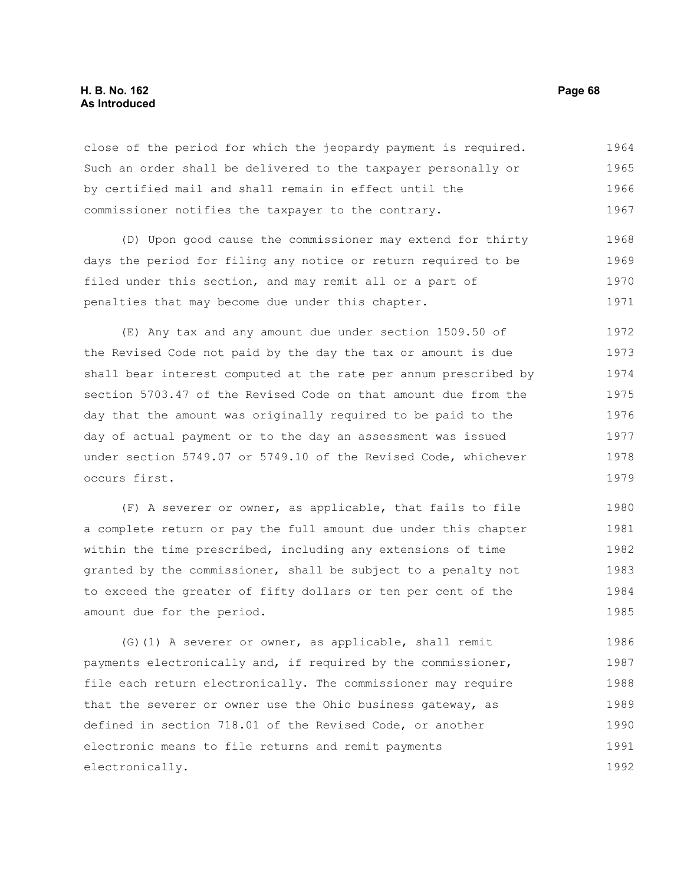close of the period for which the jeopardy payment is required. Such an order shall be delivered to the taxpayer personally or by certified mail and shall remain in effect until the commissioner notifies the taxpayer to the contrary.

(D) Upon good cause the commissioner may extend for thirty days the period for filing any notice or return required to be filed under this section, and may remit all or a part of penalties that may become due under this chapter.

(E) Any tax and any amount due under section 1509.50 of the Revised Code not paid by the day the tax or amount is due shall bear interest computed at the rate per annum prescribed by section 5703.47 of the Revised Code on that amount due from the day that the amount was originally required to be paid to the day of actual payment or to the day an assessment was issued under section 5749.07 or 5749.10 of the Revised Code, whichever occurs first.

(F) A severer or owner, as applicable, that fails to file a complete return or pay the full amount due under this chapter within the time prescribed, including any extensions of time granted by the commissioner, shall be subject to a penalty not to exceed the greater of fifty dollars or ten per cent of the amount due for the period.

(G)(1) A severer or owner, as applicable, shall remit payments electronically and, if required by the commissioner, file each return electronically. The commissioner may require that the severer or owner use the Ohio business gateway, as defined in section 718.01 of the Revised Code, or another electronic means to file returns and remit payments electronically.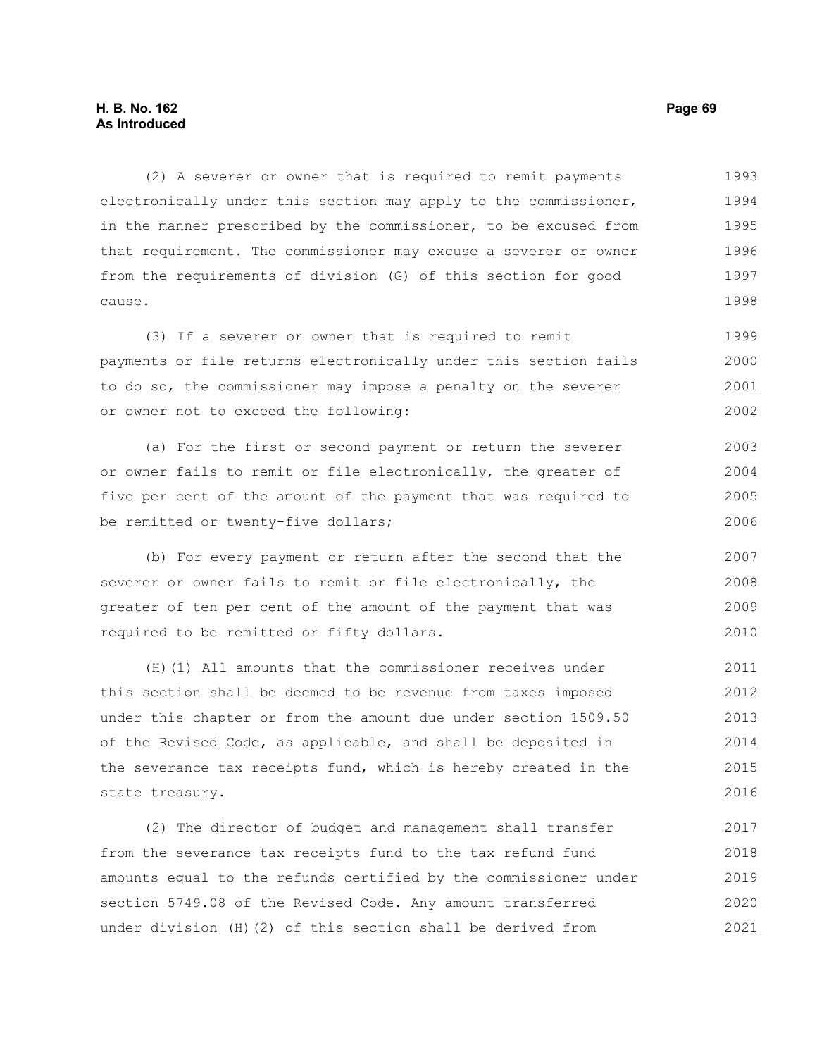(2) A severer or owner that is required to remit payments electronically under this section may apply to the commissioner, in the manner prescribed by the commissioner, to be excused from that requirement. The commissioner may excuse a severer or owner from the requirements of division (G) of this section for good cause.

(3) If a severer or owner that is required to remit payments or file returns electronically under this section fails to do so, the commissioner may impose a penalty on the severer or owner not to exceed the following:

(a) For the first or second payment or return the severer or owner fails to remit or file electronically, the greater of five per cent of the amount of the payment that was required to be remitted or twenty-five dollars;

(b) For every payment or return after the second that the severer or owner fails to remit or file electronically, the greater of ten per cent of the amount of the payment that was required to be remitted or fifty dollars.

(H)(1) All amounts that the commissioner receives under this section shall be deemed to be revenue from taxes imposed under this chapter or from the amount due under section 1509.50 of the Revised Code, as applicable, and shall be deposited in the severance tax receipts fund, which is hereby created in the state treasury.

(2) The director of budget and management shall transfer from the severance tax receipts fund to the tax refund fund amounts equal to the refunds certified by the commissioner under section 5749.08 of the Revised Code. Any amount transferred under division (H)(2) of this section shall be derived from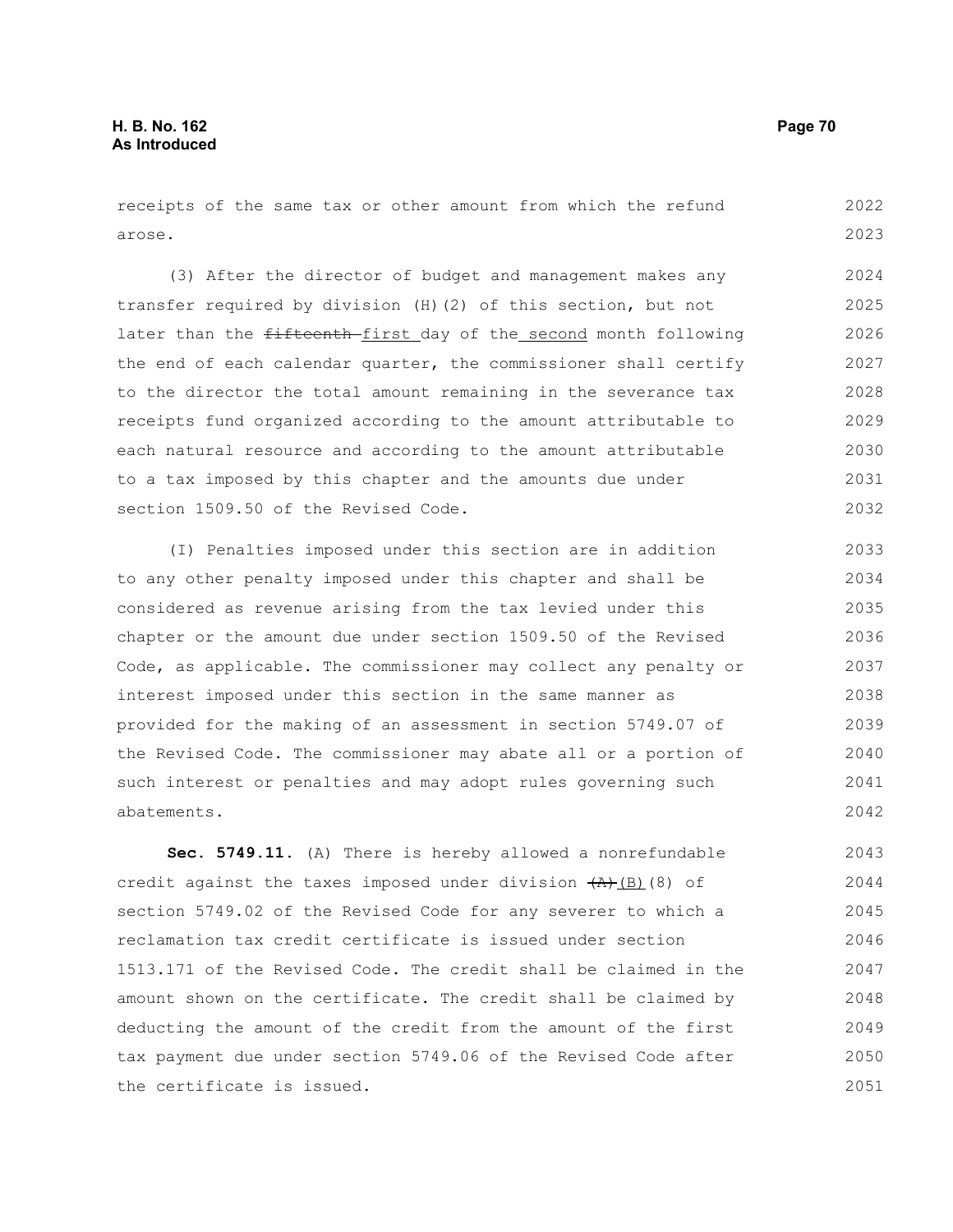receipts of the same tax or other amount from which the refund arose.

(3) After the director of budget and management makes any transfer required by division (H)(2) of this section, but not later than the ~~fifteenth~~ first day of the second month following the end of each calendar quarter, the commissioner shall certify to the director the total amount remaining in the severance tax receipts fund organized according to the amount attributable to each natural resource and according to the amount attributable to a tax imposed by this chapter and the amounts due under section 1509.50 of the Revised Code.

(I) Penalties imposed under this section are in addition to any other penalty imposed under this chapter and shall be considered as revenue arising from the tax levied under this chapter or the amount due under section 1509.50 of the Revised Code, as applicable. The commissioner may collect any penalty or interest imposed under this section in the same manner as provided for the making of an assessment in section 5749.07 of the Revised Code. The commissioner may abate all or a portion of such interest or penalties and may adopt rules governing such abatements.

**Sec. 5749.11.** (A) There is hereby allowed a nonrefundable credit against the taxes imposed under division ~~(A)~~ (B)(8) of section 5749.02 of the Revised Code for any severer to which a reclamation tax credit certificate is issued under section 1513.171 of the Revised Code. The credit shall be claimed in the amount shown on the certificate. The credit shall be claimed by deducting the amount of the credit from the amount of the first tax payment due under section 5749.06 of the Revised Code after the certificate is issued.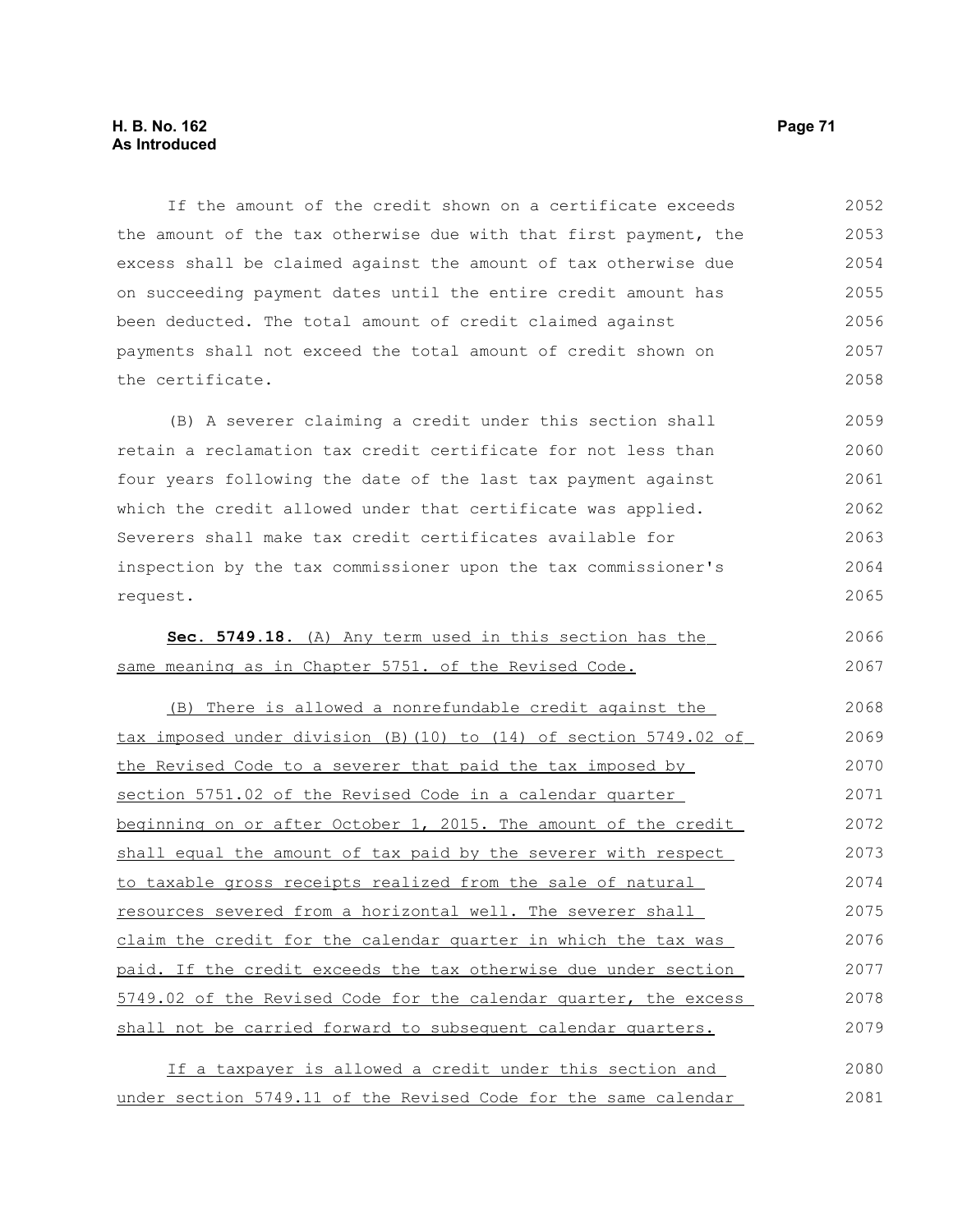If the amount of the credit shown on a certificate exceeds the amount of the tax otherwise due with that first payment, the excess shall be claimed against the amount of tax otherwise due on succeeding payment dates until the entire credit amount has been deducted. The total amount of credit claimed against payments shall not exceed the total amount of credit shown on the certificate.

(B) A severer claiming a credit under this section shall retain a reclamation tax credit certificate for not less than four years following the date of the last tax payment against which the credit allowed under that certificate was applied. Severers shall make tax credit certificates available for inspection by the tax commissioner upon the tax commissioner's request.

**Sec. 5749.18.** (A) Any term used in this section has the same meaning as in Chapter 5751. of the Revised Code.

(B) There is allowed a nonrefundable credit against the tax imposed under division (B)(10) to (14) of section 5749.02 of the Revised Code to a severer that paid the tax imposed by section 5751.02 of the Revised Code in a calendar quarter beginning on or after October 1, 2015. The amount of the credit shall equal the amount of tax paid by the severer with respect to taxable gross receipts realized from the sale of natural resources severed from a horizontal well. The severer shall claim the credit for the calendar quarter in which the tax was paid. If the credit exceeds the tax otherwise due under section 5749.02 of the Revised Code for the calendar quarter, the excess shall not be carried forward to subsequent calendar quarters.

If a taxpayer is allowed a credit under this section and under section 5749.11 of the Revised Code for the same calendar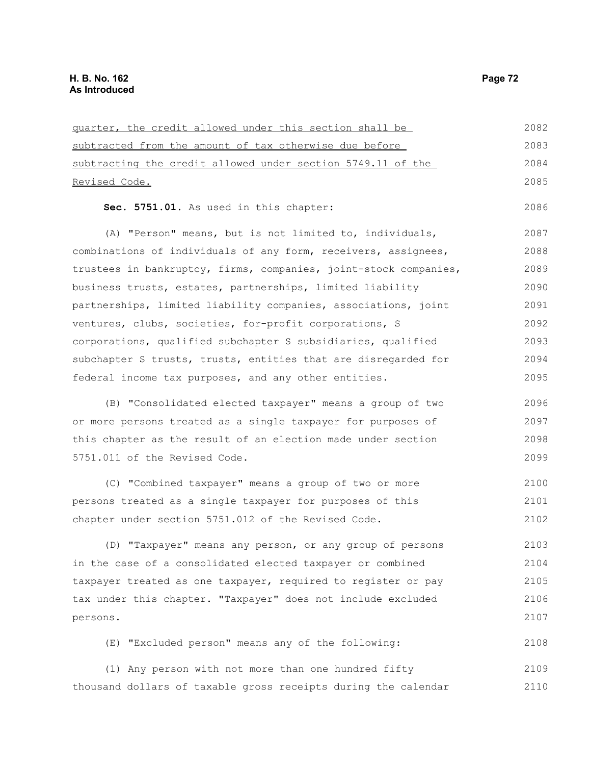quarter, the credit allowed under this section shall be subtracted from the amount of tax otherwise due before subtracting the credit allowed under section 5749.11 of the Revised Code.

**Sec. 5751.01.** As used in this chapter:

(A) "Person" means, but is not limited to, individuals, combinations of individuals of any form, receivers, assignees, trustees in bankruptcy, firms, companies, joint-stock companies, business trusts, estates, partnerships, limited liability partnerships, limited liability companies, associations, joint ventures, clubs, societies, for-profit corporations, S corporations, qualified subchapter S subsidiaries, qualified subchapter S trusts, trusts, entities that are disregarded for federal income tax purposes, and any other entities.

(B) "Consolidated elected taxpayer" means a group of two or more persons treated as a single taxpayer for purposes of this chapter as the result of an election made under section 5751.011 of the Revised Code.

(C) "Combined taxpayer" means a group of two or more persons treated as a single taxpayer for purposes of this chapter under section 5751.012 of the Revised Code.

(D) "Taxpayer" means any person, or any group of persons in the case of a consolidated elected taxpayer or combined taxpayer treated as one taxpayer, required to register or pay tax under this chapter. "Taxpayer" does not include excluded persons.

(E) "Excluded person" means any of the following:

(1) Any person with not more than one hundred fifty thousand dollars of taxable gross receipts during the calendar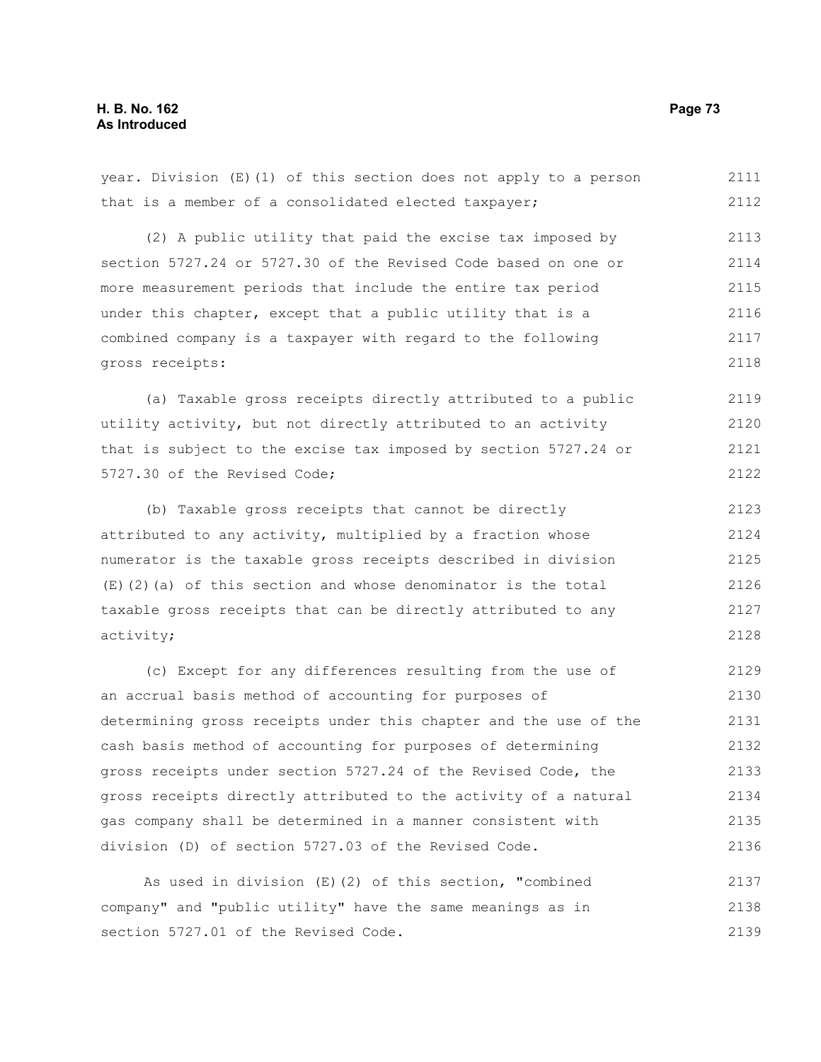year. Division (E)(1) of this section does not apply to a person that is a member of a consolidated elected taxpayer;

(2) A public utility that paid the excise tax imposed by section 5727.24 or 5727.30 of the Revised Code based on one or more measurement periods that include the entire tax period under this chapter, except that a public utility that is a combined company is a taxpayer with regard to the following gross receipts:

(a) Taxable gross receipts directly attributed to a public utility activity, but not directly attributed to an activity that is subject to the excise tax imposed by section 5727.24 or 5727.30 of the Revised Code;

(b) Taxable gross receipts that cannot be directly attributed to any activity, multiplied by a fraction whose numerator is the taxable gross receipts described in division (E)(2)(a) of this section and whose denominator is the total taxable gross receipts that can be directly attributed to any activity;

(c) Except for any differences resulting from the use of an accrual basis method of accounting for purposes of determining gross receipts under this chapter and the use of the cash basis method of accounting for purposes of determining gross receipts under section 5727.24 of the Revised Code, the gross receipts directly attributed to the activity of a natural gas company shall be determined in a manner consistent with division (D) of section 5727.03 of the Revised Code.

As used in division (E)(2) of this section, "combined company" and "public utility" have the same meanings as in section 5727.01 of the Revised Code.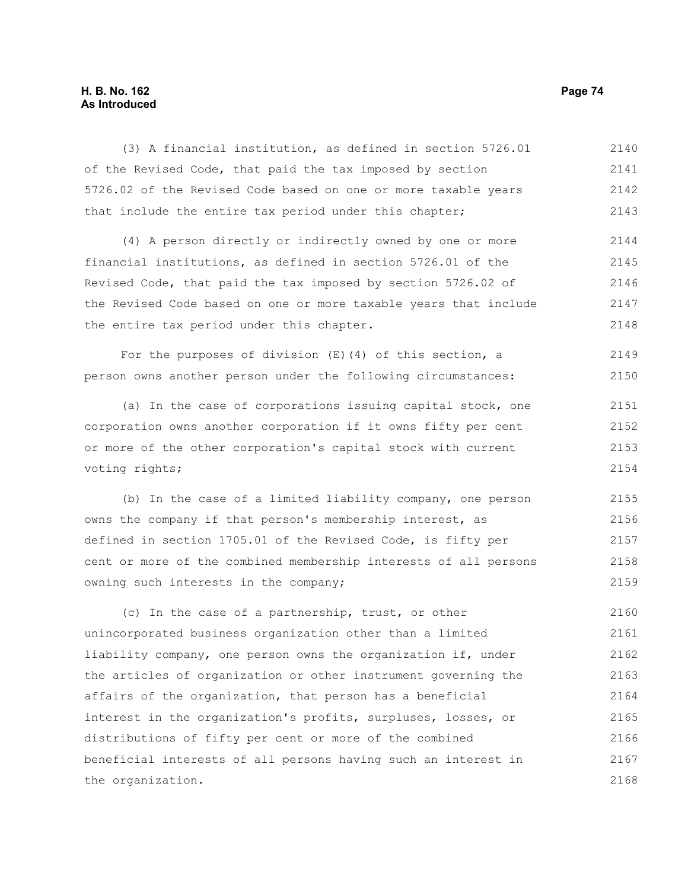(3) A financial institution, as defined in section 5726.01 of the Revised Code, that paid the tax imposed by section 5726.02 of the Revised Code based on one or more taxable years that include the entire tax period under this chapter;

(4) A person directly or indirectly owned by one or more financial institutions, as defined in section 5726.01 of the Revised Code, that paid the tax imposed by section 5726.02 of the Revised Code based on one or more taxable years that include the entire tax period under this chapter.

For the purposes of division (E)(4) of this section, a person owns another person under the following circumstances:

(a) In the case of corporations issuing capital stock, one corporation owns another corporation if it owns fifty per cent or more of the other corporation's capital stock with current voting rights;

(b) In the case of a limited liability company, one person owns the company if that person's membership interest, as defined in section 1705.01 of the Revised Code, is fifty per cent or more of the combined membership interests of all persons owning such interests in the company;

(c) In the case of a partnership, trust, or other unincorporated business organization other than a limited liability company, one person owns the organization if, under the articles of organization or other instrument governing the affairs of the organization, that person has a beneficial interest in the organization's profits, surpluses, losses, or distributions of fifty per cent or more of the combined beneficial interests of all persons having such an interest in the organization.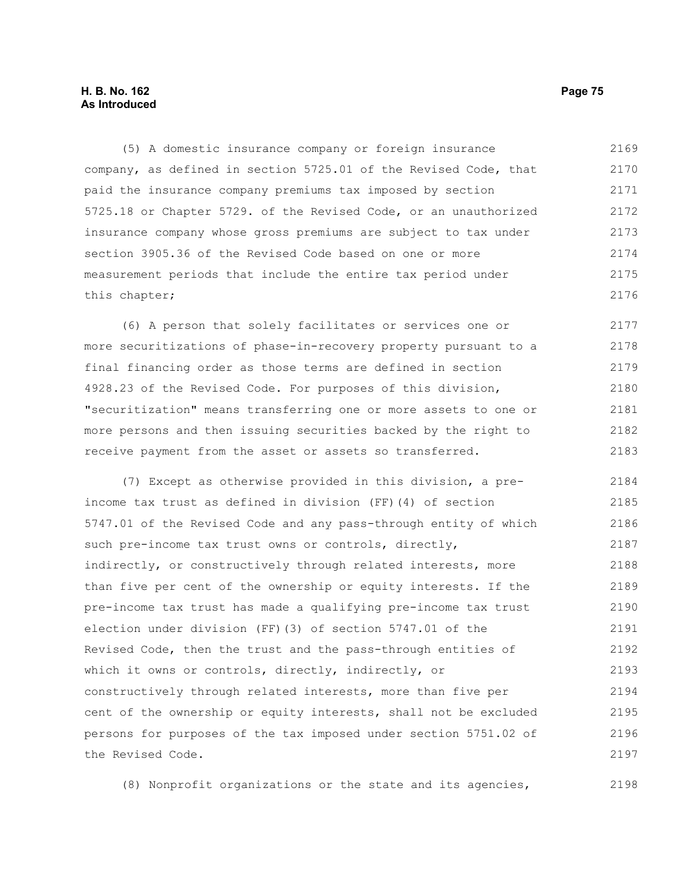(5) A domestic insurance company or foreign insurance company, as defined in section 5725.01 of the Revised Code, that paid the insurance company premiums tax imposed by section 5725.18 or Chapter 5729. of the Revised Code, or an unauthorized insurance company whose gross premiums are subject to tax under section 3905.36 of the Revised Code based on one or more measurement periods that include the entire tax period under this chapter;

(6) A person that solely facilitates or services one or more securitizations of phase-in-recovery property pursuant to a final financing order as those terms are defined in section 4928.23 of the Revised Code. For purposes of this division, "securitization" means transferring one or more assets to one or more persons and then issuing securities backed by the right to receive payment from the asset or assets so transferred.

(7) Except as otherwise provided in this division, a pre-income tax trust as defined in division (FF)(4) of section 5747.01 of the Revised Code and any pass-through entity of which such pre-income tax trust owns or controls, directly, indirectly, or constructively through related interests, more than five per cent of the ownership or equity interests. If the pre-income tax trust has made a qualifying pre-income tax trust election under division (FF)(3) of section 5747.01 of the Revised Code, then the trust and the pass-through entities of which it owns or controls, directly, indirectly, or constructively through related interests, more than five per cent of the ownership or equity interests, shall not be excluded persons for purposes of the tax imposed under section 5751.02 of the Revised Code.

(8) Nonprofit organizations or the state and its agencies,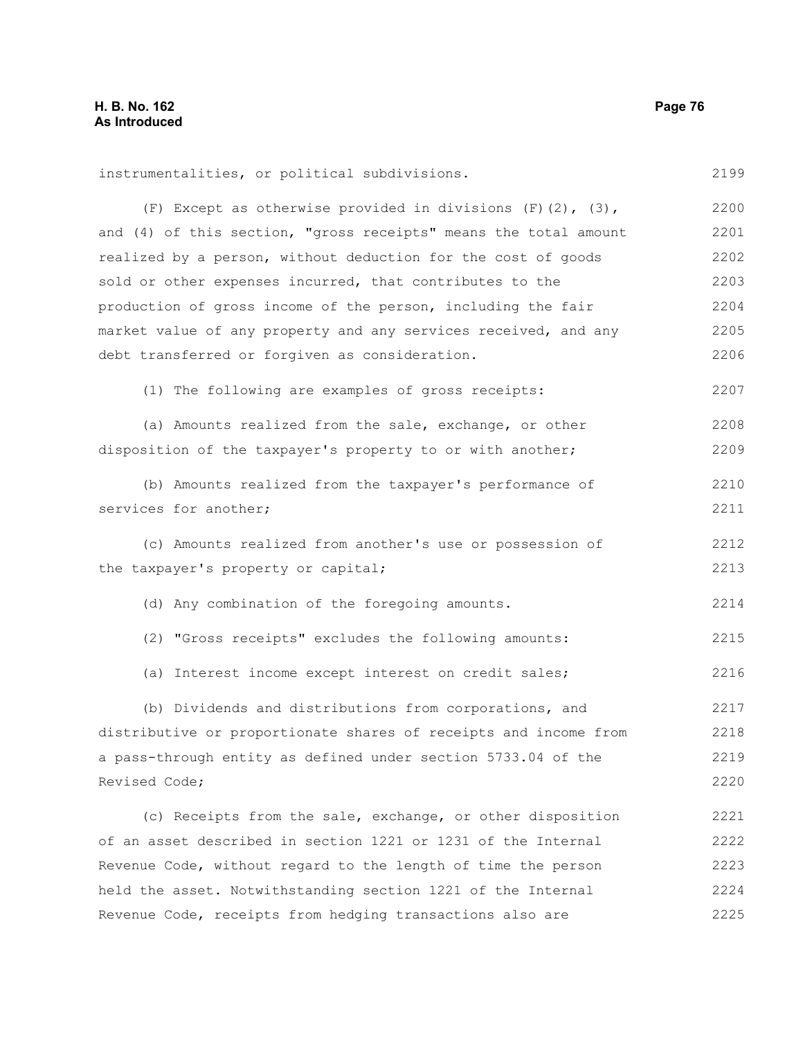instrumentalities, or political subdivisions.

(F) Except as otherwise provided in divisions (F)(2), (3), and (4) of this section, "gross receipts" means the total amount realized by a person, without deduction for the cost of goods sold or other expenses incurred, that contributes to the production of gross income of the person, including the fair market value of any property and any services received, and any debt transferred or forgiven as consideration.

(1) The following are examples of gross receipts:

(a) Amounts realized from the sale, exchange, or other disposition of the taxpayer's property to or with another;

(b) Amounts realized from the taxpayer's performance of services for another;

(c) Amounts realized from another's use or possession of the taxpayer's property or capital;

(d) Any combination of the foregoing amounts.

(2) "Gross receipts" excludes the following amounts:

(a) Interest income except interest on credit sales;

(b) Dividends and distributions from corporations, and distributive or proportionate shares of receipts and income from a pass-through entity as defined under section 5733.04 of the Revised Code;

(c) Receipts from the sale, exchange, or other disposition of an asset described in section 1221 or 1231 of the Internal Revenue Code, without regard to the length of time the person held the asset. Notwithstanding section 1221 of the Internal Revenue Code, receipts from hedging transactions also are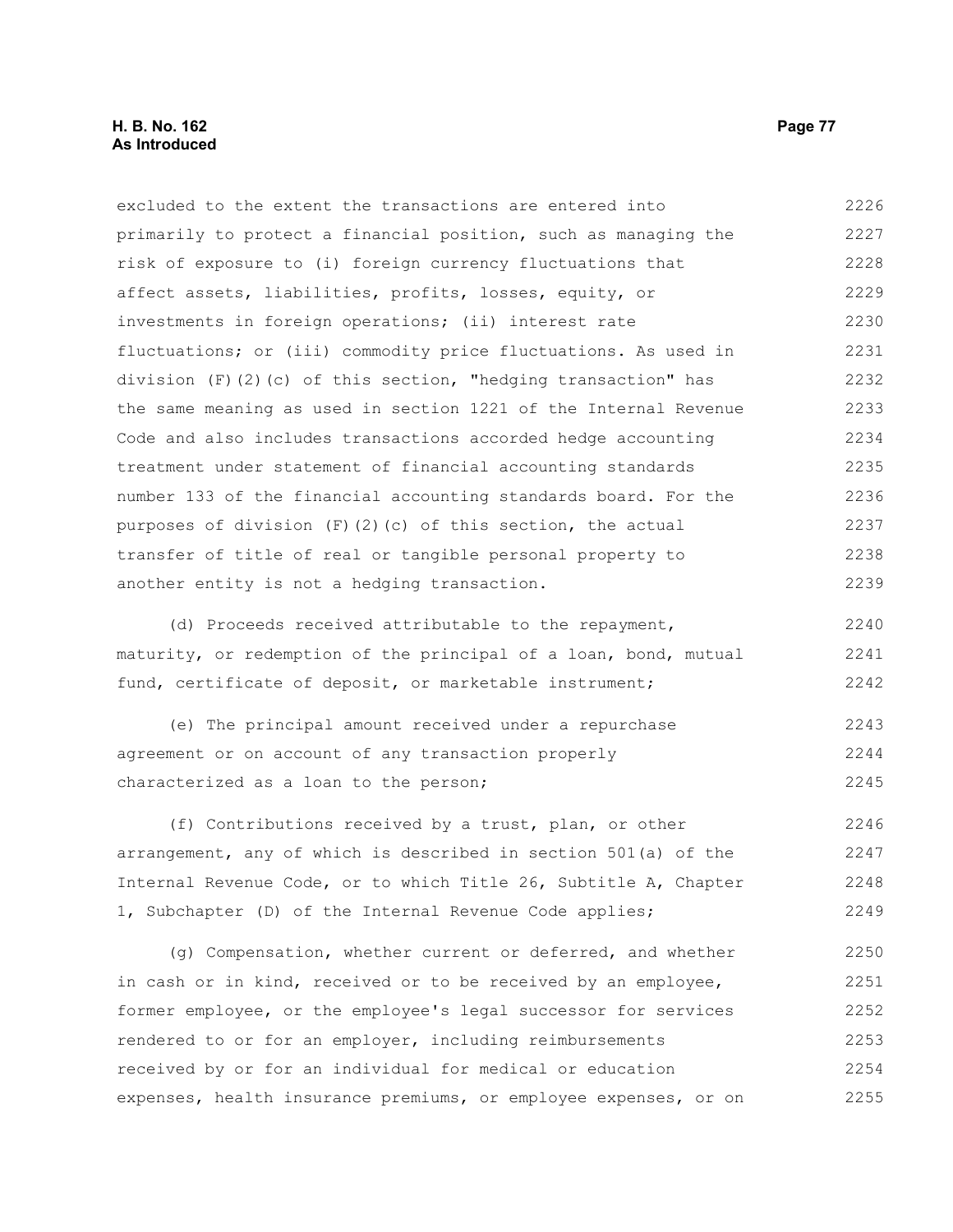excluded to the extent the transactions are entered into primarily to protect a financial position, such as managing the risk of exposure to (i) foreign currency fluctuations that affect assets, liabilities, profits, losses, equity, or investments in foreign operations; (ii) interest rate fluctuations; or (iii) commodity price fluctuations. As used in division (F)(2)(c) of this section, "hedging transaction" has the same meaning as used in section 1221 of the Internal Revenue Code and also includes transactions accorded hedge accounting treatment under statement of financial accounting standards number 133 of the financial accounting standards board. For the purposes of division (F)(2)(c) of this section, the actual transfer of title of real or tangible personal property to another entity is not a hedging transaction.

(d) Proceeds received attributable to the repayment, maturity, or redemption of the principal of a loan, bond, mutual fund, certificate of deposit, or marketable instrument;

(e) The principal amount received under a repurchase agreement or on account of any transaction properly characterized as a loan to the person;

(f) Contributions received by a trust, plan, or other arrangement, any of which is described in section 501(a) of the Internal Revenue Code, or to which Title 26, Subtitle A, Chapter 1, Subchapter (D) of the Internal Revenue Code applies;

(g) Compensation, whether current or deferred, and whether in cash or in kind, received or to be received by an employee, former employee, or the employee's legal successor for services rendered to or for an employer, including reimbursements received by or for an individual for medical or education expenses, health insurance premiums, or employee expenses, or on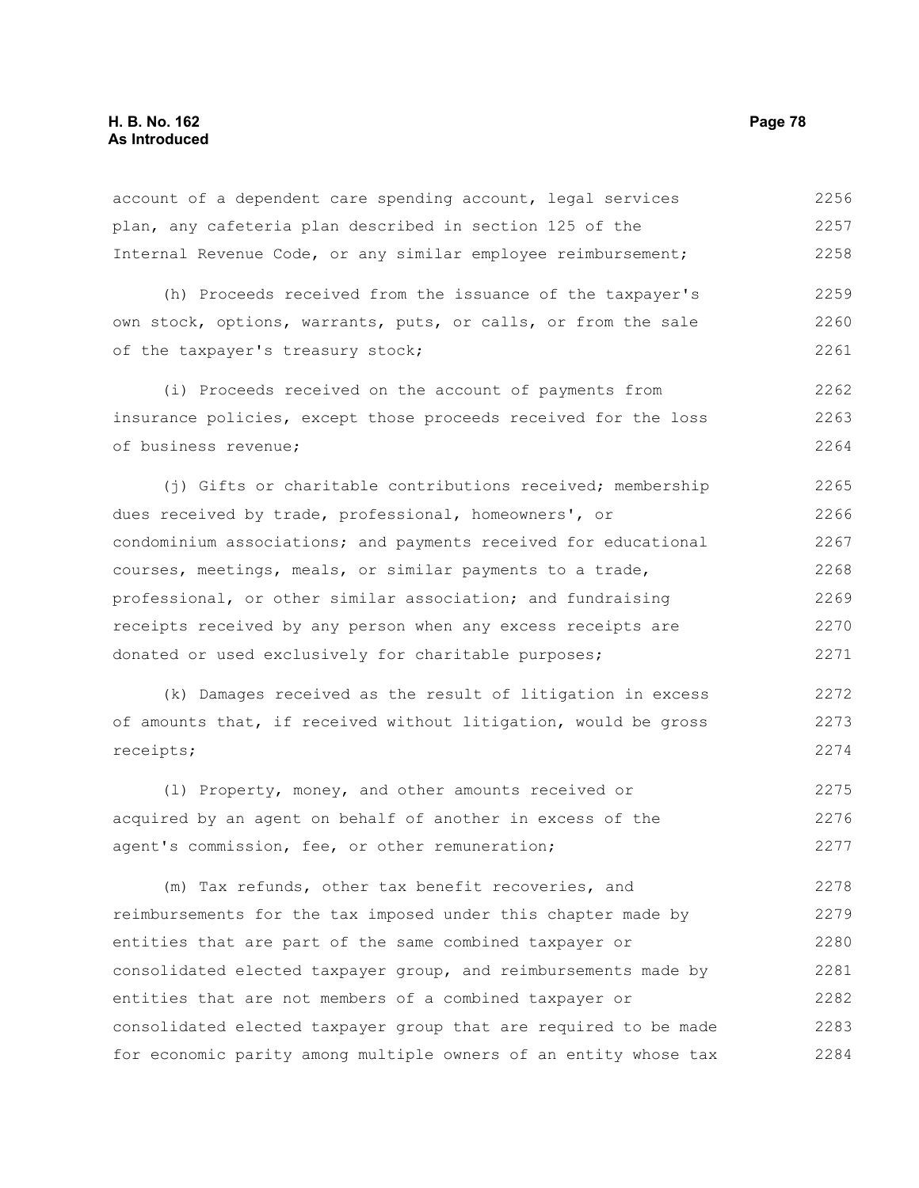account of a dependent care spending account, legal services plan, any cafeteria plan described in section 125 of the Internal Revenue Code, or any similar employee reimbursement;

(h) Proceeds received from the issuance of the taxpayer's own stock, options, warrants, puts, or calls, or from the sale of the taxpayer's treasury stock;

(i) Proceeds received on the account of payments from insurance policies, except those proceeds received for the loss of business revenue;

(j) Gifts or charitable contributions received; membership dues received by trade, professional, homeowners', or condominium associations; and payments received for educational courses, meetings, meals, or similar payments to a trade, professional, or other similar association; and fundraising receipts received by any person when any excess receipts are donated or used exclusively for charitable purposes;

(k) Damages received as the result of litigation in excess of amounts that, if received without litigation, would be gross receipts;

(l) Property, money, and other amounts received or acquired by an agent on behalf of another in excess of the agent's commission, fee, or other remuneration;

(m) Tax refunds, other tax benefit recoveries, and reimbursements for the tax imposed under this chapter made by entities that are part of the same combined taxpayer or consolidated elected taxpayer group, and reimbursements made by entities that are not members of a combined taxpayer or consolidated elected taxpayer group that are required to be made for economic parity among multiple owners of an entity whose tax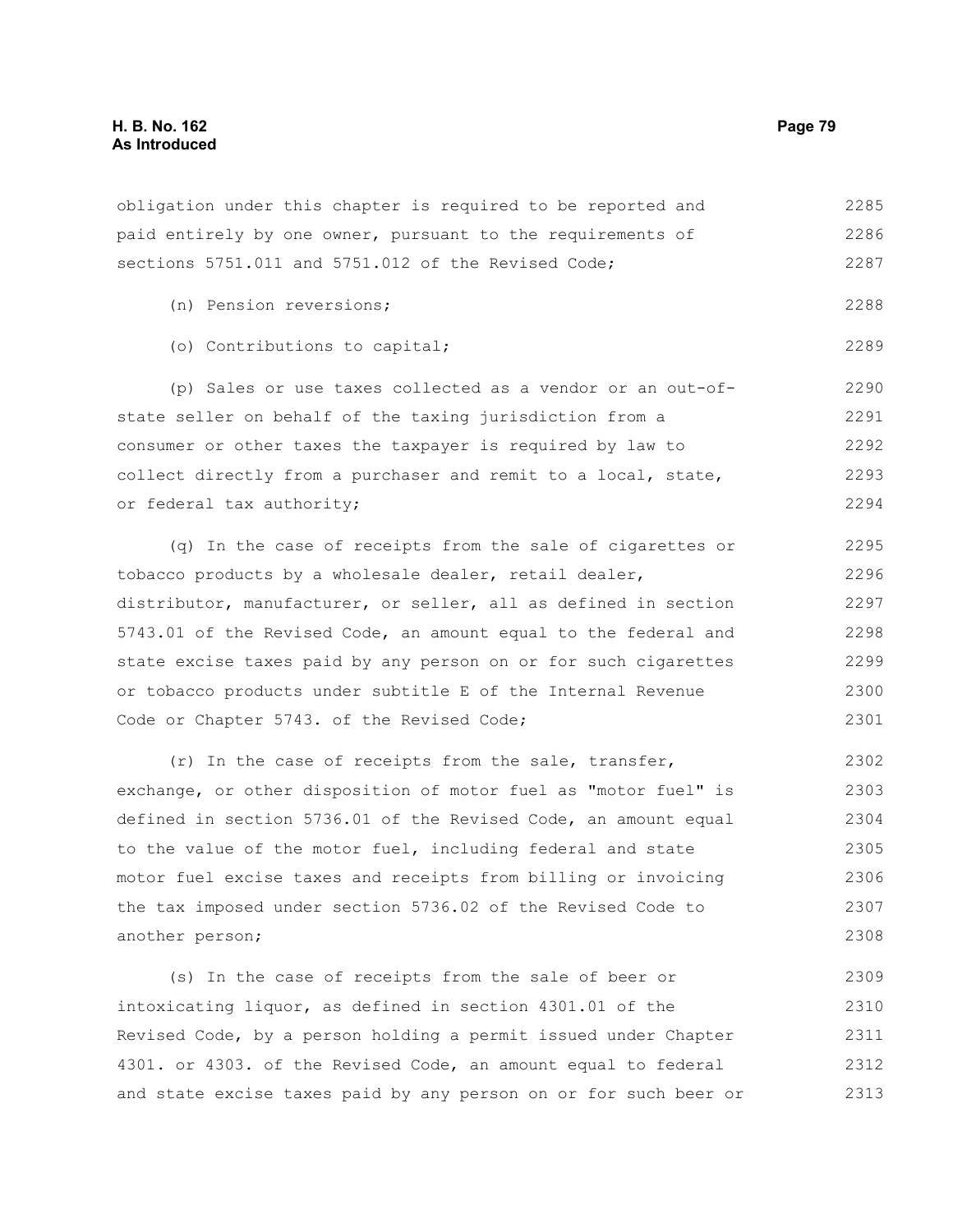obligation under this chapter is required to be reported and paid entirely by one owner, pursuant to the requirements of sections 5751.011 and 5751.012 of the Revised Code;

(n) Pension reversions;

(o) Contributions to capital;

(p) Sales or use taxes collected as a vendor or an out-of-state seller on behalf of the taxing jurisdiction from a consumer or other taxes the taxpayer is required by law to collect directly from a purchaser and remit to a local, state, or federal tax authority;

(q) In the case of receipts from the sale of cigarettes or tobacco products by a wholesale dealer, retail dealer, distributor, manufacturer, or seller, all as defined in section 5743.01 of the Revised Code, an amount equal to the federal and state excise taxes paid by any person on or for such cigarettes or tobacco products under subtitle E of the Internal Revenue Code or Chapter 5743. of the Revised Code;

(r) In the case of receipts from the sale, transfer, exchange, or other disposition of motor fuel as "motor fuel" is defined in section 5736.01 of the Revised Code, an amount equal to the value of the motor fuel, including federal and state motor fuel excise taxes and receipts from billing or invoicing the tax imposed under section 5736.02 of the Revised Code to another person;

(s) In the case of receipts from the sale of beer or intoxicating liquor, as defined in section 4301.01 of the Revised Code, by a person holding a permit issued under Chapter 4301. or 4303. of the Revised Code, an amount equal to federal and state excise taxes paid by any person on or for such beer or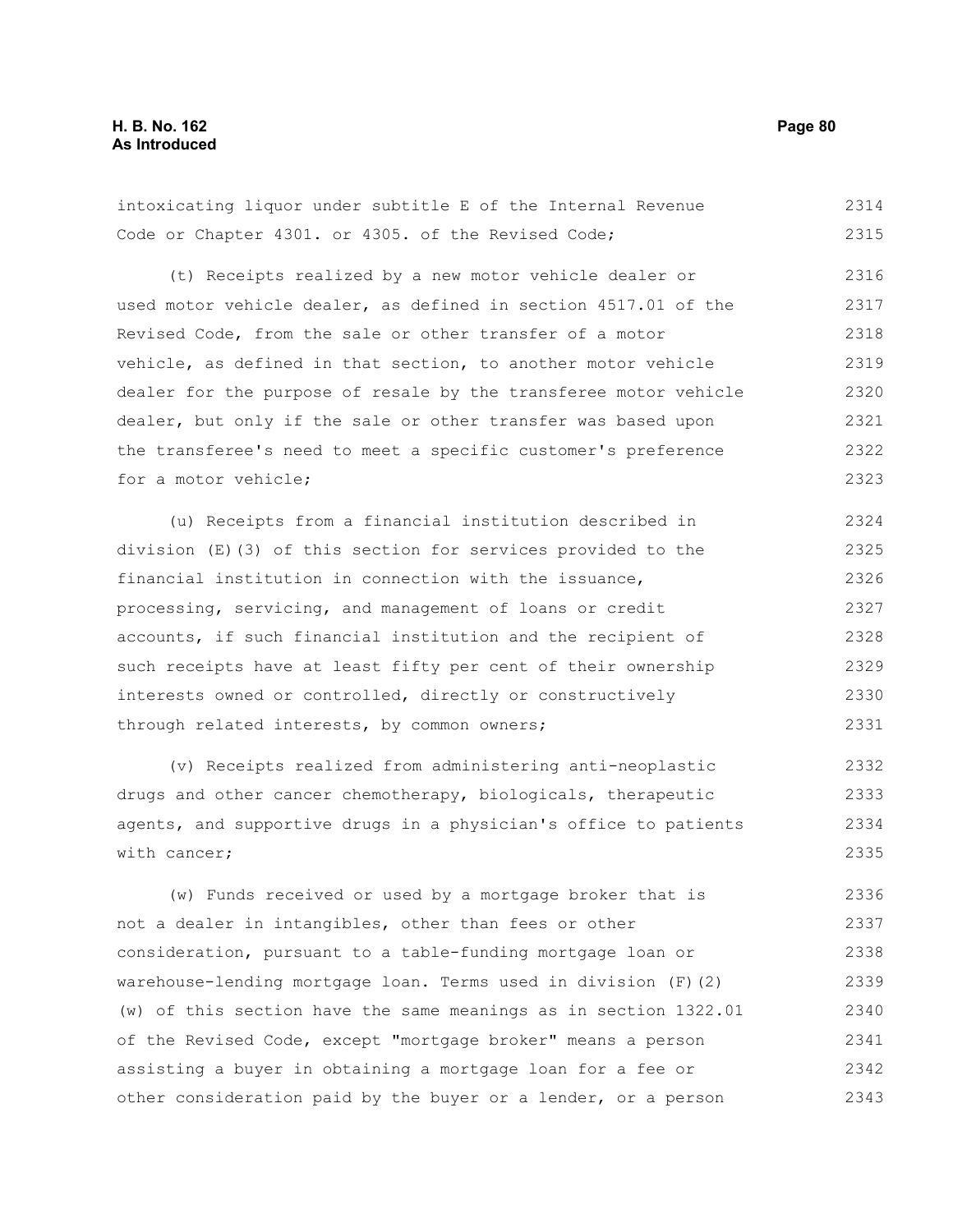intoxicating liquor under subtitle E of the Internal Revenue Code or Chapter 4301. or 4305. of the Revised Code;

(t) Receipts realized by a new motor vehicle dealer or used motor vehicle dealer, as defined in section 4517.01 of the Revised Code, from the sale or other transfer of a motor vehicle, as defined in that section, to another motor vehicle dealer for the purpose of resale by the transferee motor vehicle dealer, but only if the sale or other transfer was based upon the transferee's need to meet a specific customer's preference for a motor vehicle;

(u) Receipts from a financial institution described in division (E)(3) of this section for services provided to the financial institution in connection with the issuance, processing, servicing, and management of loans or credit accounts, if such financial institution and the recipient of such receipts have at least fifty per cent of their ownership interests owned or controlled, directly or constructively through related interests, by common owners;

(v) Receipts realized from administering anti-neoplastic drugs and other cancer chemotherapy, biologicals, therapeutic agents, and supportive drugs in a physician's office to patients with cancer;

(w) Funds received or used by a mortgage broker that is not a dealer in intangibles, other than fees or other consideration, pursuant to a table-funding mortgage loan or warehouse-lending mortgage loan. Terms used in division (F)(2)(w) of this section have the same meanings as in section 1322.01 of the Revised Code, except "mortgage broker" means a person assisting a buyer in obtaining a mortgage loan for a fee or other consideration paid by the buyer or a lender, or a person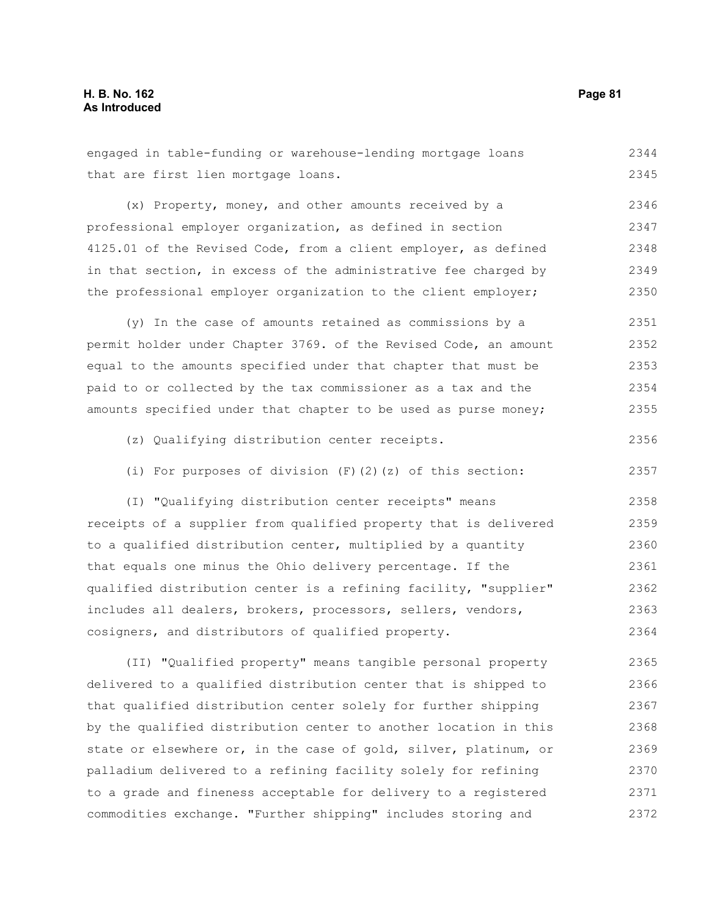engaged in table-funding or warehouse-lending mortgage loans that are first lien mortgage loans.

(x) Property, money, and other amounts received by a professional employer organization, as defined in section 4125.01 of the Revised Code, from a client employer, as defined in that section, in excess of the administrative fee charged by the professional employer organization to the client employer;

(y) In the case of amounts retained as commissions by a permit holder under Chapter 3769. of the Revised Code, an amount equal to the amounts specified under that chapter that must be paid to or collected by the tax commissioner as a tax and the amounts specified under that chapter to be used as purse money;

(z) Qualifying distribution center receipts.

(i) For purposes of division (F)(2)(z) of this section:

(I) "Qualifying distribution center receipts" means receipts of a supplier from qualified property that is delivered to a qualified distribution center, multiplied by a quantity that equals one minus the Ohio delivery percentage. If the qualified distribution center is a refining facility, "supplier" includes all dealers, brokers, processors, sellers, vendors, cosigners, and distributors of qualified property.

(II) "Qualified property" means tangible personal property delivered to a qualified distribution center that is shipped to that qualified distribution center solely for further shipping by the qualified distribution center to another location in this state or elsewhere or, in the case of gold, silver, platinum, or palladium delivered to a refining facility solely for refining to a grade and fineness acceptable for delivery to a registered commodities exchange. "Further shipping" includes storing and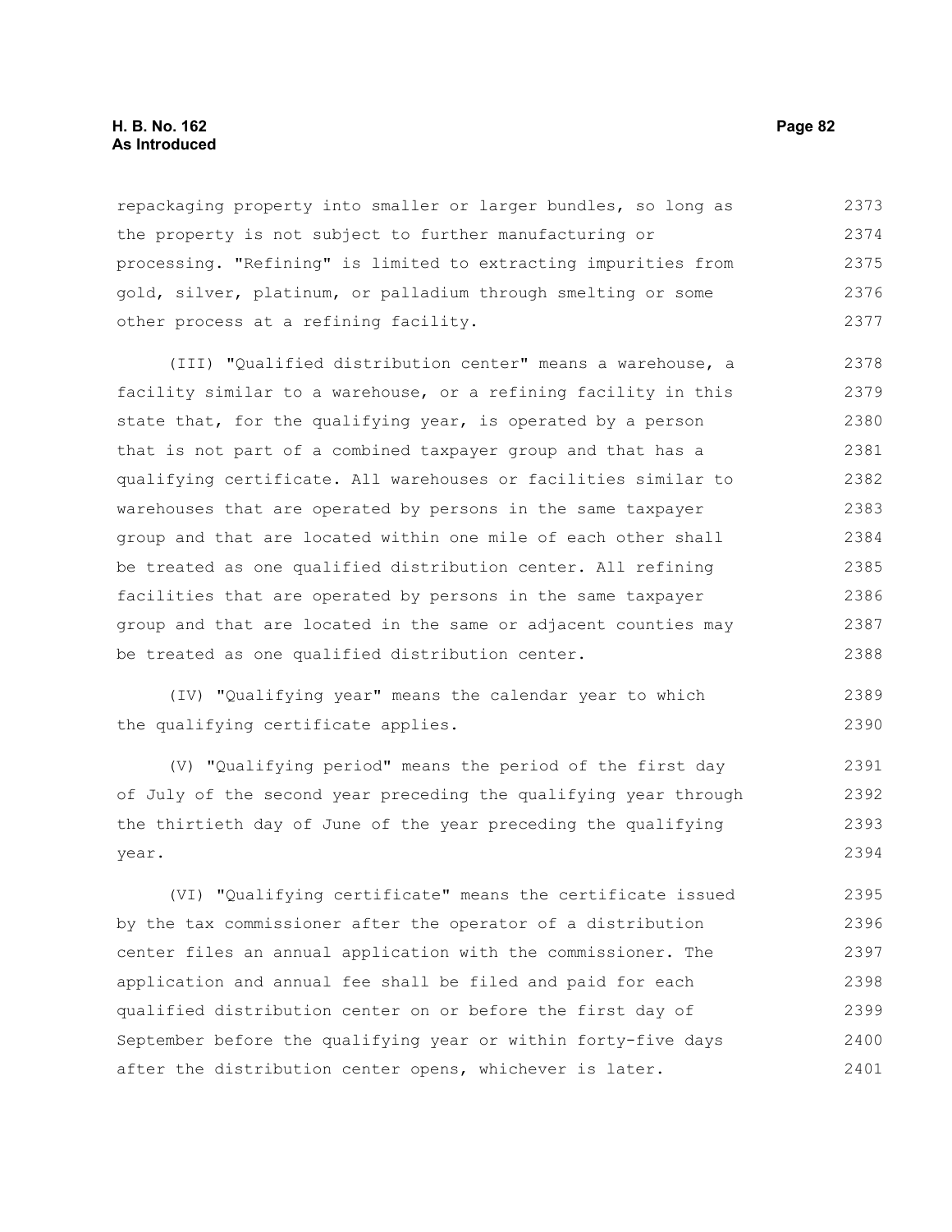repackaging property into smaller or larger bundles, so long as the property is not subject to further manufacturing or processing. "Refining" is limited to extracting impurities from gold, silver, platinum, or palladium through smelting or some other process at a refining facility.

(III) "Qualified distribution center" means a warehouse, a facility similar to a warehouse, or a refining facility in this state that, for the qualifying year, is operated by a person that is not part of a combined taxpayer group and that has a qualifying certificate. All warehouses or facilities similar to warehouses that are operated by persons in the same taxpayer group and that are located within one mile of each other shall be treated as one qualified distribution center. All refining facilities that are operated by persons in the same taxpayer group and that are located in the same or adjacent counties may be treated as one qualified distribution center.

(IV) "Qualifying year" means the calendar year to which the qualifying certificate applies.

(V) "Qualifying period" means the period of the first day of July of the second year preceding the qualifying year through the thirtieth day of June of the year preceding the qualifying year.

(VI) "Qualifying certificate" means the certificate issued by the tax commissioner after the operator of a distribution center files an annual application with the commissioner. The application and annual fee shall be filed and paid for each qualified distribution center on or before the first day of September before the qualifying year or within forty-five days after the distribution center opens, whichever is later.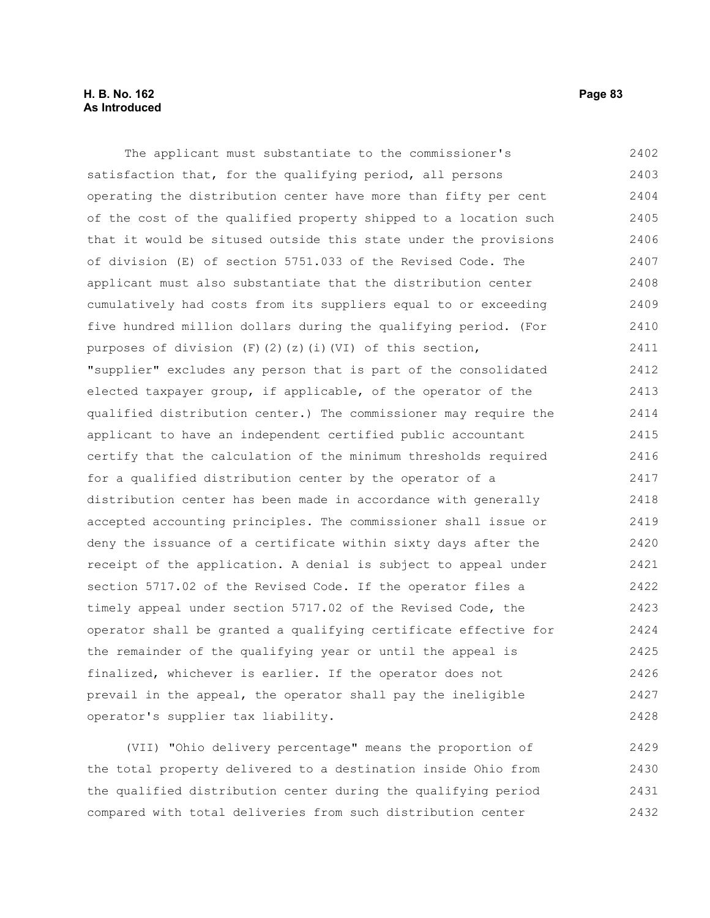The applicant must substantiate to the commissioner's satisfaction that, for the qualifying period, all persons operating the distribution center have more than fifty per cent of the cost of the qualified property shipped to a location such that it would be sitused outside this state under the provisions of division (E) of section 5751.033 of the Revised Code. The applicant must also substantiate that the distribution center cumulatively had costs from its suppliers equal to or exceeding five hundred million dollars during the qualifying period. (For purposes of division (F)(2)(z)(i)(VI) of this section, "supplier" excludes any person that is part of the consolidated elected taxpayer group, if applicable, of the operator of the qualified distribution center.) The commissioner may require the applicant to have an independent certified public accountant certify that the calculation of the minimum thresholds required for a qualified distribution center by the operator of a distribution center has been made in accordance with generally accepted accounting principles. The commissioner shall issue or deny the issuance of a certificate within sixty days after the receipt of the application. A denial is subject to appeal under section 5717.02 of the Revised Code. If the operator files a timely appeal under section 5717.02 of the Revised Code, the operator shall be granted a qualifying certificate effective for the remainder of the qualifying year or until the appeal is finalized, whichever is earlier. If the operator does not prevail in the appeal, the operator shall pay the ineligible operator's supplier tax liability.

(VII) "Ohio delivery percentage" means the proportion of the total property delivered to a destination inside Ohio from the qualified distribution center during the qualifying period compared with total deliveries from such distribution center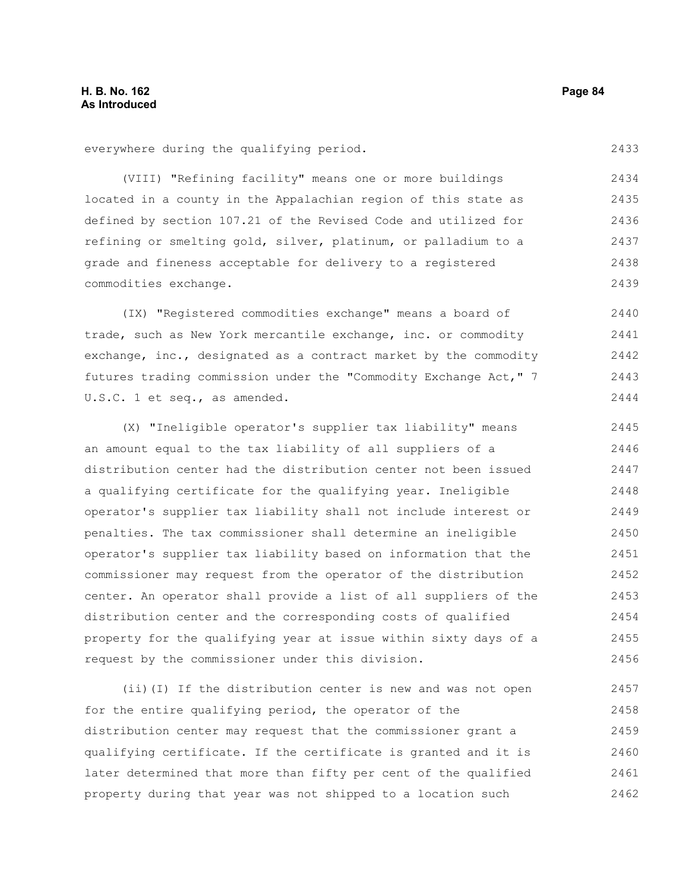everywhere during the qualifying period.

(VIII) "Refining facility" means one or more buildings located in a county in the Appalachian region of this state as defined by section 107.21 of the Revised Code and utilized for refining or smelting gold, silver, platinum, or palladium to a grade and fineness acceptable for delivery to a registered commodities exchange.

(IX) "Registered commodities exchange" means a board of trade, such as New York mercantile exchange, inc. or commodity exchange, inc., designated as a contract market by the commodity futures trading commission under the "Commodity Exchange Act," 7 U.S.C. 1 et seq., as amended.

(X) "Ineligible operator's supplier tax liability" means an amount equal to the tax liability of all suppliers of a distribution center had the distribution center not been issued a qualifying certificate for the qualifying year. Ineligible operator's supplier tax liability shall not include interest or penalties. The tax commissioner shall determine an ineligible operator's supplier tax liability based on information that the commissioner may request from the operator of the distribution center. An operator shall provide a list of all suppliers of the distribution center and the corresponding costs of qualified property for the qualifying year at issue within sixty days of a request by the commissioner under this division.

(ii)(I) If the distribution center is new and was not open for the entire qualifying period, the operator of the distribution center may request that the commissioner grant a qualifying certificate. If the certificate is granted and it is later determined that more than fifty per cent of the qualified property during that year was not shipped to a location such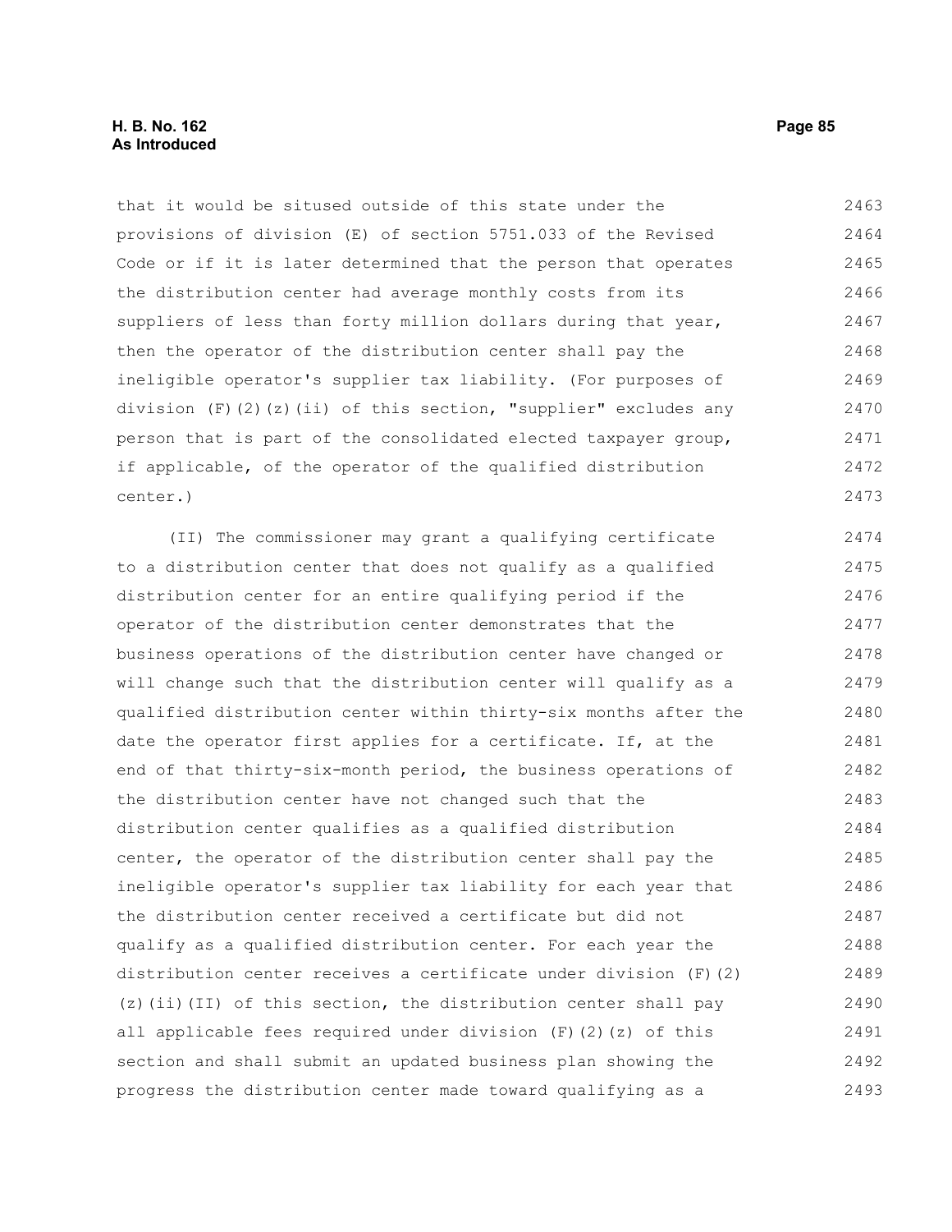that it would be sitused outside of this state under the provisions of division (E) of section 5751.033 of the Revised Code or if it is later determined that the person that operates the distribution center had average monthly costs from its suppliers of less than forty million dollars during that year, then the operator of the distribution center shall pay the ineligible operator's supplier tax liability. (For purposes of division (F)(2)(z)(ii) of this section, "supplier" excludes any person that is part of the consolidated elected taxpayer group, if applicable, of the operator of the qualified distribution center.)

(II) The commissioner may grant a qualifying certificate to a distribution center that does not qualify as a qualified distribution center for an entire qualifying period if the operator of the distribution center demonstrates that the business operations of the distribution center have changed or will change such that the distribution center will qualify as a qualified distribution center within thirty-six months after the date the operator first applies for a certificate. If, at the end of that thirty-six-month period, the business operations of the distribution center have not changed such that the distribution center qualifies as a qualified distribution center, the operator of the distribution center shall pay the ineligible operator's supplier tax liability for each year that the distribution center received a certificate but did not qualify as a qualified distribution center. For each year the distribution center receives a certificate under division (F)(2)(z)(ii)(II) of this section, the distribution center shall pay all applicable fees required under division (F)(2)(z) of this section and shall submit an updated business plan showing the progress the distribution center made toward qualifying as a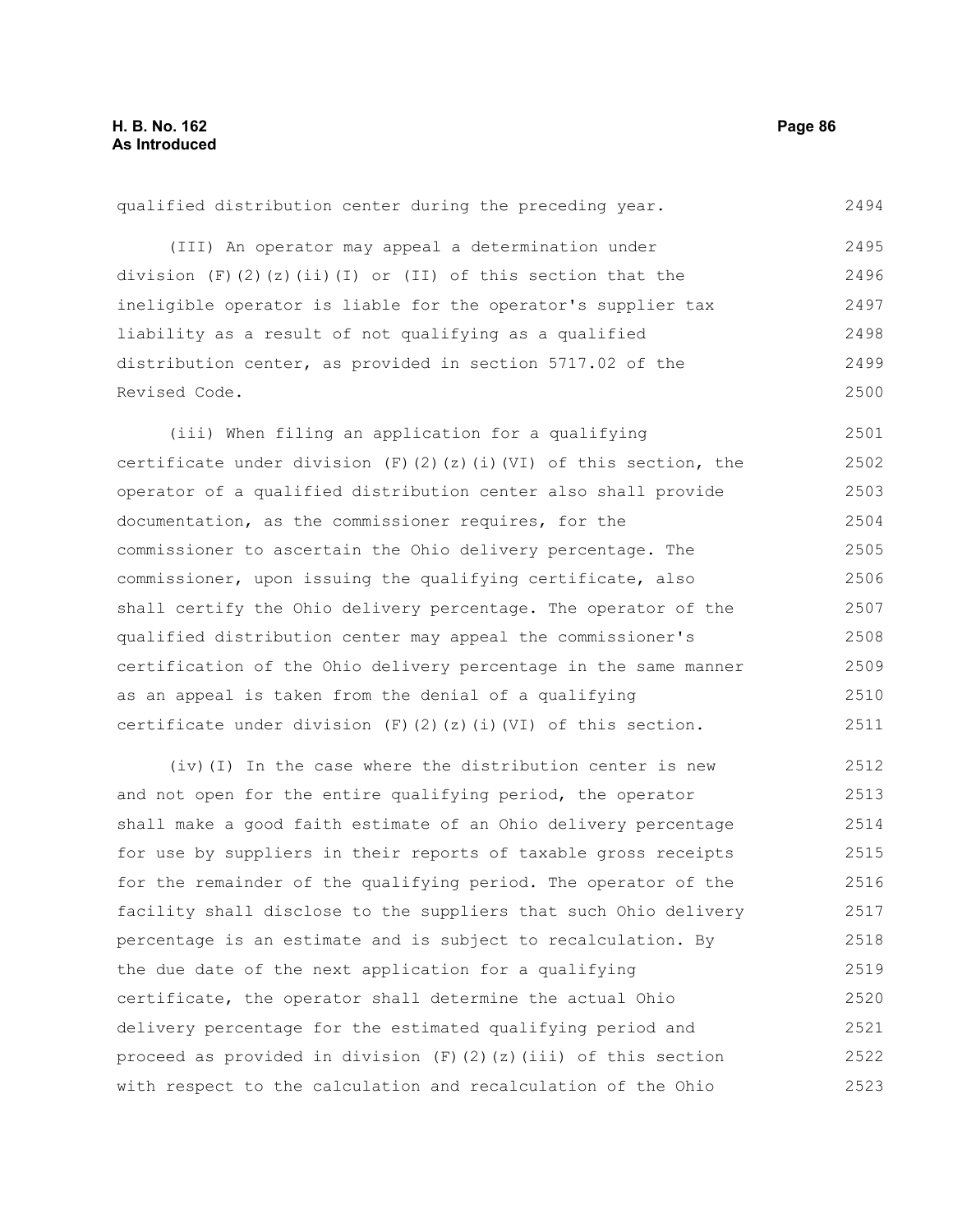qualified distribution center during the preceding year.

(III) An operator may appeal a determination under division (F)(2)(z)(ii)(I) or (II) of this section that the ineligible operator is liable for the operator's supplier tax liability as a result of not qualifying as a qualified distribution center, as provided in section 5717.02 of the Revised Code.

(iii) When filing an application for a qualifying certificate under division (F)(2)(z)(i)(VI) of this section, the operator of a qualified distribution center also shall provide documentation, as the commissioner requires, for the commissioner to ascertain the Ohio delivery percentage. The commissioner, upon issuing the qualifying certificate, also shall certify the Ohio delivery percentage. The operator of the qualified distribution center may appeal the commissioner's certification of the Ohio delivery percentage in the same manner as an appeal is taken from the denial of a qualifying certificate under division (F)(2)(z)(i)(VI) of this section.

(iv)(I) In the case where the distribution center is new and not open for the entire qualifying period, the operator shall make a good faith estimate of an Ohio delivery percentage for use by suppliers in their reports of taxable gross receipts for the remainder of the qualifying period. The operator of the facility shall disclose to the suppliers that such Ohio delivery percentage is an estimate and is subject to recalculation. By the due date of the next application for a qualifying certificate, the operator shall determine the actual Ohio delivery percentage for the estimated qualifying period and proceed as provided in division (F)(2)(z)(iii) of this section with respect to the calculation and recalculation of the Ohio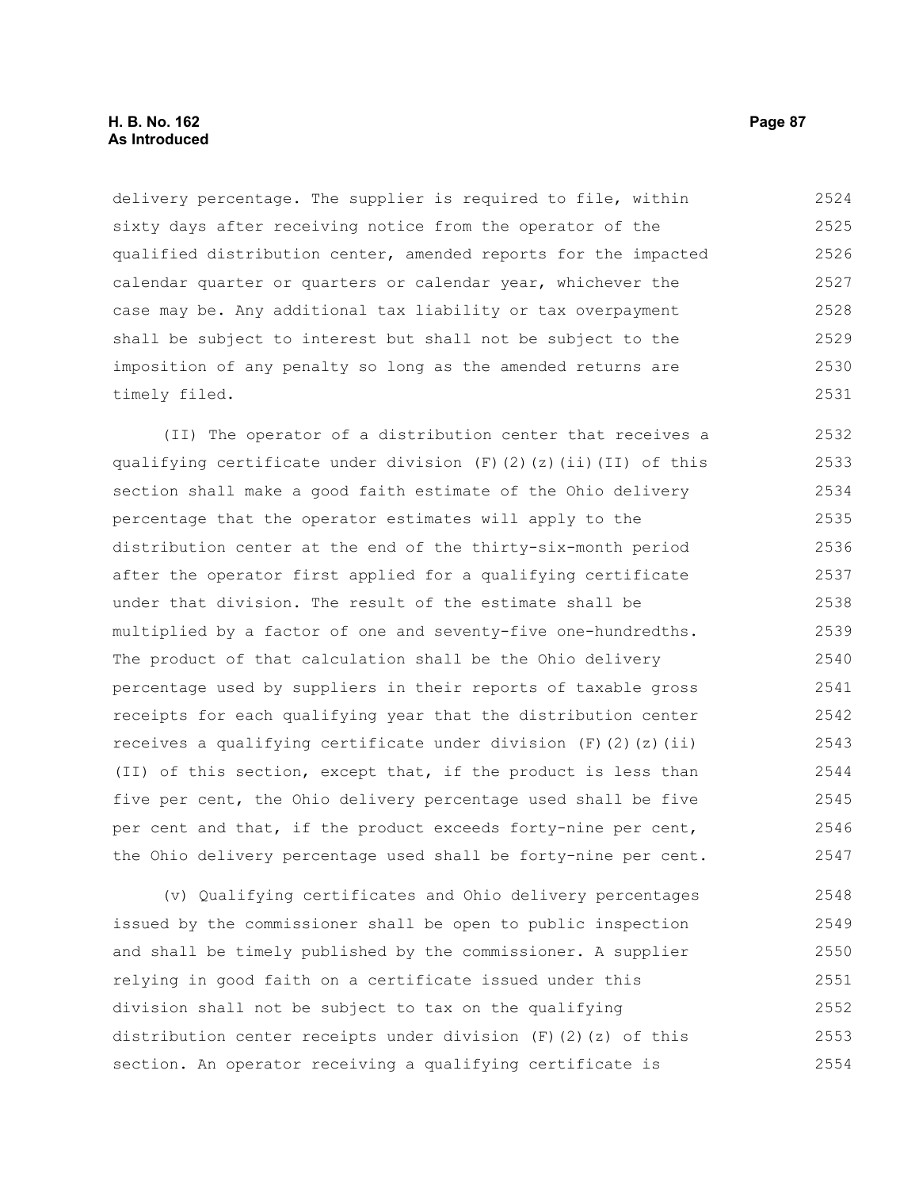delivery percentage. The supplier is required to file, within sixty days after receiving notice from the operator of the qualified distribution center, amended reports for the impacted calendar quarter or quarters or calendar year, whichever the case may be. Any additional tax liability or tax overpayment shall be subject to interest but shall not be subject to the imposition of any penalty so long as the amended returns are timely filed.

(II) The operator of a distribution center that receives a qualifying certificate under division (F)(2)(z)(ii)(II) of this section shall make a good faith estimate of the Ohio delivery percentage that the operator estimates will apply to the distribution center at the end of the thirty-six-month period after the operator first applied for a qualifying certificate under that division. The result of the estimate shall be multiplied by a factor of one and seventy-five one-hundredths. The product of that calculation shall be the Ohio delivery percentage used by suppliers in their reports of taxable gross receipts for each qualifying year that the distribution center receives a qualifying certificate under division (F)(2)(z)(ii)(II) of this section, except that, if the product is less than five per cent, the Ohio delivery percentage used shall be five per cent and that, if the product exceeds forty-nine per cent, the Ohio delivery percentage used shall be forty-nine per cent.

(v) Qualifying certificates and Ohio delivery percentages issued by the commissioner shall be open to public inspection and shall be timely published by the commissioner. A supplier relying in good faith on a certificate issued under this division shall not be subject to tax on the qualifying distribution center receipts under division (F)(2)(z) of this section. An operator receiving a qualifying certificate is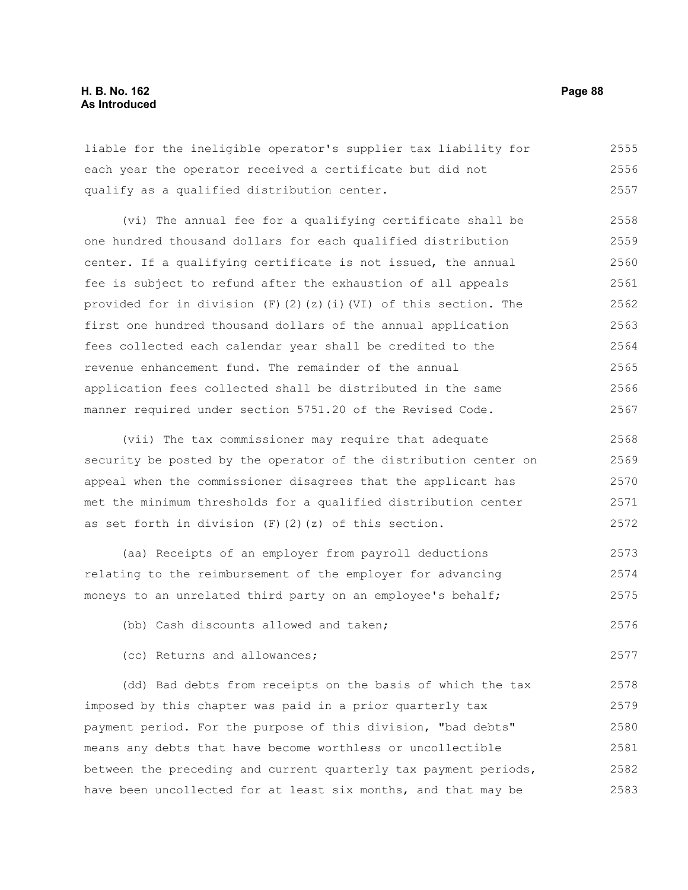liable for the ineligible operator's supplier tax liability for each year the operator received a certificate but did not qualify as a qualified distribution center.

(vi) The annual fee for a qualifying certificate shall be one hundred thousand dollars for each qualified distribution center. If a qualifying certificate is not issued, the annual fee is subject to refund after the exhaustion of all appeals provided for in division (F)(2)(z)(i)(VI) of this section. The first one hundred thousand dollars of the annual application fees collected each calendar year shall be credited to the revenue enhancement fund. The remainder of the annual application fees collected shall be distributed in the same manner required under section 5751.20 of the Revised Code.

(vii) The tax commissioner may require that adequate security be posted by the operator of the distribution center on appeal when the commissioner disagrees that the applicant has met the minimum thresholds for a qualified distribution center as set forth in division (F)(2)(z) of this section.

(aa) Receipts of an employer from payroll deductions relating to the reimbursement of the employer for advancing moneys to an unrelated third party on an employee's behalf;

(bb) Cash discounts allowed and taken;

(cc) Returns and allowances;

(dd) Bad debts from receipts on the basis of which the tax imposed by this chapter was paid in a prior quarterly tax payment period. For the purpose of this division, "bad debts" means any debts that have become worthless or uncollectible between the preceding and current quarterly tax payment periods, have been uncollected for at least six months, and that may be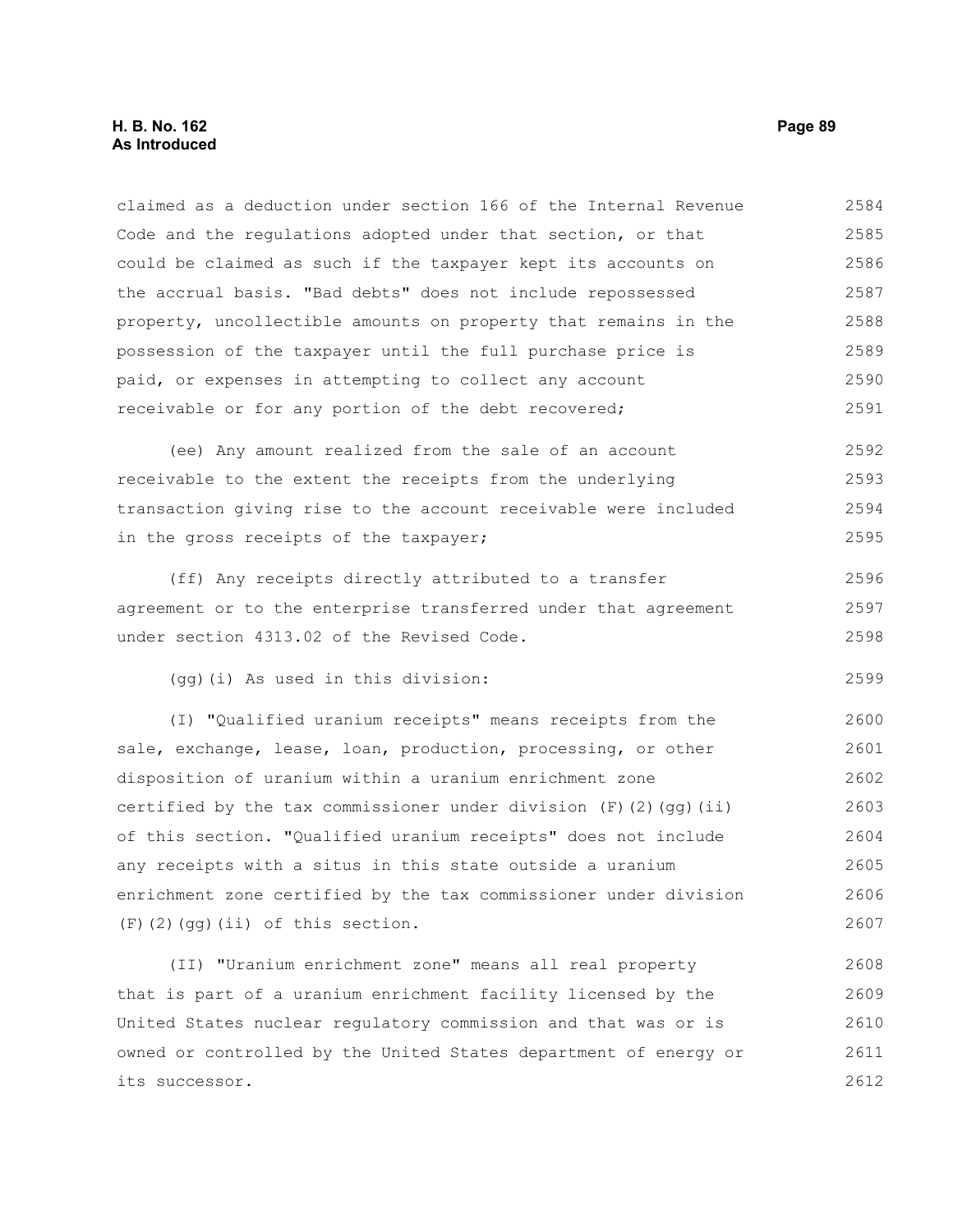claimed as a deduction under section 166 of the Internal Revenue Code and the regulations adopted under that section, or that could be claimed as such if the taxpayer kept its accounts on the accrual basis. "Bad debts" does not include repossessed property, uncollectible amounts on property that remains in the possession of the taxpayer until the full purchase price is paid, or expenses in attempting to collect any account receivable or for any portion of the debt recovered;

(ee) Any amount realized from the sale of an account receivable to the extent the receipts from the underlying transaction giving rise to the account receivable were included in the gross receipts of the taxpayer;

(ff) Any receipts directly attributed to a transfer agreement or to the enterprise transferred under that agreement under section 4313.02 of the Revised Code.

(gg)(i) As used in this division:

(I) "Qualified uranium receipts" means receipts from the sale, exchange, lease, loan, production, processing, or other disposition of uranium within a uranium enrichment zone certified by the tax commissioner under division (F)(2)(gg)(ii) of this section. "Qualified uranium receipts" does not include any receipts with a situs in this state outside a uranium enrichment zone certified by the tax commissioner under division (F)(2)(gg)(ii) of this section.

(II) "Uranium enrichment zone" means all real property that is part of a uranium enrichment facility licensed by the United States nuclear regulatory commission and that was or is owned or controlled by the United States department of energy or its successor.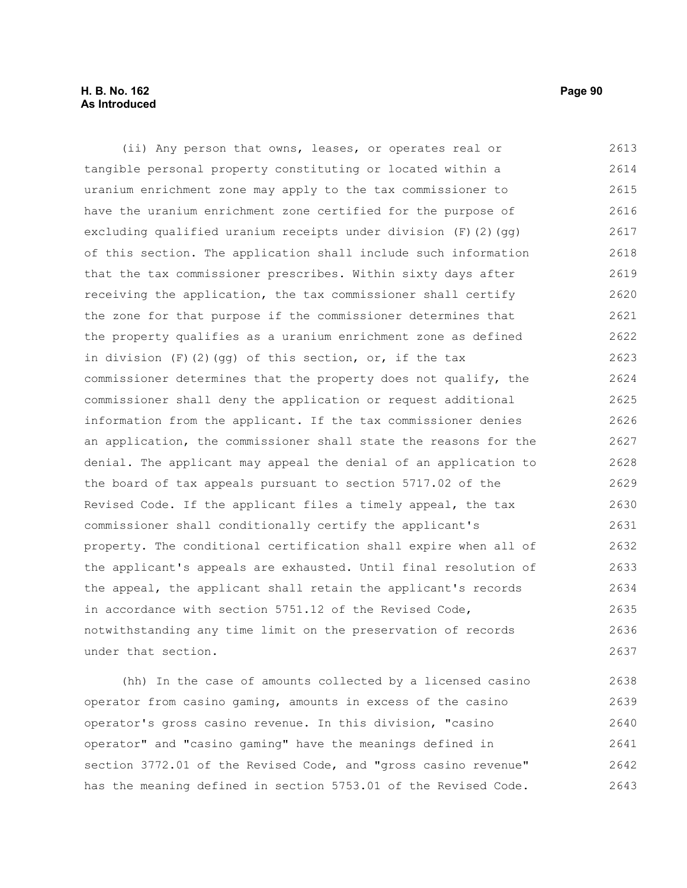(ii) Any person that owns, leases, or operates real or tangible personal property constituting or located within a uranium enrichment zone may apply to the tax commissioner to have the uranium enrichment zone certified for the purpose of excluding qualified uranium receipts under division (F)(2)(gg) of this section. The application shall include such information that the tax commissioner prescribes. Within sixty days after receiving the application, the tax commissioner shall certify the zone for that purpose if the commissioner determines that the property qualifies as a uranium enrichment zone as defined in division (F)(2)(gg) of this section, or, if the tax commissioner determines that the property does not qualify, the commissioner shall deny the application or request additional information from the applicant. If the tax commissioner denies an application, the commissioner shall state the reasons for the denial. The applicant may appeal the denial of an application to the board of tax appeals pursuant to section 5717.02 of the Revised Code. If the applicant files a timely appeal, the tax commissioner shall conditionally certify the applicant's property. The conditional certification shall expire when all of the applicant's appeals are exhausted. Until final resolution of the appeal, the applicant shall retain the applicant's records in accordance with section 5751.12 of the Revised Code, notwithstanding any time limit on the preservation of records under that section.

(hh) In the case of amounts collected by a licensed casino operator from casino gaming, amounts in excess of the casino operator's gross casino revenue. In this division, "casino operator" and "casino gaming" have the meanings defined in section 3772.01 of the Revised Code, and "gross casino revenue" has the meaning defined in section 5753.01 of the Revised Code.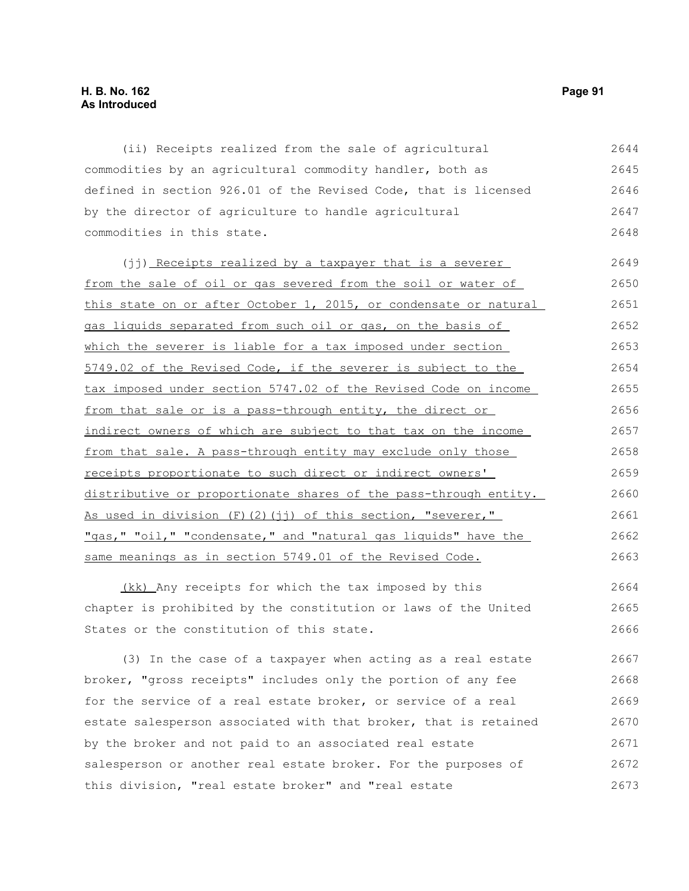(ii) Receipts realized from the sale of agricultural commodities by an agricultural commodity handler, both as defined in section 926.01 of the Revised Code, that is licensed by the director of agriculture to handle agricultural commodities in this state.

(jj) Receipts realized by a taxpayer that is a severer from the sale of oil or gas severed from the soil or water of this state on or after October 1, 2015, or condensate or natural gas liquids separated from such oil or gas, on the basis of which the severer is liable for a tax imposed under section 5749.02 of the Revised Code, if the severer is subject to the tax imposed under section 5747.02 of the Revised Code on income from that sale or is a pass-through entity, the direct or indirect owners of which are subject to that tax on the income from that sale. A pass-through entity may exclude only those receipts proportionate to such direct or indirect owners' distributive or proportionate shares of the pass-through entity. As used in division (F)(2)(jj) of this section, "severer," "gas," "oil," "condensate," and "natural gas liquids" have the same meanings as in section 5749.01 of the Revised Code.

(kk) Any receipts for which the tax imposed by this chapter is prohibited by the constitution or laws of the United States or the constitution of this state.

(3) In the case of a taxpayer when acting as a real estate broker, "gross receipts" includes only the portion of any fee for the service of a real estate broker, or service of a real estate salesperson associated with that broker, that is retained by the broker and not paid to an associated real estate salesperson or another real estate broker. For the purposes of this division, "real estate broker" and "real estate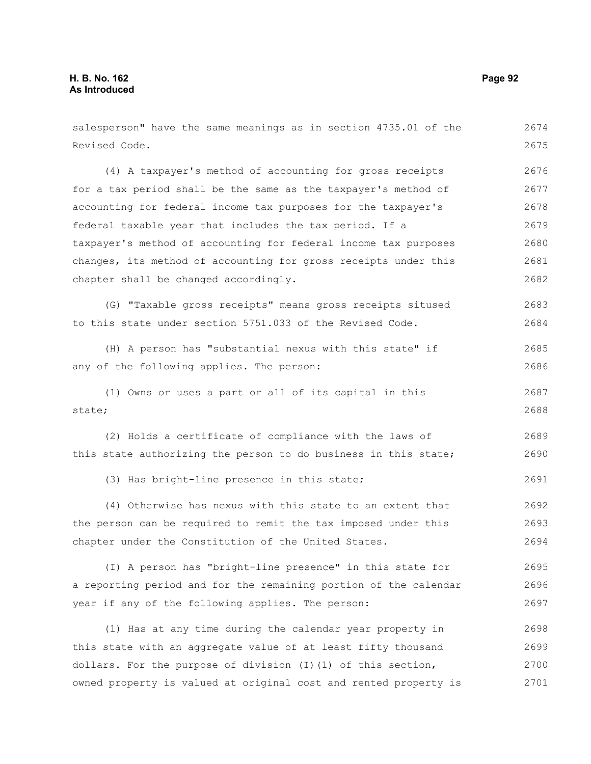salesperson" have the same meanings as in section 4735.01 of the Revised Code.

(4) A taxpayer's method of accounting for gross receipts for a tax period shall be the same as the taxpayer's method of accounting for federal income tax purposes for the taxpayer's federal taxable year that includes the tax period. If a taxpayer's method of accounting for federal income tax purposes changes, its method of accounting for gross receipts under this chapter shall be changed accordingly.

(G) "Taxable gross receipts" means gross receipts sitused to this state under section 5751.033 of the Revised Code.

(H) A person has "substantial nexus with this state" if any of the following applies. The person:

(1) Owns or uses a part or all of its capital in this state;

(2) Holds a certificate of compliance with the laws of this state authorizing the person to do business in this state;

(3) Has bright-line presence in this state;

(4) Otherwise has nexus with this state to an extent that the person can be required to remit the tax imposed under this chapter under the Constitution of the United States.

(I) A person has "bright-line presence" in this state for a reporting period and for the remaining portion of the calendar year if any of the following applies. The person:

(1) Has at any time during the calendar year property in this state with an aggregate value of at least fifty thousand dollars. For the purpose of division (I)(1) of this section, owned property is valued at original cost and rented property is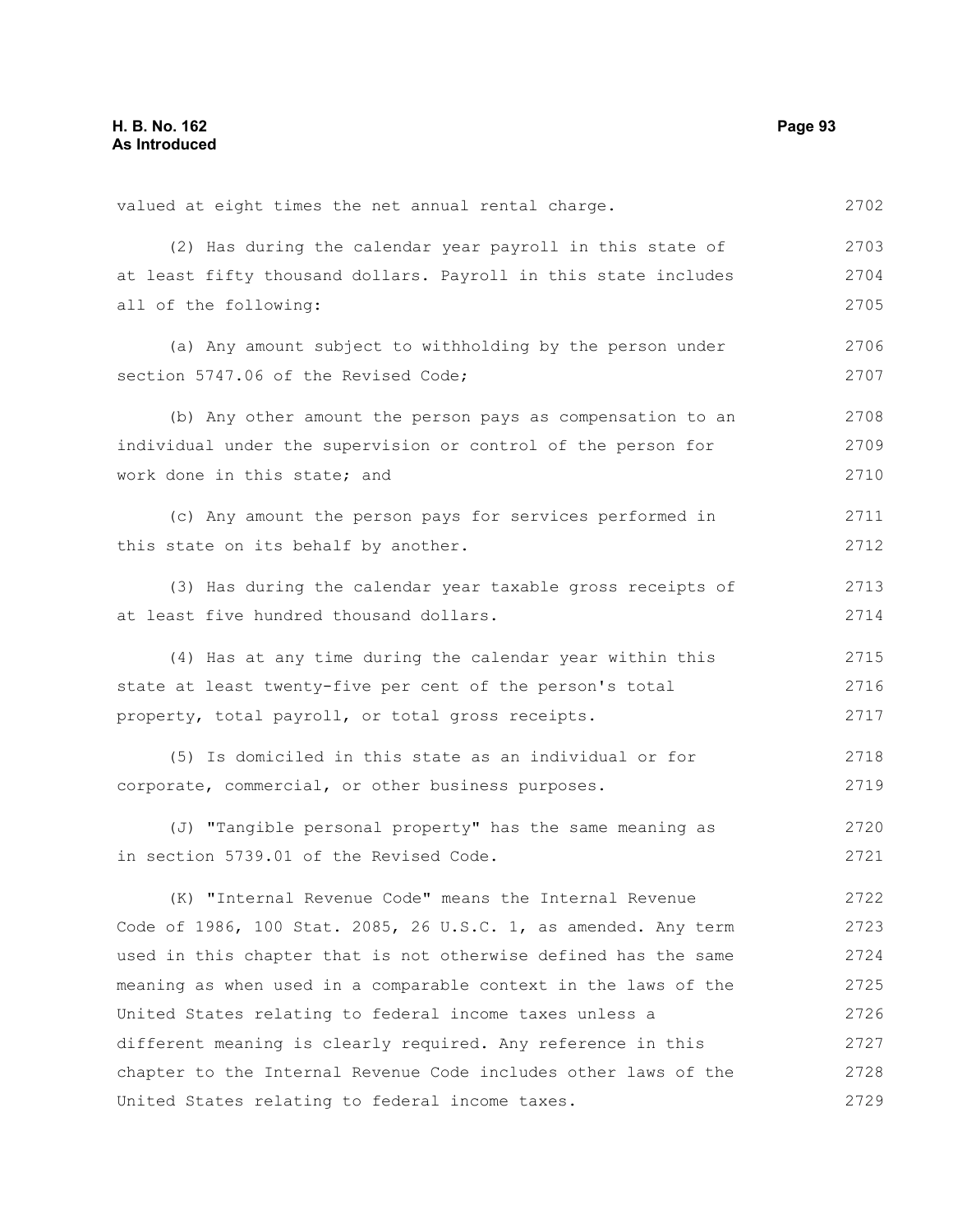valued at eight times the net annual rental charge.

(2) Has during the calendar year payroll in this state of at least fifty thousand dollars. Payroll in this state includes all of the following:

(a) Any amount subject to withholding by the person under section 5747.06 of the Revised Code;

(b) Any other amount the person pays as compensation to an individual under the supervision or control of the person for work done in this state; and

(c) Any amount the person pays for services performed in this state on its behalf by another.

(3) Has during the calendar year taxable gross receipts of at least five hundred thousand dollars.

(4) Has at any time during the calendar year within this state at least twenty-five per cent of the person's total property, total payroll, or total gross receipts.

(5) Is domiciled in this state as an individual or for corporate, commercial, or other business purposes.

(J) "Tangible personal property" has the same meaning as in section 5739.01 of the Revised Code.

(K) "Internal Revenue Code" means the Internal Revenue Code of 1986, 100 Stat. 2085, 26 U.S.C. 1, as amended. Any term used in this chapter that is not otherwise defined has the same meaning as when used in a comparable context in the laws of the United States relating to federal income taxes unless a different meaning is clearly required. Any reference in this chapter to the Internal Revenue Code includes other laws of the United States relating to federal income taxes.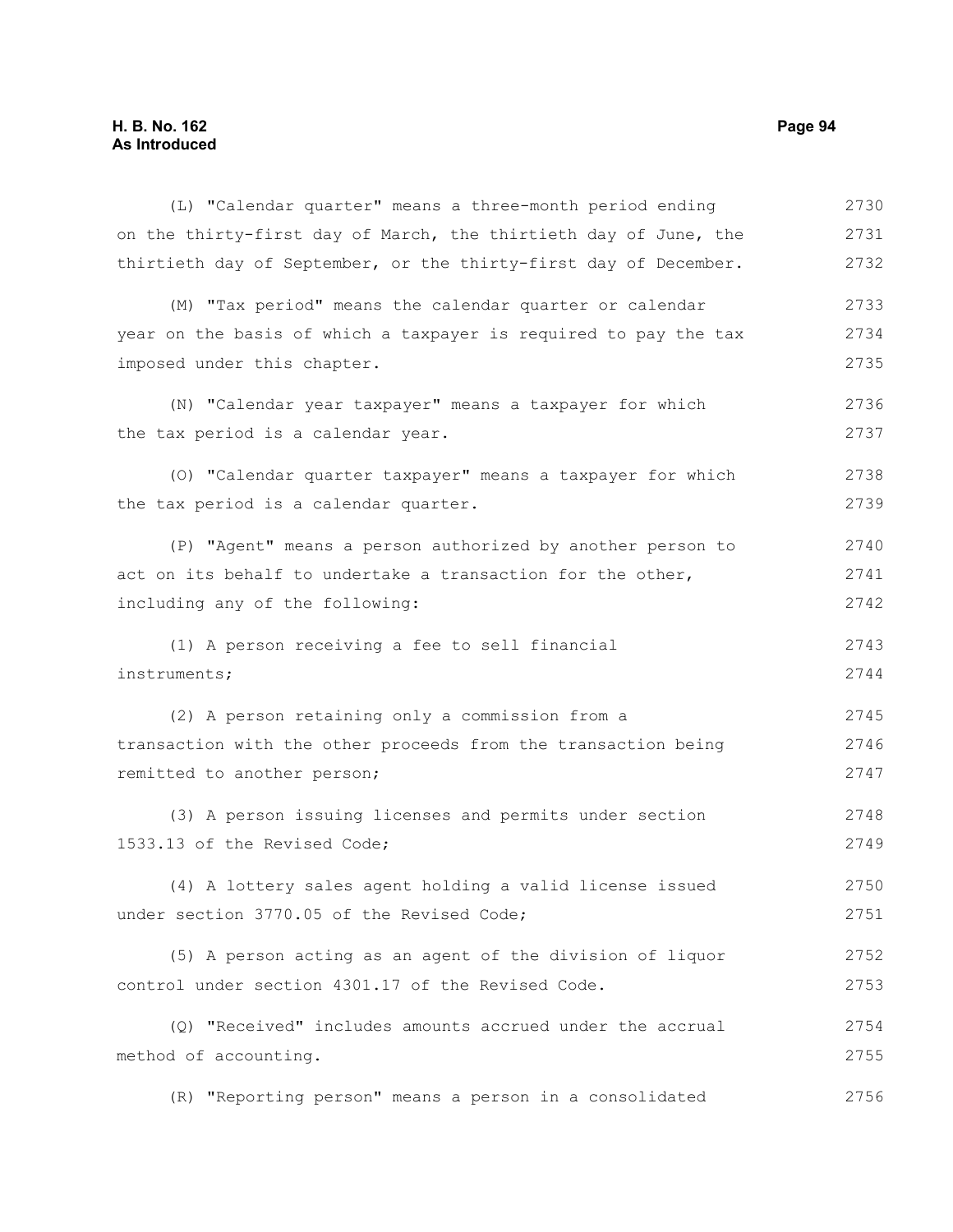(L) "Calendar quarter" means a three-month period ending on the thirty-first day of March, the thirtieth day of June, the thirtieth day of September, or the thirty-first day of December.

(M) "Tax period" means the calendar quarter or calendar year on the basis of which a taxpayer is required to pay the tax imposed under this chapter.

(N) "Calendar year taxpayer" means a taxpayer for which the tax period is a calendar year.

(O) "Calendar quarter taxpayer" means a taxpayer for which the tax period is a calendar quarter.

(P) "Agent" means a person authorized by another person to act on its behalf to undertake a transaction for the other, including any of the following:

(1) A person receiving a fee to sell financial instruments;

(2) A person retaining only a commission from a transaction with the other proceeds from the transaction being remitted to another person;

(3) A person issuing licenses and permits under section 1533.13 of the Revised Code;

(4) A lottery sales agent holding a valid license issued under section 3770.05 of the Revised Code;

(5) A person acting as an agent of the division of liquor control under section 4301.17 of the Revised Code.

(Q) "Received" includes amounts accrued under the accrual method of accounting.

(R) "Reporting person" means a person in a consolidated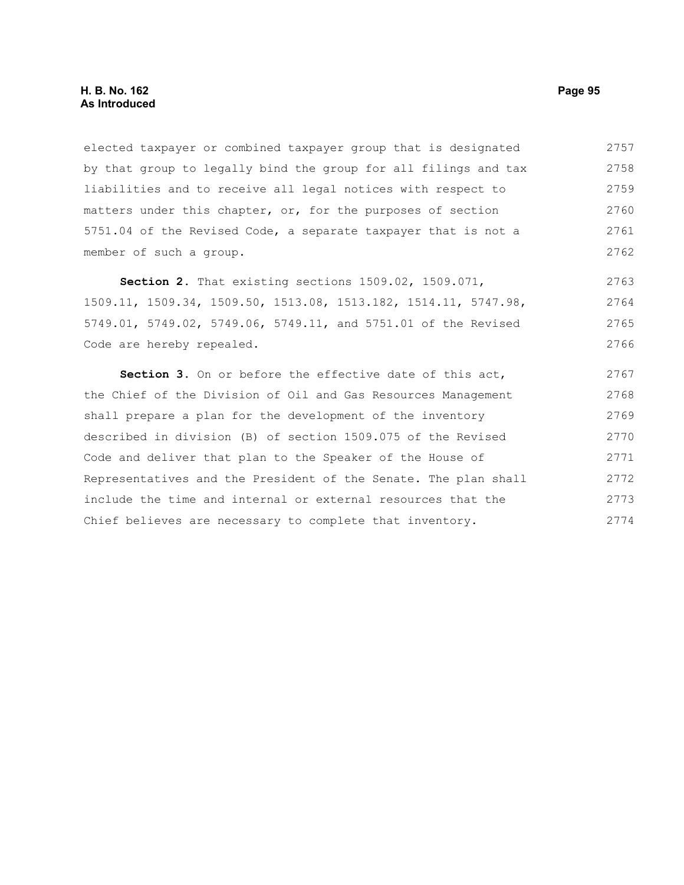elected taxpayer or combined taxpayer group that is designated by that group to legally bind the group for all filings and tax liabilities and to receive all legal notices with respect to matters under this chapter, or, for the purposes of section 5751.04 of the Revised Code, a separate taxpayer that is not a member of such a group.

**Section 2.** That existing sections 1509.02, 1509.071, 1509.11, 1509.34, 1509.50, 1513.08, 1513.182, 1514.11, 5747.98, 5749.01, 5749.02, 5749.06, 5749.11, and 5751.01 of the Revised Code are hereby repealed.

**Section 3.** On or before the effective date of this act, the Chief of the Division of Oil and Gas Resources Management shall prepare a plan for the development of the inventory described in division (B) of section 1509.075 of the Revised Code and deliver that plan to the Speaker of the House of Representatives and the President of the Senate. The plan shall include the time and internal or external resources that the Chief believes are necessary to complete that inventory.